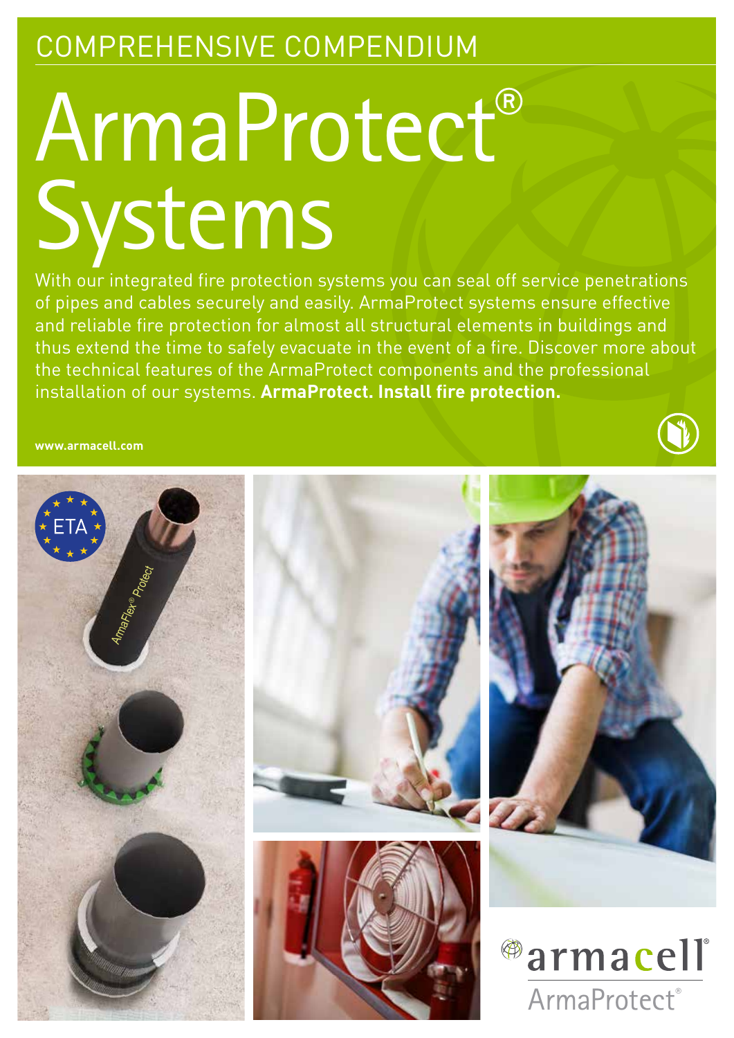COMPREHENSIVE COMPENDIUM

# ArmaProtect® Systems

With our integrated fire protection systems you can seal off service penetrations of pipes and cables securely and easily. ArmaProtect systems ensure effective and reliable fire protection for almost all structural elements in buildings and thus extend the time to safely evacuate in the event of a fire. Discover more about the technical features of the ArmaProtect components and the professional installation of our systems. **ArmaProtect. Install fire protection.**

**www.armacell.com**

armacell

ArmaProtect®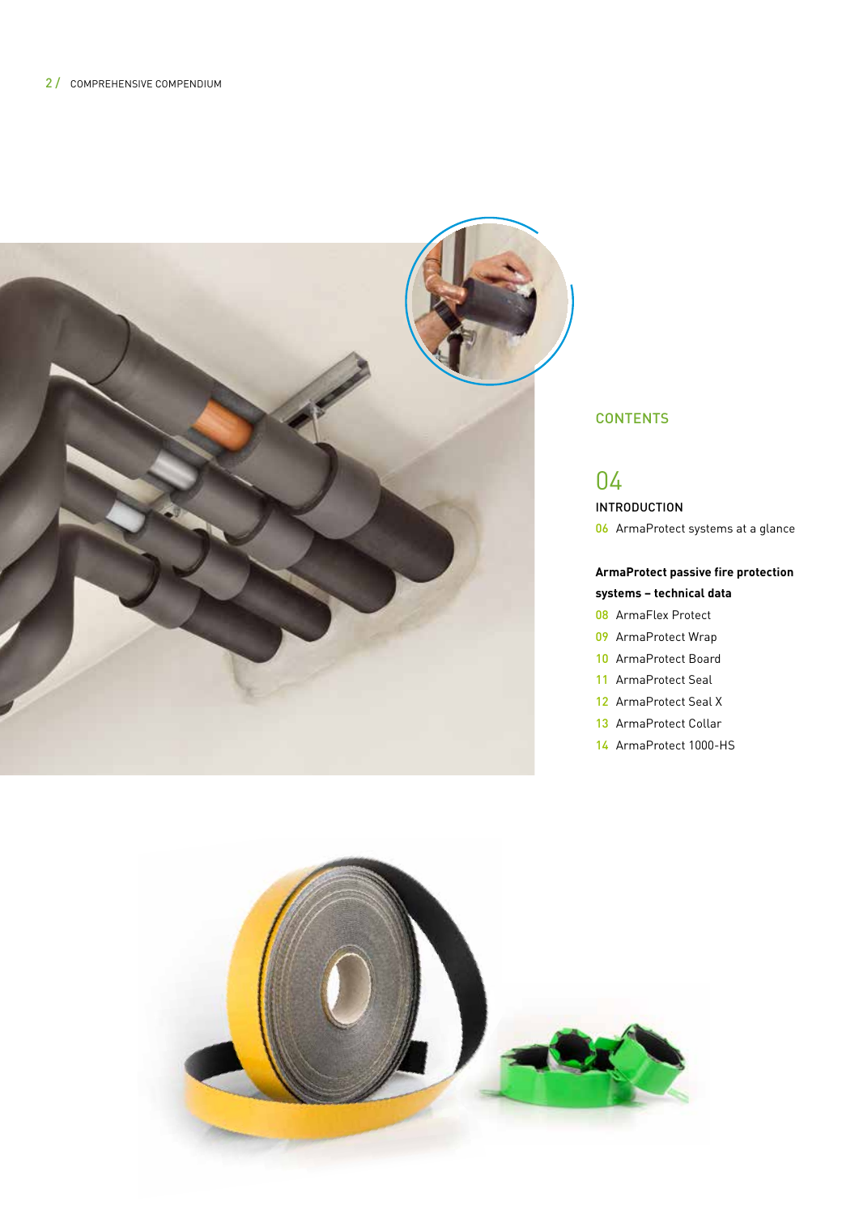## CONTENTS

04 INTRODUCTION

06 ArmaProtect systems at a glance

**ArmaProtect passive fire protection systems – technical data**

08 ArmaFlex Protect

09 ArmaProtect Wrap

10 ArmaProtect Board

11 ArmaProtect Seal

12 ArmaProtect Seal X

13 ArmaProtect Collar

14 ArmaProtect 1000-HS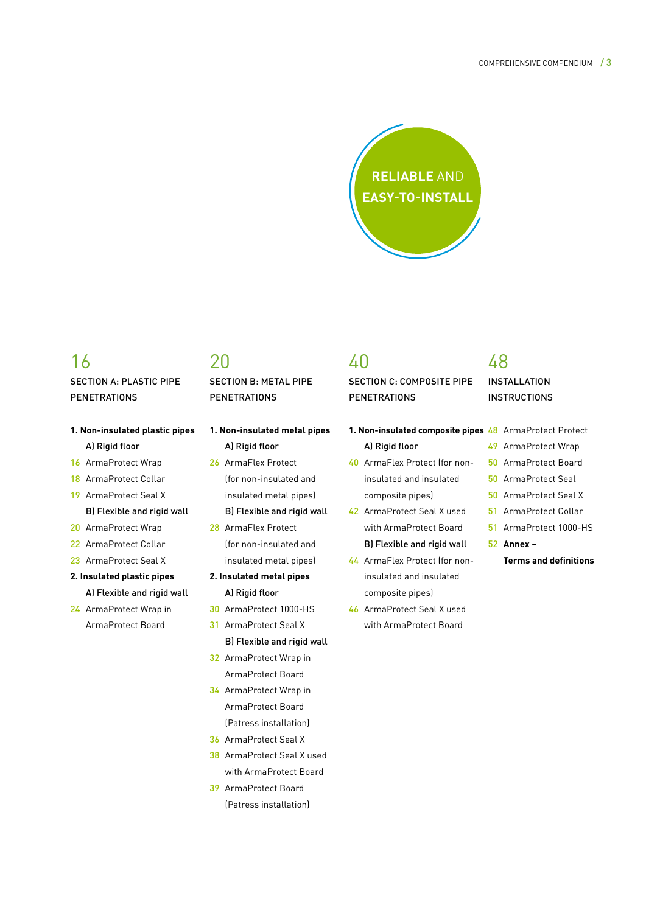**RELIABLE** AND **EASY-TO-INSTALL**

## 16 SECTION A: PLASTIC PIPE PENETRATIONS

**1. Non-insulated plastic pipes**

A) Rigid floor

- 16 ArmaProtect Wrap
- 18 ArmaProtect Collar
- 19 ArmaProtect Seal X

B) Flexible and rigid wall

- 20 ArmaProtect Wrap
- 22 ArmaProtect Collar
- 23 ArmaProtect Seal X

**2. Insulated plastic pipes**

A) Flexible and rigid wall

- 24 ArmaProtect Wrap in ArmaProtect Board

## 20 SECTION B: METAL PIPE PENETRATIONS

**1. Non-insulated metal pipes**

A) Rigid floor

- 26 ArmaFlex Protect (for non-insulated and insulated metal pipes)

B) Flexible and rigid wall

- 28 ArmaFlex Protect (for non-insulated and insulated metal pipes)

**2. Insulated metal pipes**

A) Rigid floor

- 30 ArmaProtect 1000-HS
- 31 ArmaProtect Seal X

B) Flexible and rigid wall

- 32 ArmaProtect Wrap in ArmaProtect Board
- 34 ArmaProtect Wrap in ArmaProtect Board (Patress installation)
- 36 ArmaProtect Seal X
- 38 ArmaProtect Seal X used with ArmaProtect Board
- 39 ArmaProtect Board (Patress installation)

## 40 SECTION C: COMPOSITE PIPE PENETRATIONS

**1. Non-insulated composite pipes**

A) Rigid floor

- 40 ArmaFlex Protect (for non-insulated and insulated composite pipes)
- 42 ArmaProtect Seal X used with ArmaProtect Board

B) Flexible and rigid wall

- 44 ArmaFlex Protect (for non-insulated and insulated composite pipes)
- 46 ArmaProtect Seal X used with ArmaProtect Board

## 48 INSTALLATION INSTRUCTIONS

- 48 ArmaProtect Protect
- 49 ArmaProtect Wrap
- 50 ArmaProtect Board
- 50 ArmaProtect Seal
- 50 ArmaProtect Seal X
- 51 ArmaProtect Collar
- 51 ArmaProtect 1000-HS
- 52 **Annex – Terms and definitions**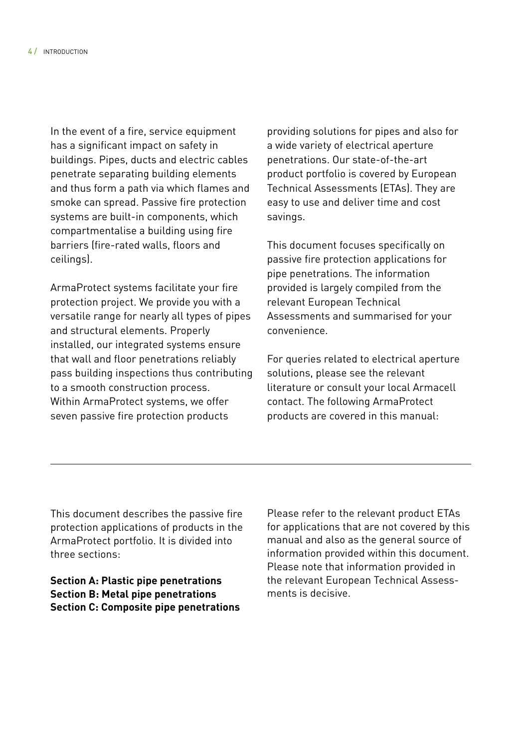In the event of a fire, service equipment has a significant impact on safety in buildings. Pipes, ducts and electric cables penetrate separating building elements and thus form a path via which flames and smoke can spread. Passive fire protection systems are built-in components, which compartmentalise a building using fire barriers (fire-rated walls, floors and ceilings).

ArmaProtect systems facilitate your fire protection project. We provide you with a versatile range for nearly all types of pipes and structural elements. Properly installed, our integrated systems ensure that wall and floor penetrations reliably pass building inspections thus contributing to a smooth construction process. Within ArmaProtect systems, we offer seven passive fire protection products providing solutions for pipes and also for a wide variety of electrical aperture penetrations. Our state-of-the-art product portfolio is covered by European Technical Assessments (ETAs). They are easy to use and deliver time and cost savings.

This document focuses specifically on passive fire protection applications for pipe penetrations. The information provided is largely compiled from the relevant European Technical Assessments and summarised for your convenience.

For queries related to electrical aperture solutions, please see the relevant literature or consult your local Armacell contact. The following ArmaProtect products are covered in this manual:

---

This document describes the passive fire protection applications of products in the ArmaProtect portfolio. It is divided into three sections:

**Section A: Plastic pipe penetrations**
**Section B: Metal pipe penetrations**
**Section C: Composite pipe penetrations**

Please refer to the relevant product ETAs for applications that are not covered by this manual and also as the general source of information provided within this document. Please note that information provided in the relevant European Technical Assessments is decisive.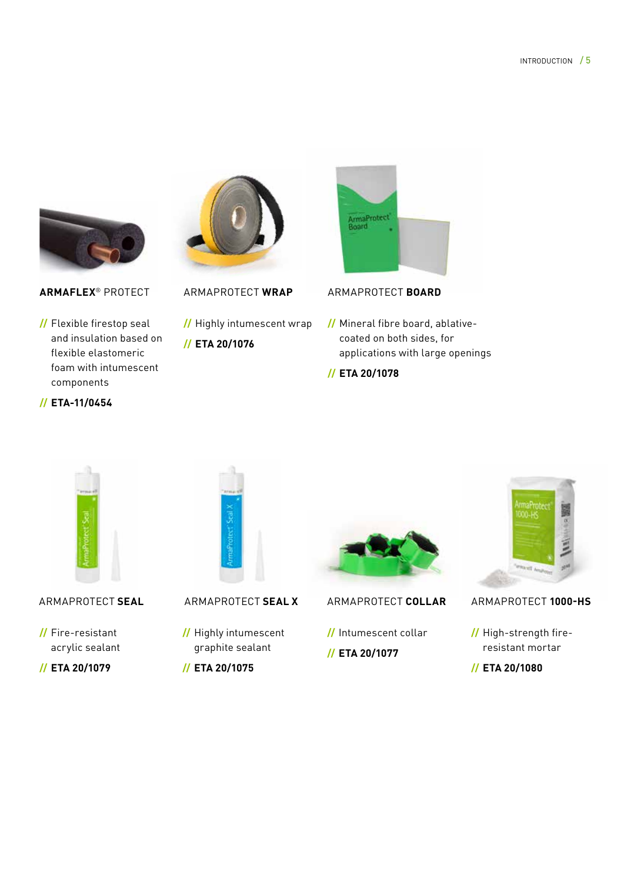### ARMAFLEX® PROTECT

// Flexible firestop seal and insulation based on flexible elastomeric foam with intumescent components

// **ETA-11/0454**

### ARMAPROTECT **WRAP**

// Highly intumescent wrap

// **ETA 20/1076**

### ARMAPROTECT **BOARD**

// Mineral fibre board, ablative-coated on both sides, for applications with large openings

// **ETA 20/1078**

### ARMAPROTECT **SEAL**

// Fire-resistant acrylic sealant

// **ETA 20/1079**

### ARMAPROTECT **SEAL X**

// Highly intumescent graphite sealant

// **ETA 20/1075**

### ARMAPROTECT **COLLAR**

// Intumescent collar

// **ETA 20/1077**

### ARMAPROTECT **1000-HS**

// High-strength fire-resistant mortar

// **ETA 20/1080**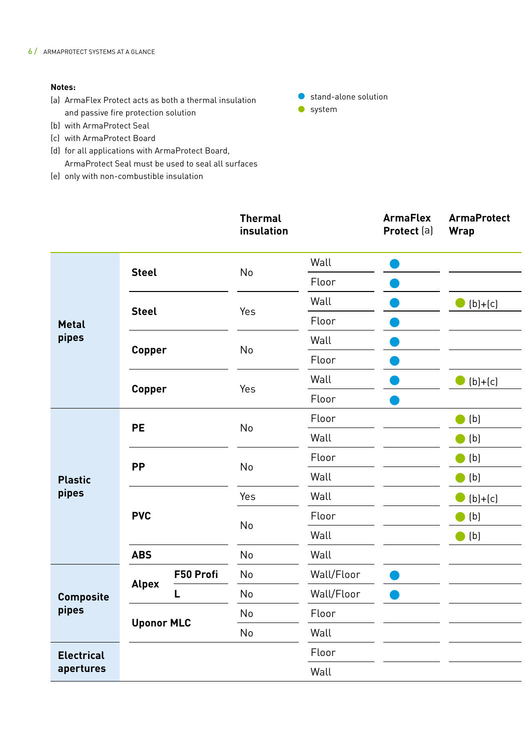**Notes:**

(a) ArmaFlex Protect acts as both a thermal insulation and passive fire protection solution
(b) with ArmaProtect Seal
(c) with ArmaProtect Board
(d) for all applications with ArmaProtect Board, ArmaProtect Seal must be used to seal all surfaces
(e) only with non-combustible insulation

● (blue) stand-alone solution
● (green) system

| | | Thermal insulation | | ArmaFlex Protect (a) | ArmaProtect Wrap |
|---|---|---|---|---|---|
| Metal pipes | Steel | No | Wall | ● (blue) | |
| | | | Floor | ● (blue) | |
| | Steel | Yes | Wall | ● (blue) | ● (green) (b)+(c) |
| | | | Floor | ● (blue) | |
| | Copper | No | Wall | ● (blue) | |
| | | | Floor | ● (blue) | |
| | Copper | Yes | Wall | ● (blue) | ● (green) (b)+(c) |
| | | | Floor | ● (blue) | |
| Plastic pipes | PE | No | Floor | | ● (green) (b) |
| | | | Wall | | ● (green) (b) |
| | PP | No | Floor | | ● (green) (b) |
| | | | Wall | | ● (green) (b) |
| | PVC | Yes | Wall | | ● (green) (b)+(c) |
| | | No | Floor | | ● (green) (b) |
| | | | Wall | | ● (green) (b) |
| | ABS | No | Wall | | |
| Composite pipes | Alpex F50 Profi | No | Wall/Floor | ● (blue) | |
| | Alpex L | No | Wall/Floor | ● (blue) | |
| | Uponor MLC | No | Floor | | |
| | | No | Wall | | |
| Electrical apertures | | | Floor | | |
| | | | Wall | | |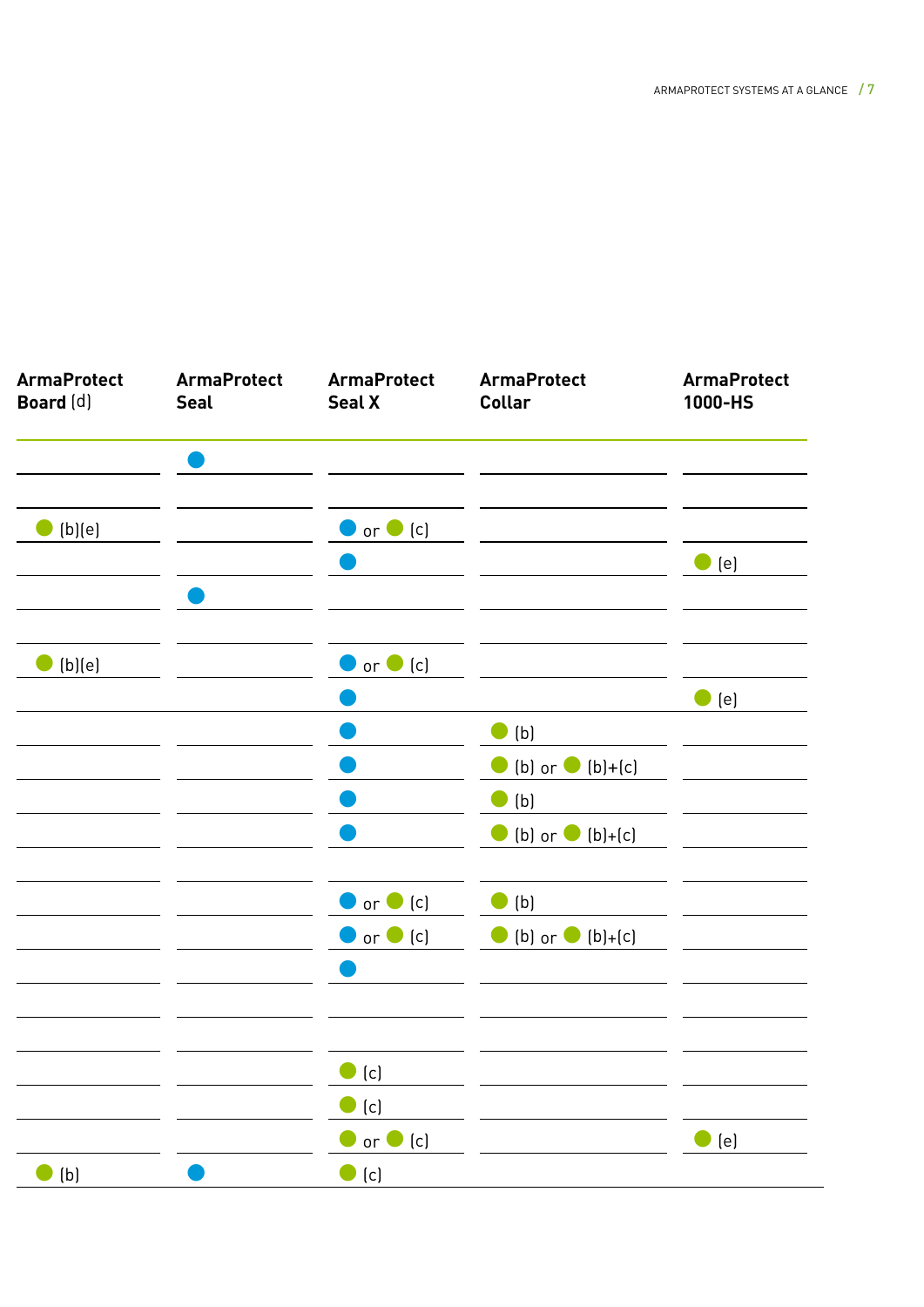| ArmaProtect Board (d) | ArmaProtect Seal | ArmaProtect Seal X | ArmaProtect Collar | ArmaProtect 1000-HS |
|---|---|---|---|---|
| | 🔵 | | | |
| | | | | |
| 🟢 (b)(e) | | 🔵 or 🟢 (c) | | |
| | | 🔵 | | 🟢 (e) |
| | 🔵 | | | |
| | | | | |
| 🟢 (b)(e) | | 🔵 or 🟢 (c) | | |
| | | 🔵 | | 🟢 (e) |
| | | 🔵 | 🟢 (b) | |
| | | 🔵 | 🟢 (b) or 🟢 (b)+(c) | |
| | | 🔵 | 🟢 (b) | |
| | | 🔵 | 🟢 (b) or 🟢 (b)+(c) | |
| | | | | |
| | | 🔵 or 🟢 (c) | 🟢 (b) | |
| | | 🔵 or 🟢 (c) | 🟢 (b) or 🟢 (b)+(c) | |
| | | 🔵 | | |
| | | | | |
| | | | | |
| | | 🟢 (c) | | |
| | | 🟢 (c) | | |
| | | 🔵 or 🟢 (c) | | 🟢 (e) |
| 🟢 (b) | 🔵 | 🟢 (c) | | |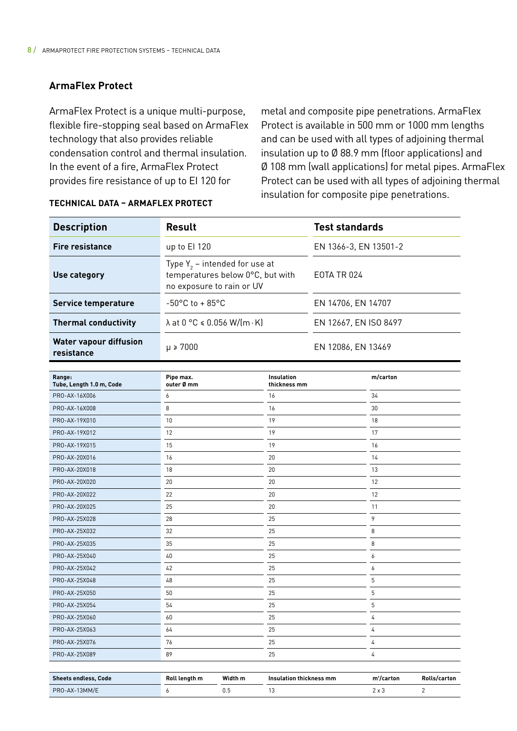## ArmaFlex Protect

ArmaFlex Protect is a unique multi-purpose, flexible fire-stopping seal based on ArmaFlex technology that also provides reliable condensation control and thermal insulation. In the event of a fire, ArmaFlex Protect provides fire resistance of up to EI 120 for metal and composite pipe penetrations. ArmaFlex Protect is available in 500 mm or 1000 mm lengths and can be used with all types of adjoining thermal insulation up to Ø 88.9 mm (floor applications) and Ø 108 mm (wall applications) for metal pipes. ArmaFlex Protect can be used with all types of adjoining thermal insulation for composite pipe penetrations.

**TECHNICAL DATA – ARMAFLEX PROTECT**

| Description | Result | Test standards |
|---|---|---|
| **Fire resistance** | up to EI 120 | EN 1366-3, EN 13501-2 |
| **Use category** | Type $Y_2$ – intended for use at temperatures below 0°C, but with no exposure to rain or UV | EOTA TR 024 |
| **Service temperature** | -50°C to + 85°C | EN 14706, EN 14707 |
| **Thermal conductivity** | λ at 0 °C ⩽ 0.056 W/(m · K) | EN 12667, EN ISO 8497 |
| **Water vapour diffusion resistance** | μ ⩾ 7000 | EN 12086, EN 13469 |

| Range: Tube, Length 1.0 m, Code | Pipe max. outer Ø mm | Insulation thickness mm | m/carton |
|---|---|---|---|
| PRO-AX-16X006 | 6 | 16 | 34 |
| PRO-AX-16X008 | 8 | 16 | 30 |
| PRO-AX-19X010 | 10 | 19 | 18 |
| PRO-AX-19X012 | 12 | 19 | 17 |
| PRO-AX-19X015 | 15 | 19 | 16 |
| PRO-AX-20X016 | 16 | 20 | 14 |
| PRO-AX-20X018 | 18 | 20 | 13 |
| PRO-AX-20X020 | 20 | 20 | 12 |
| PRO-AX-20X022 | 22 | 20 | 12 |
| PRO-AX-20X025 | 25 | 20 | 11 |
| PRO-AX-25X028 | 28 | 25 | 9 |
| PRO-AX-25X032 | 32 | 25 | 8 |
| PRO-AX-25X035 | 35 | 25 | 8 |
| PRO-AX-25X040 | 40 | 25 | 6 |
| PRO-AX-25X042 | 42 | 25 | 6 |
| PRO-AX-25X048 | 48 | 25 | 5 |
| PRO-AX-25X050 | 50 | 25 | 5 |
| PRO-AX-25X054 | 54 | 25 | 5 |
| PRO-AX-25X060 | 60 | 25 | 4 |
| PRO-AX-25X063 | 64 | 25 | 4 |
| PRO-AX-25X076 | 76 | 25 | 4 |
| PRO-AX-25X089 | 89 | 25 | 4 |

| Sheets endless, Code | Roll length m | Width m | Insulation thickness mm | m²/carton | Rolls/carton |
|---|---|---|---|---|---|
| PRO-AX-13MM/E | 6 | 0.5 | 13 | 2 x 3 | 2 |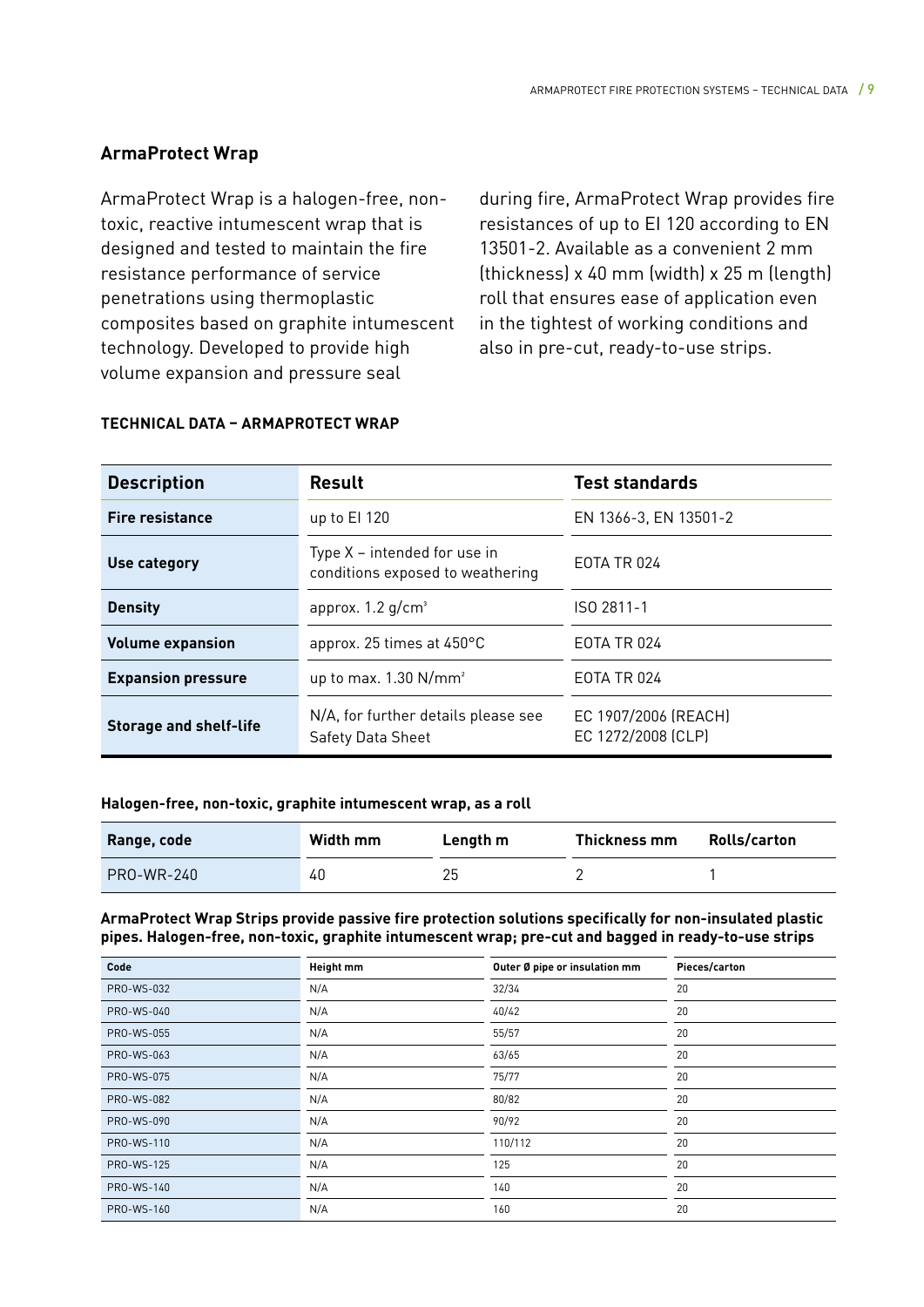## ArmaProtect Wrap

ArmaProtect Wrap is a halogen-free, non-toxic, reactive intumescent wrap that is designed and tested to maintain the fire resistance performance of service penetrations using thermoplastic composites based on graphite intumescent technology. Developed to provide high volume expansion and pressure seal during fire, ArmaProtect Wrap provides fire resistances of up to EI 120 according to EN 13501-2. Available as a convenient 2 mm (thickness) x 40 mm (width) x 25 m (length) roll that ensures ease of application even in the tightest of working conditions and also in pre-cut, ready-to-use strips.

**TECHNICAL DATA – ARMAPROTECT WRAP**

| Description | Result | Test standards |
|---|---|---|
| **Fire resistance** | up to EI 120 | EN 1366-3, EN 13501-2 |
| **Use category** | Type X – intended for use in conditions exposed to weathering | EOTA TR 024 |
| **Density** | approx. 1.2 g/cm³ | ISO 2811-1 |
| **Volume expansion** | approx. 25 times at 450°C | EOTA TR 024 |
| **Expansion pressure** | up to max. 1.30 N/mm² | EOTA TR 024 |
| **Storage and shelf-life** | N/A, for further details please see Safety Data Sheet | EC 1907/2006 (REACH) EC 1272/2008 (CLP) |

**Halogen-free, non-toxic, graphite intumescent wrap, as a roll**

| Range, code | Width mm | Length m | Thickness mm | Rolls/carton |
|---|---|---|---|---|
| PRO-WR-240 | 40 | 25 | 2 | 1 |

**ArmaProtect Wrap Strips provide passive fire protection solutions specifically for non-insulated plastic pipes. Halogen-free, non-toxic, graphite intumescent wrap; pre-cut and bagged in ready-to-use strips**

| Code | Height mm | Outer Ø pipe or insulation mm | Pieces/carton |
|---|---|---|---|
| PRO-WS-032 | N/A | 32/34 | 20 |
| PRO-WS-040 | N/A | 40/42 | 20 |
| PRO-WS-055 | N/A | 55/57 | 20 |
| PRO-WS-063 | N/A | 63/65 | 20 |
| PRO-WS-075 | N/A | 75/77 | 20 |
| PRO-WS-082 | N/A | 80/82 | 20 |
| PRO-WS-090 | N/A | 90/92 | 20 |
| PRO-WS-110 | N/A | 110/112 | 20 |
| PRO-WS-125 | N/A | 125 | 20 |
| PRO-WS-140 | N/A | 140 | 20 |
| PRO-WS-160 | N/A | 160 | 20 |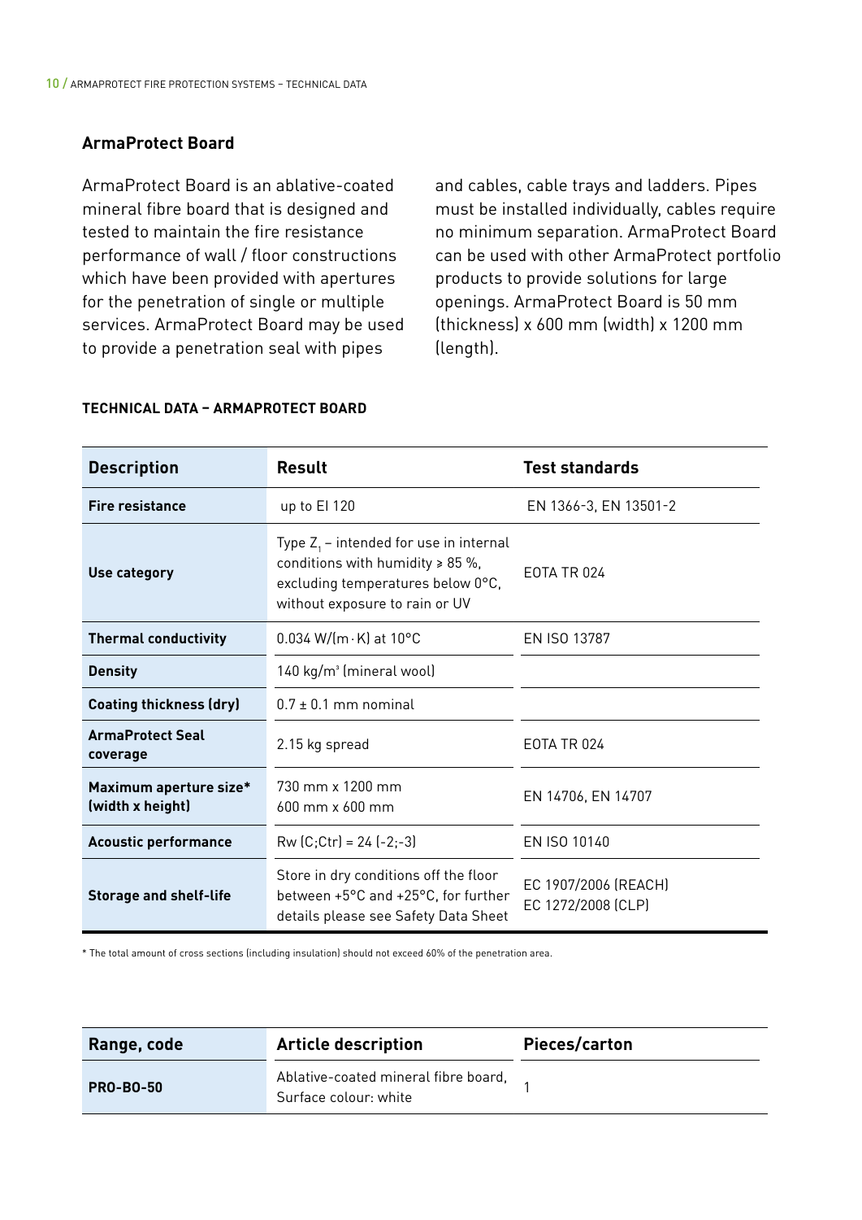## ArmaProtect Board

ArmaProtect Board is an ablative-coated mineral fibre board that is designed and tested to maintain the fire resistance performance of wall / floor constructions which have been provided with apertures for the penetration of single or multiple services. ArmaProtect Board may be used to provide a penetration seal with pipes and cables, cable trays and ladders. Pipes must be installed individually, cables require no minimum separation. ArmaProtect Board can be used with other ArmaProtect portfolio products to provide solutions for large openings. ArmaProtect Board is 50 mm (thickness) x 600 mm (width) x 1200 mm (length).

**TECHNICAL DATA – ARMAPROTECT BOARD**

| Description | Result | Test standards |
|---|---|---|
| **Fire resistance** | up to EI 120 | EN 1366-3, EN 13501-2 |
| **Use category** | Type $Z_1$ – intended for use in internal conditions with humidity ≥ 85 %, excluding temperatures below 0°C, without exposure to rain or UV | EOTA TR 024 |
| **Thermal conductivity** | 0.034 W/(m · K) at 10°C | EN ISO 13787 |
| **Density** | 140 kg/m³ (mineral wool) | |
| **Coating thickness (dry)** | 0.7 ± 0.1 mm nominal | |
| **ArmaProtect Seal coverage** | 2.15 kg spread | EOTA TR 024 |
| **Maximum aperture size* (width x height)** | 730 mm x 1200 mm<br>600 mm x 600 mm | EN 14706, EN 14707 |
| **Acoustic performance** | Rw (C;Ctr) = 24 (-2;-3) | EN ISO 10140 |
| **Storage and shelf-life** | Store in dry conditions off the floor between +5°C and +25°C, for further details please see Safety Data Sheet | EC 1907/2006 (REACH)<br>EC 1272/2008 (CLP) |

* The total amount of cross sections (including insulation) should not exceed 60% of the penetration area.

| Range, code | Article description | Pieces/carton |
|---|---|---|
| **PRO-BO-50** | Ablative-coated mineral fibre board, Surface colour: white | 1 |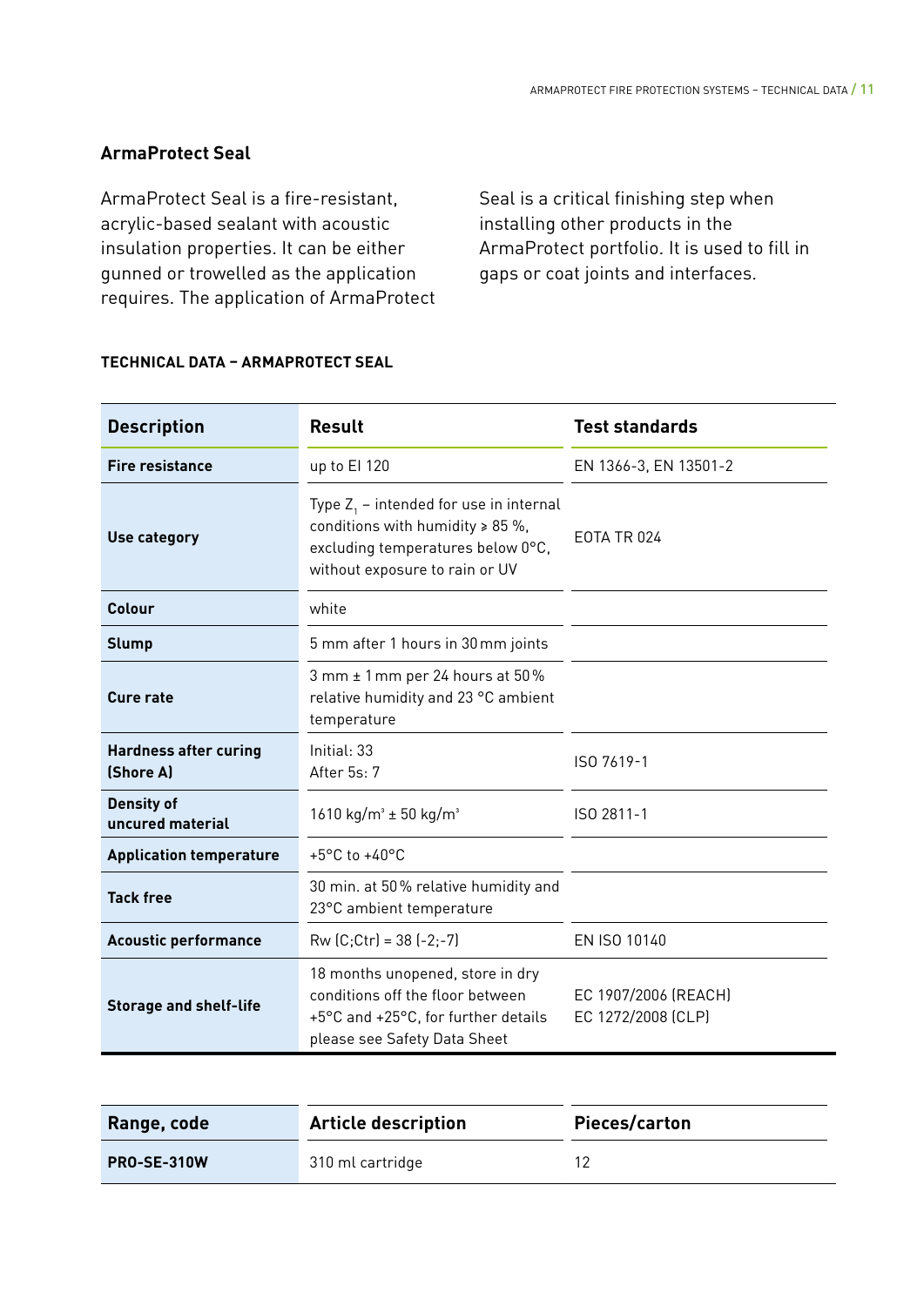## ArmaProtect Seal

ArmaProtect Seal is a fire-resistant, acrylic-based sealant with acoustic insulation properties. It can be either gunned or trowelled as the application requires. The application of ArmaProtect Seal is a critical finishing step when installing other products in the ArmaProtect portfolio. It is used to fill in gaps or coat joints and interfaces.

### TECHNICAL DATA – ARMAPROTECT SEAL

| Description | Result | Test standards |
|---|---|---|
| **Fire resistance** | up to EI 120 | EN 1366-3, EN 13501-2 |
| **Use category** | Type $Z_1$ – intended for use in internal conditions with humidity ≥ 85 %, excluding temperatures below 0°C, without exposure to rain or UV | EOTA TR 024 |
| **Colour** | white | |
| **Slump** | 5 mm after 1 hours in 30 mm joints | |
| **Cure rate** | 3 mm ± 1 mm per 24 hours at 50 % relative humidity and 23 °C ambient temperature | |
| **Hardness after curing (Shore A)** | Initial: 33<br>After 5s: 7 | ISO 7619-1 |
| **Density of uncured material** | 1610 kg/m³ ± 50 kg/m³ | ISO 2811-1 |
| **Application temperature** | +5°C to +40°C | |
| **Tack free** | 30 min. at 50 % relative humidity and 23°C ambient temperature | |
| **Acoustic performance** | Rw (C;Ctr) = 38 (-2;-7) | EN ISO 10140 |
| **Storage and shelf-life** | 18 months unopened, store in dry conditions off the floor between +5°C and +25°C, for further details please see Safety Data Sheet | EC 1907/2006 (REACH)<br>EC 1272/2008 (CLP) |

| Range, code | Article description | Pieces/carton |
|---|---|---|
| **PRO-SE-310W** | 310 ml cartridge | 12 |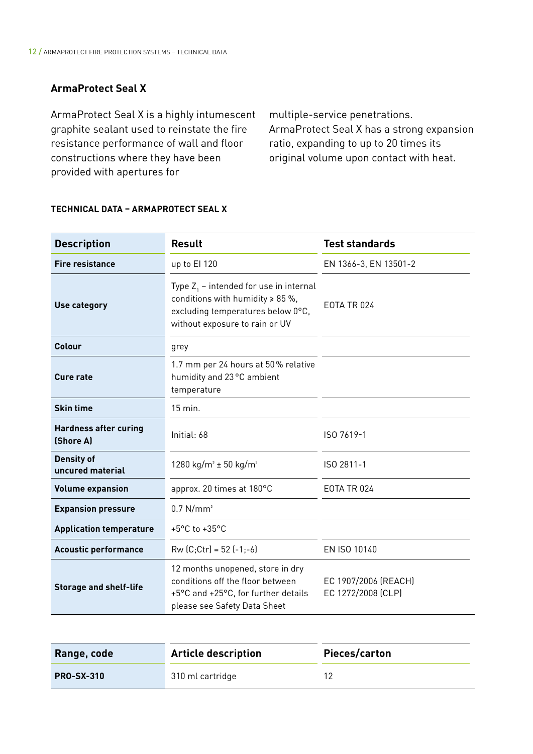## ArmaProtect Seal X

ArmaProtect Seal X is a highly intumescent graphite sealant used to reinstate the fire resistance performance of wall and floor constructions where they have been provided with apertures for multiple-service penetrations. ArmaProtect Seal X has a strong expansion ratio, expanding to up to 20 times its original volume upon contact with heat.

### TECHNICAL DATA – ARMAPROTECT SEAL X

| Description | Result | Test standards |
|---|---|---|
| **Fire resistance** | up to EI 120 | EN 1366-3, EN 13501-2 |
| **Use category** | Type $Z_1$ – intended for use in internal conditions with humidity ≥ 85 %, excluding temperatures below 0°C, without exposure to rain or UV | EOTA TR 024 |
| **Colour** | grey | |
| **Cure rate** | 1.7 mm per 24 hours at 50 % relative humidity and 23 °C ambient temperature | |
| **Skin time** | 15 min. | |
| **Hardness after curing (Shore A)** | Initial: 68 | ISO 7619-1 |
| **Density of uncured material** | 1280 kg/m³ ± 50 kg/m³ | ISO 2811-1 |
| **Volume expansion** | approx. 20 times at 180°C | EOTA TR 024 |
| **Expansion pressure** | 0.7 N/mm² | |
| **Application temperature** | +5°C to +35°C | |
| **Acoustic performance** | Rw (C;Ctr) = 52 (-1;-6) | EN ISO 10140 |
| **Storage and shelf-life** | 12 months unopened, store in dry conditions off the floor between +5°C and +25°C, for further details please see Safety Data Sheet | EC 1907/2006 (REACH) EC 1272/2008 (CLP) |

| Range, code | Article description | Pieces/carton |
|---|---|---|
| **PRO-SX-310** | 310 ml cartridge | 12 |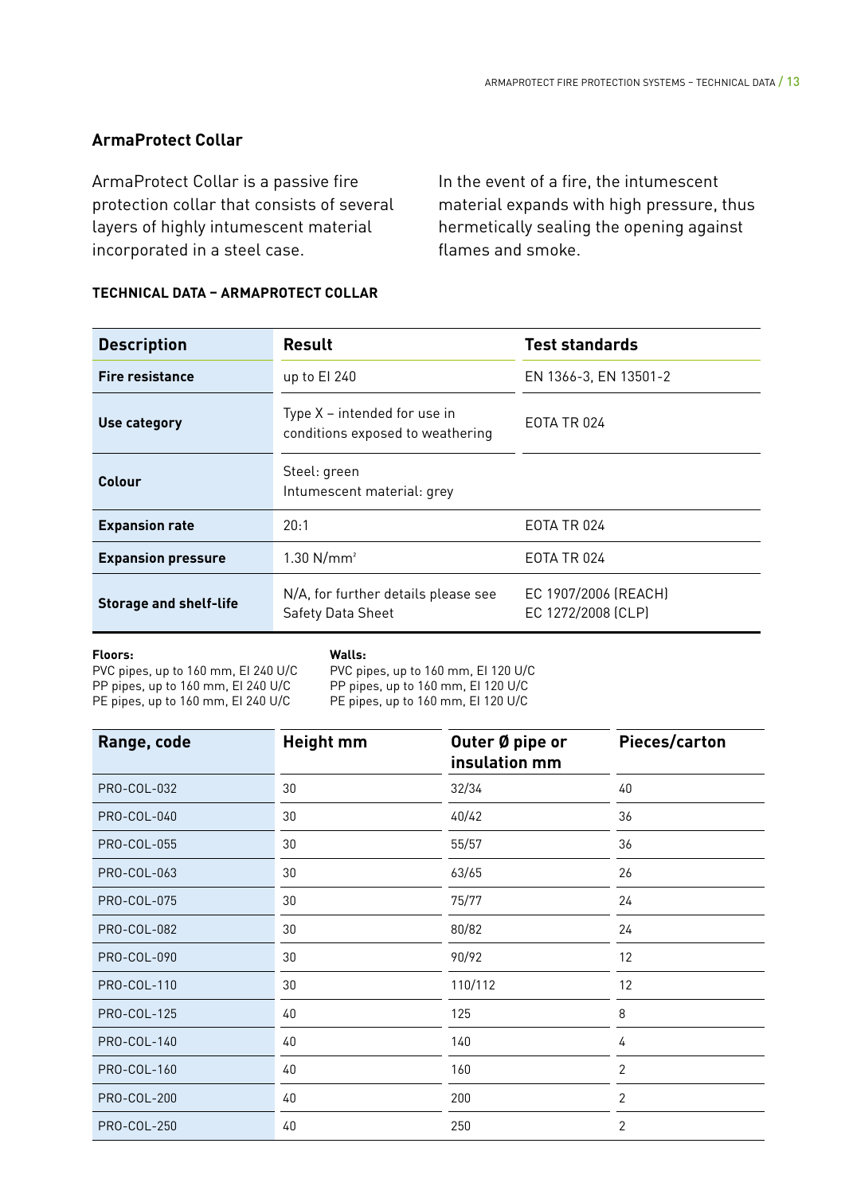## ArmaProtect Collar

ArmaProtect Collar is a passive fire protection collar that consists of several layers of highly intumescent material incorporated in a steel case.

In the event of a fire, the intumescent material expands with high pressure, thus hermetically sealing the opening against flames and smoke.

**TECHNICAL DATA – ARMAPROTECT COLLAR**

| Description | Result | Test standards |
|---|---|---|
| **Fire resistance** | up to EI 240 | EN 1366-3, EN 13501-2 |
| **Use category** | Type X – intended for use in conditions exposed to weathering | EOTA TR 024 |
| **Colour** | Steel: green<br>Intumescent material: grey | |
| **Expansion rate** | 20:1 | EOTA TR 024 |
| **Expansion pressure** | 1.30 N/mm² | EOTA TR 024 |
| **Storage and shelf-life** | N/A, for further details please see Safety Data Sheet | EC 1907/2006 (REACH)<br>EC 1272/2008 (CLP) |

**Floors:**
PVC pipes, up to 160 mm, EI 240 U/C
PP pipes, up to 160 mm, EI 240 U/C
PE pipes, up to 160 mm, EI 240 U/C

**Walls:**
PVC pipes, up to 160 mm, EI 120 U/C
PP pipes, up to 160 mm, EI 120 U/C
PE pipes, up to 160 mm, EI 120 U/C

| Range, code | Height mm | Outer Ø pipe or insulation mm | Pieces/carton |
|---|---|---|---|
| PRO-COL-032 | 30 | 32/34 | 40 |
| PRO-COL-040 | 30 | 40/42 | 36 |
| PRO-COL-055 | 30 | 55/57 | 36 |
| PRO-COL-063 | 30 | 63/65 | 26 |
| PRO-COL-075 | 30 | 75/77 | 24 |
| PRO-COL-082 | 30 | 80/82 | 24 |
| PRO-COL-090 | 30 | 90/92 | 12 |
| PRO-COL-110 | 30 | 110/112 | 12 |
| PRO-COL-125 | 40 | 125 | 8 |
| PRO-COL-140 | 40 | 140 | 4 |
| PRO-COL-160 | 40 | 160 | 2 |
| PRO-COL-200 | 40 | 200 | 2 |
| PRO-COL-250 | 40 | 250 | 2 |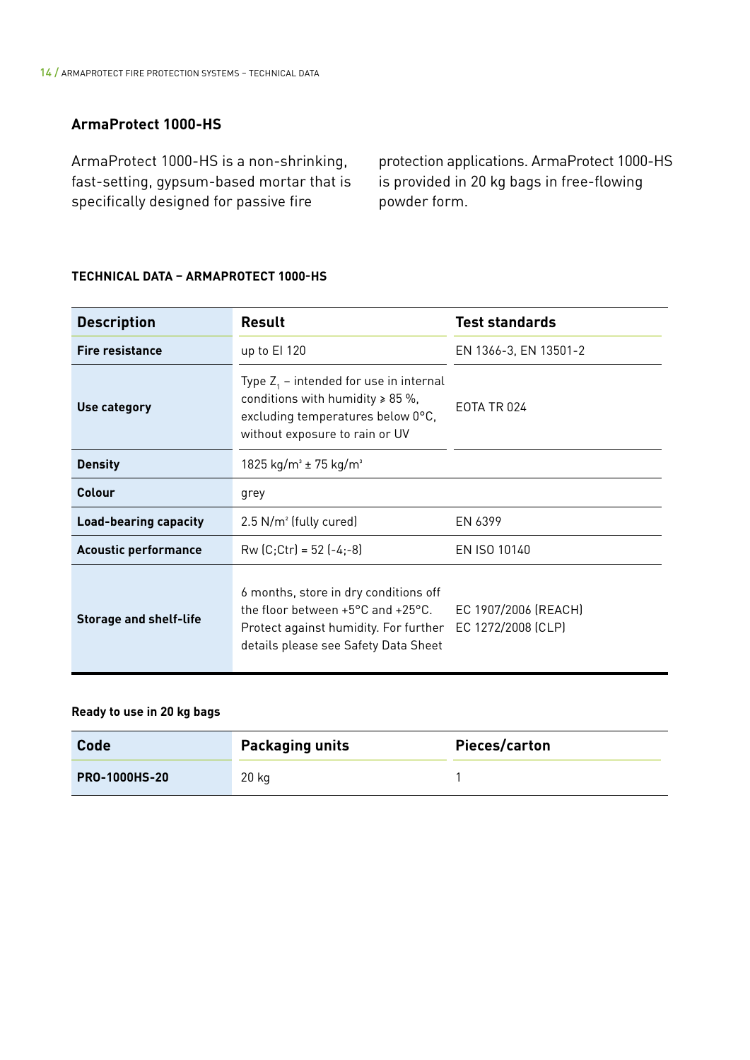## ArmaProtect 1000-HS

ArmaProtect 1000-HS is a non-shrinking, fast-setting, gypsum-based mortar that is specifically designed for passive fire protection applications. ArmaProtect 1000-HS is provided in 20 kg bags in free-flowing powder form.

### TECHNICAL DATA – ARMAPROTECT 1000-HS

| Description | Result | Test standards |
|---|---|---|
| **Fire resistance** | up to EI 120 | EN 1366-3, EN 13501-2 |
| **Use category** | Type $Z_1$ – intended for use in internal conditions with humidity ≥ 85 %, excluding temperatures below 0°C, without exposure to rain or UV | EOTA TR 024 |
| **Density** | 1825 kg/m³ ± 75 kg/m³ | |
| **Colour** | grey | |
| **Load-bearing capacity** | 2.5 N/m² (fully cured) | EN 6399 |
| **Acoustic performance** | Rw (C;Ctr) = 52 (-4;-8) | EN ISO 10140 |
| **Storage and shelf-life** | 6 months, store in dry conditions off the floor between +5°C and +25°C. Protect against humidity. For further details please see Safety Data Sheet | EC 1907/2006 (REACH) EC 1272/2008 (CLP) |

**Ready to use in 20 kg bags**

| Code | Packaging units | Pieces/carton |
|---|---|---|
| **PRO-1000HS-20** | 20 kg | 1 |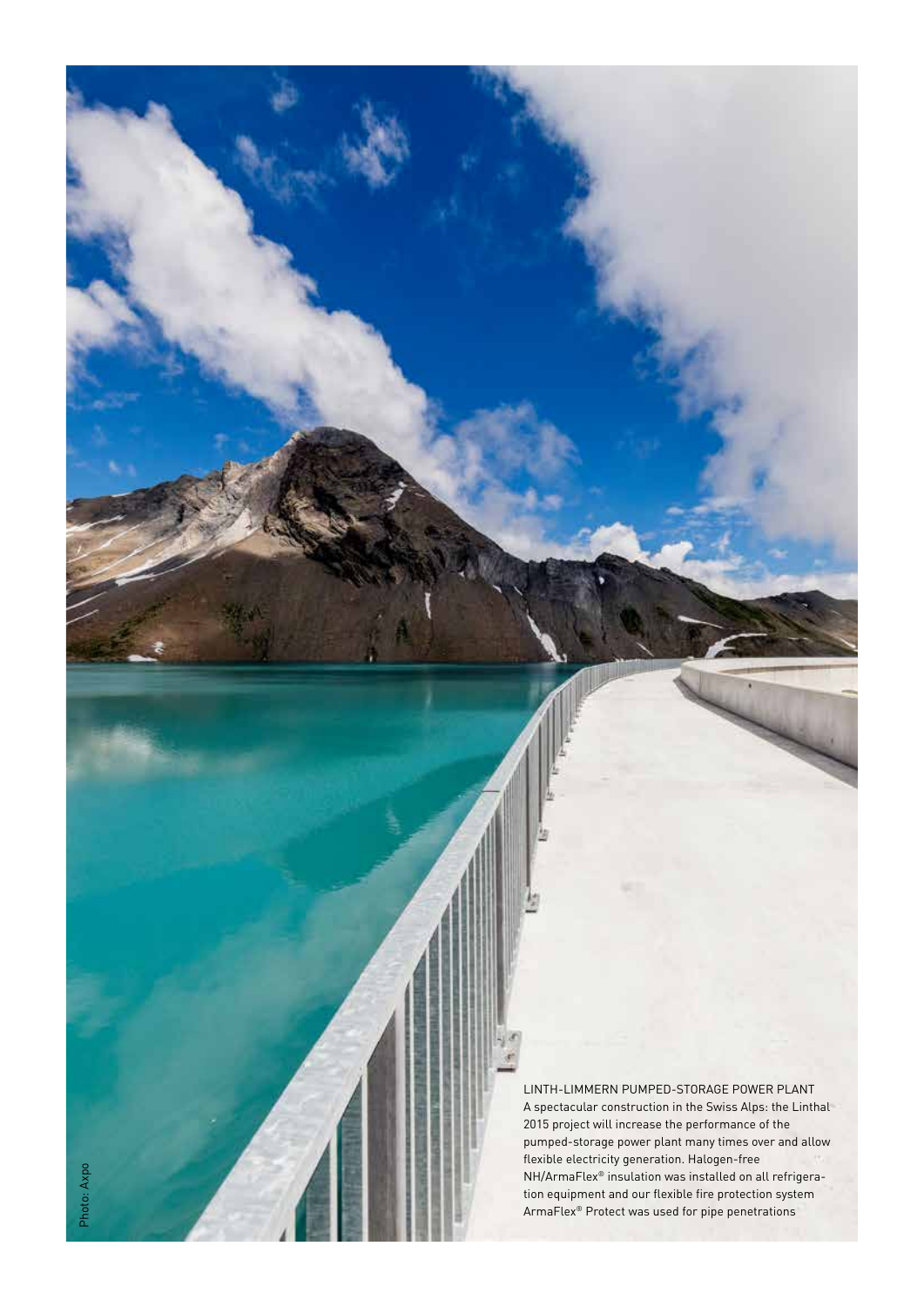LINTH-LIMMERN PUMPED-STORAGE POWER PLANT

A spectacular construction in the Swiss Alps: the Linthal 2015 project will increase the performance of the pumped-storage power plant many times over and allow flexible electricity generation. Halogen-free NH/ArmaFlex® insulation was installed on all refrigeration equipment and our flexible fire protection system ArmaFlex® Protect was used for pipe penetrations

Photo: Axpo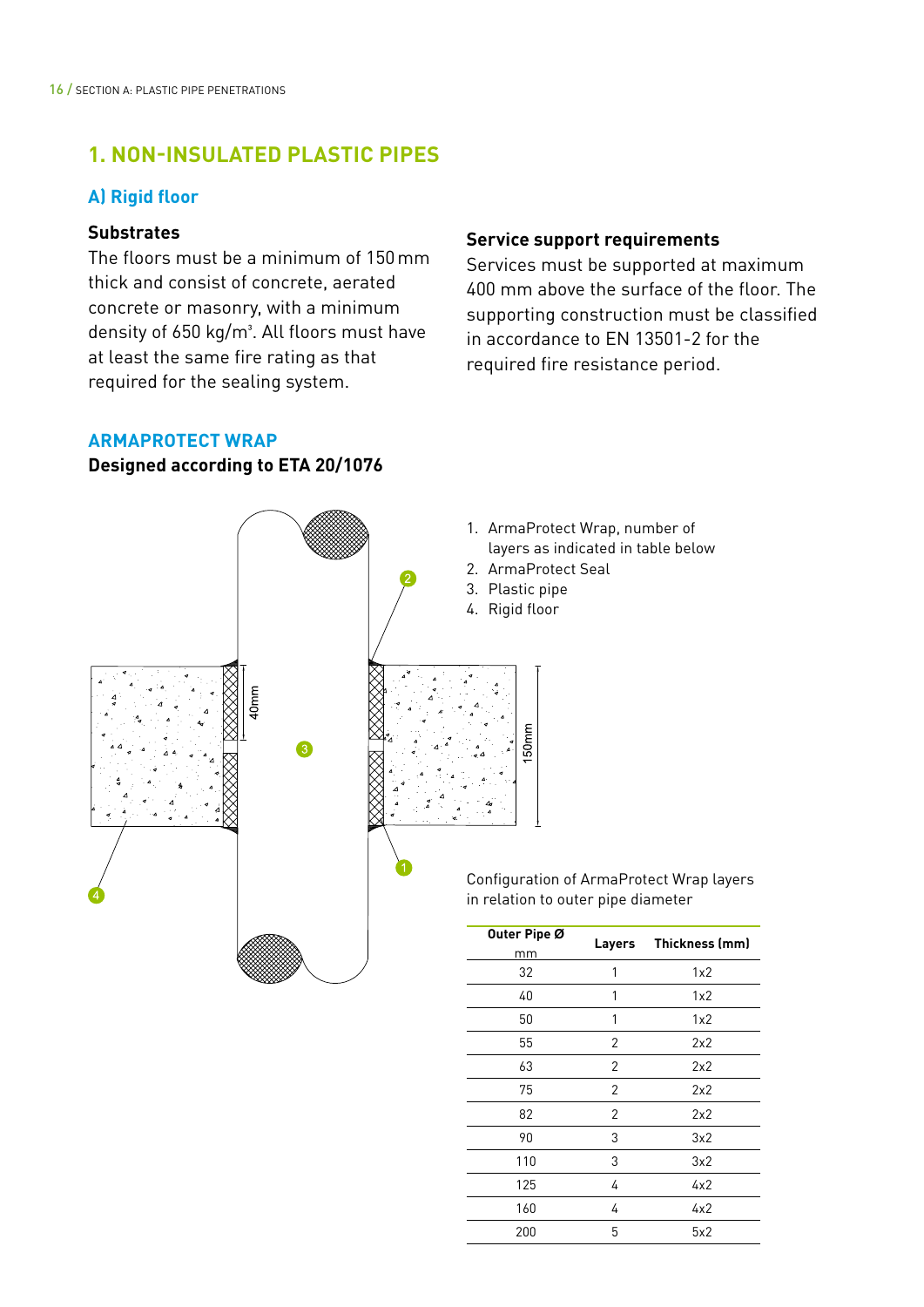# 1. NON-INSULATED PLASTIC PIPES

## A) Rigid floor

### Substrates

The floors must be a minimum of 150 mm thick and consist of concrete, aerated concrete or masonry, with a minimum density of 650 kg/m³. All floors must have at least the same fire rating as that required for the sealing system.

### Service support requirements

Services must be supported at maximum 400 mm above the surface of the floor. The supporting construction must be classified in accordance to EN 13501-2 for the required fire resistance period.

## ARMAPROTECT WRAP

**Designed according to ETA 20/1076**

1. ArmaProtect Wrap, number of layers as indicated in table below
2. ArmaProtect Seal
3. Plastic pipe
4. Rigid floor

Configuration of ArmaProtect Wrap layers in relation to outer pipe diameter

| Outer Pipe Ø mm | Layers | Thickness (mm) |
|---|---|---|
| 32 | 1 | 1x2 |
| 40 | 1 | 1x2 |
| 50 | 1 | 1x2 |
| 55 | 2 | 2x2 |
| 63 | 2 | 2x2 |
| 75 | 2 | 2x2 |
| 82 | 2 | 2x2 |
| 90 | 3 | 3x2 |
| 110 | 3 | 3x2 |
| 125 | 4 | 4x2 |
| 160 | 4 | 4x2 |
| 200 | 5 | 5x2 |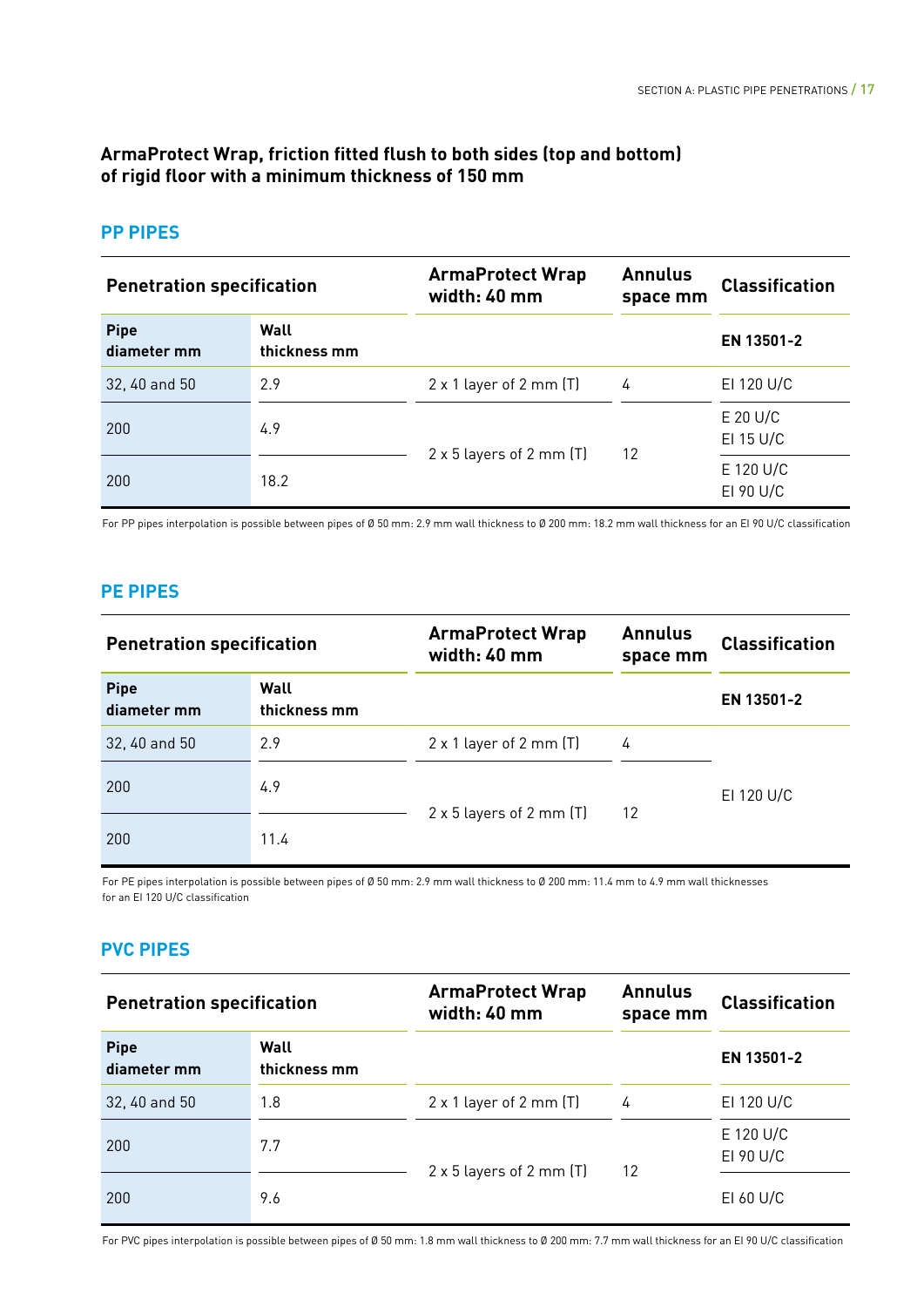**ArmaProtect Wrap, friction fitted flush to both sides (top and bottom) of rigid floor with a minimum thickness of 150 mm**

## PP PIPES

| Penetration specification | | ArmaProtect Wrap width: 40 mm | Annulus space mm | Classification |
|---|---|---|---|---|
| **Pipe diameter mm** | **Wall thickness mm** | | | **EN 13501-2** |
| 32, 40 and 50 | 2.9 | 2 x 1 layer of 2 mm (T) | 4 | EI 120 U/C |
| 200 | 4.9 | 2 x 5 layers of 2 mm (T) | 12 | E 20 U/C<br>EI 15 U/C |
| 200 | 18.2 | | | E 120 U/C<br>EI 90 U/C |

For PP pipes interpolation is possible between pipes of Ø 50 mm: 2.9 mm wall thickness to Ø 200 mm: 18.2 mm wall thickness for an EI 90 U/C classification

## PE PIPES

| Penetration specification | | ArmaProtect Wrap width: 40 mm | Annulus space mm | Classification |
|---|---|---|---|---|
| **Pipe diameter mm** | **Wall thickness mm** | | | **EN 13501-2** |
| 32, 40 and 50 | 2.9 | 2 x 1 layer of 2 mm (T) | 4 | EI 120 U/C |
| 200 | 4.9 | 2 x 5 layers of 2 mm (T) | 12 | |
| 200 | 11.4 | | | |

For PE pipes interpolation is possible between pipes of Ø 50 mm: 2.9 mm wall thickness to Ø 200 mm: 11.4 mm to 4.9 mm wall thicknesses for an EI 120 U/C classification

## PVC PIPES

| Penetration specification | | ArmaProtect Wrap width: 40 mm | Annulus space mm | Classification |
|---|---|---|---|---|
| **Pipe diameter mm** | **Wall thickness mm** | | | **EN 13501-2** |
| 32, 40 and 50 | 1.8 | 2 x 1 layer of 2 mm (T) | 4 | EI 120 U/C |
| 200 | 7.7 | 2 x 5 layers of 2 mm (T) | 12 | E 120 U/C<br>EI 90 U/C |
| 200 | 9.6 | | | EI 60 U/C |

For PVC pipes interpolation is possible between pipes of Ø 50 mm: 1.8 mm wall thickness to Ø 200 mm: 7.7 mm wall thickness for an EI 90 U/C classification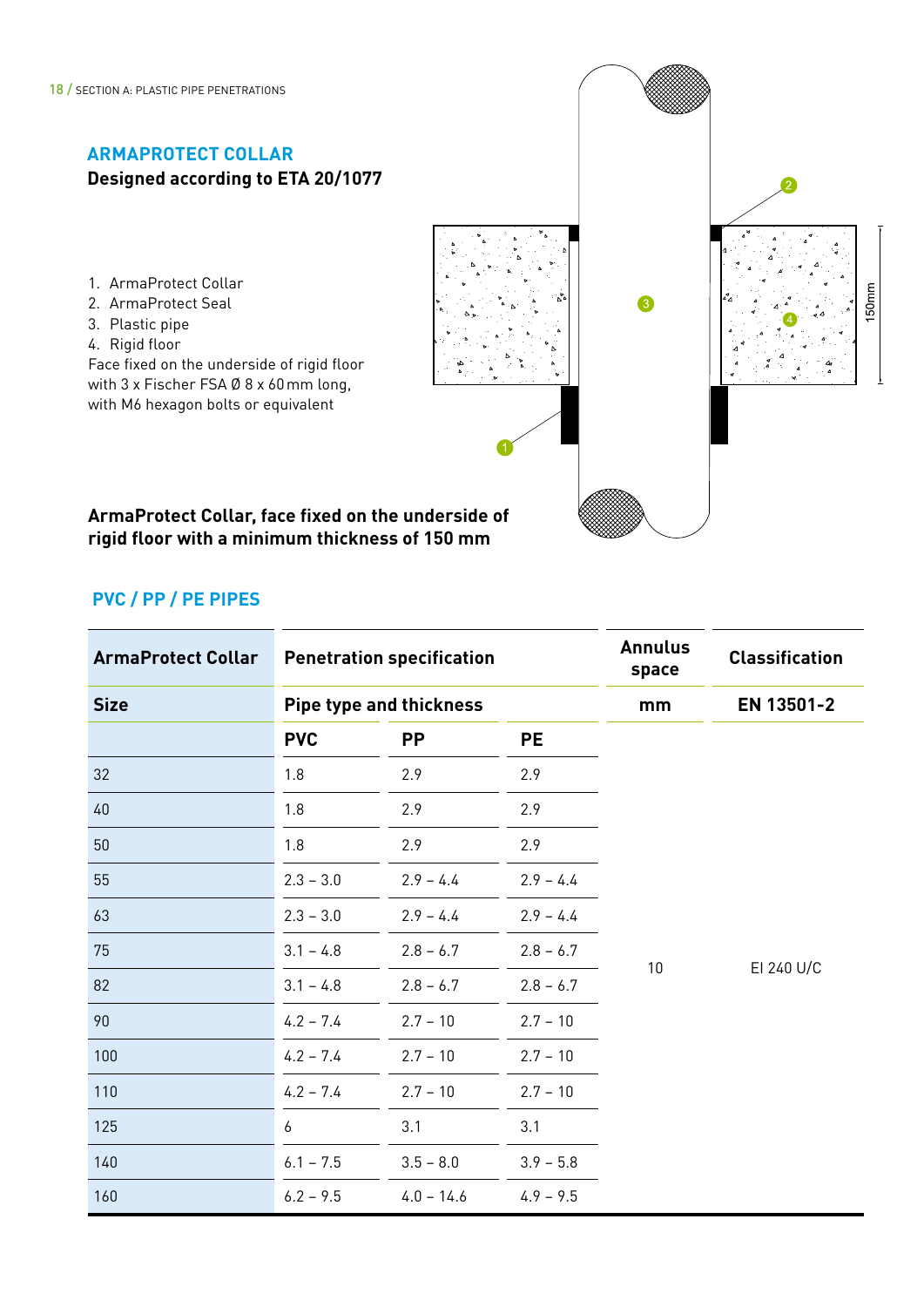## ARMAPROTECT COLLAR

**Designed according to ETA 20/1077**

1. ArmaProtect Collar
2. ArmaProtect Seal
3. Plastic pipe
4. Rigid floor

Face fixed on the underside of rigid floor with 3 x Fischer FSA Ø 8 x 60 mm long, with M6 hexagon bolts or equivalent

**ArmaProtect Collar, face fixed on the underside of rigid floor with a minimum thickness of 150 mm**

### PVC / PP / PE PIPES

| ArmaProtect Collar | Penetration specification | | | Annulus space | Classification |
|---|---|---|---|---|---|
| **Size** | **Pipe type and thickness** | | | **mm** | **EN 13501-2** |
| | **PVC** | **PP** | **PE** | | |
| 32 | 1.8 | 2.9 | 2.9 | 10 | EI 240 U/C |
| 40 | 1.8 | 2.9 | 2.9 | | |
| 50 | 1.8 | 2.9 | 2.9 | | |
| 55 | 2.3 – 3.0 | 2.9 – 4.4 | 2.9 – 4.4 | | |
| 63 | 2.3 – 3.0 | 2.9 – 4.4 | 2.9 – 4.4 | | |
| 75 | 3.1 – 4.8 | 2.8 – 6.7 | 2.8 – 6.7 | | |
| 82 | 3.1 – 4.8 | 2.8 – 6.7 | 2.8 – 6.7 | | |
| 90 | 4.2 – 7.4 | 2.7 – 10 | 2.7 – 10 | | |
| 100 | 4.2 – 7.4 | 2.7 – 10 | 2.7 – 10 | | |
| 110 | 4.2 – 7.4 | 2.7 – 10 | 2.7 – 10 | | |
| 125 | 6 | 3.1 | 3.1 | | |
| 140 | 6.1 – 7.5 | 3.5 – 8.0 | 3.9 – 5.8 | | |
| 160 | 6.2 – 9.5 | 4.0 – 14.6 | 4.9 – 9.5 | | |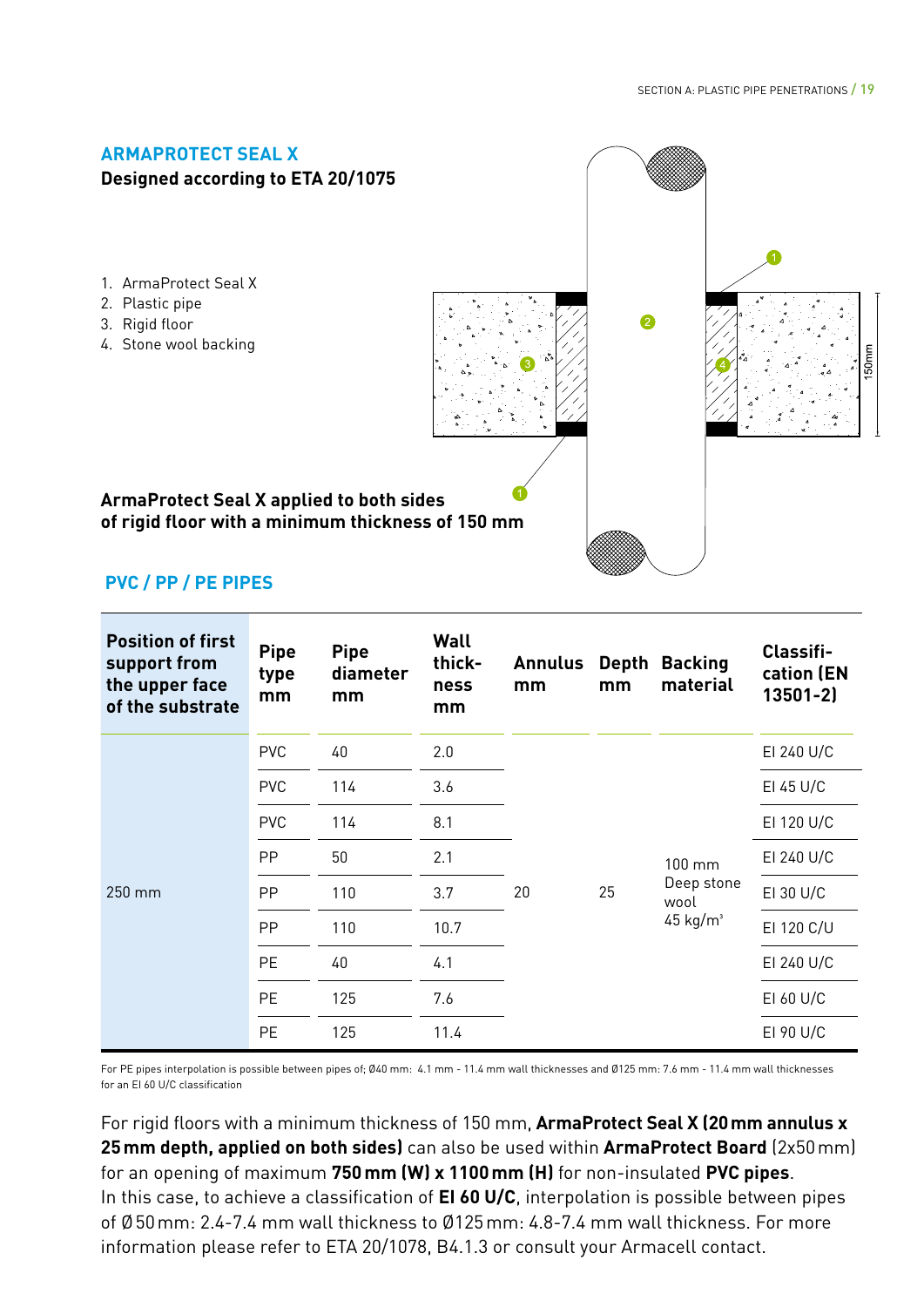## ARMAPROTECT SEAL X

**Designed according to ETA 20/1075**

1. ArmaProtect Seal X
2. Plastic pipe
3. Rigid floor
4. Stone wool backing

**ArmaProtect Seal X applied to both sides of rigid floor with a minimum thickness of 150 mm**

### PVC / PP / PE PIPES

| Position of first support from the upper face of the substrate | Pipe type mm | Pipe diameter mm | Wall thick-ness mm | Annulus mm | Depth mm | Backing material | Classifi-cation (EN 13501-2) |
|---|---|---|---|---|---|---|---|
| 250 mm | PVC | 40 | 2.0 | 20 | 25 | 100 mm Deep stone wool 45 kg/m³ | EI 240 U/C |
| | PVC | 114 | 3.6 | | | | EI 45 U/C |
| | PVC | 114 | 8.1 | | | | EI 120 U/C |
| | PP | 50 | 2.1 | | | | EI 240 U/C |
| | PP | 110 | 3.7 | | | | EI 30 U/C |
| | PP | 110 | 10.7 | | | | EI 120 C/U |
| | PE | 40 | 4.1 | | | | EI 240 U/C |
| | PE | 125 | 7.6 | | | | EI 60 U/C |
| | PE | 125 | 11.4 | | | | EI 90 U/C |

For PE pipes interpolation is possible between pipes of; Ø40 mm: 4.1 mm - 11.4 mm wall thicknesses and Ø125 mm: 7.6 mm - 11.4 mm wall thicknesses for an EI 60 U/C classification

For rigid floors with a minimum thickness of 150 mm, **ArmaProtect Seal X (20 mm annulus x 25 mm depth, applied on both sides)** can also be used within **ArmaProtect Board** (2x50 mm) for an opening of maximum **750 mm (W) x 1100 mm (H)** for non-insulated **PVC pipes**. In this case, to achieve a classification of **EI 60 U/C**, interpolation is possible between pipes of Ø 50 mm: 2.4-7.4 mm wall thickness to Ø125 mm: 4.8-7.4 mm wall thickness. For more information please refer to ETA 20/1078, B4.1.3 or consult your Armacell contact.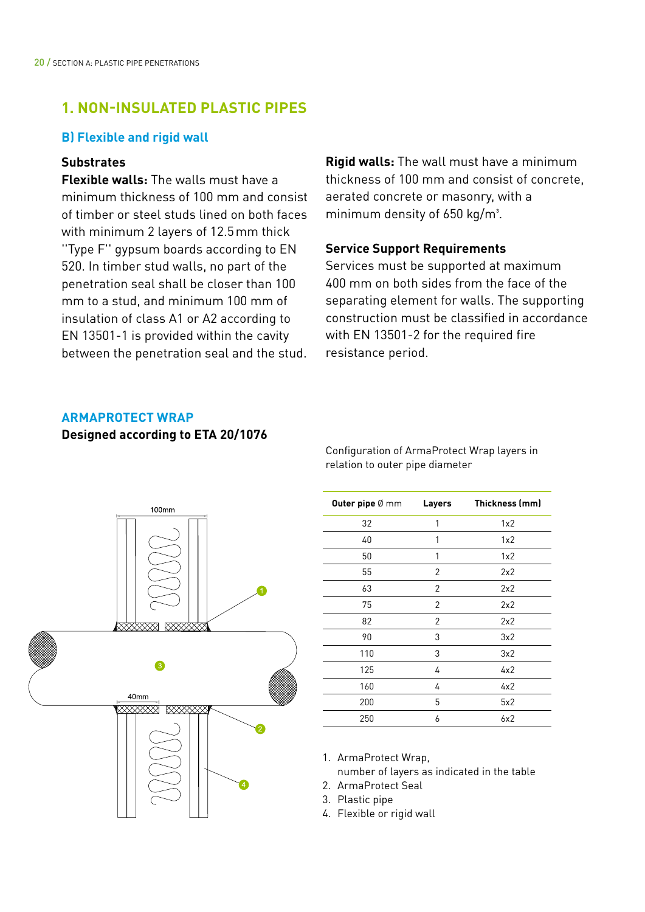## 1. NON-INSULATED PLASTIC PIPES

### B) Flexible and rigid wall

**Substrates**

**Flexible walls:** The walls must have a minimum thickness of 100 mm and consist of timber or steel studs lined on both faces with minimum 2 layers of 12.5 mm thick "Type F" gypsum boards according to EN 520. In timber stud walls, no part of the penetration seal shall be closer than 100 mm to a stud, and minimum 100 mm of insulation of class A1 or A2 according to EN 13501-1 is provided within the cavity between the penetration seal and the stud.

**Rigid walls:** The wall must have a minimum thickness of 100 mm and consist of concrete, aerated concrete or masonry, with a minimum density of 650 kg/m³.

**Service Support Requirements**

Services must be supported at maximum 400 mm on both sides from the face of the separating element for walls. The supporting construction must be classified in accordance with EN 13501-2 for the required fire resistance period.

### ARMAPROTECT WRAP

**Designed according to ETA 20/1076**

Configuration of ArmaProtect Wrap layers in relation to outer pipe diameter

| Outer pipe Ø mm | Layers | Thickness (mm) |
|---|---|---|
| 32 | 1 | 1x2 |
| 40 | 1 | 1x2 |
| 50 | 1 | 1x2 |
| 55 | 2 | 2x2 |
| 63 | 2 | 2x2 |
| 75 | 2 | 2x2 |
| 82 | 2 | 2x2 |
| 90 | 3 | 3x2 |
| 110 | 3 | 3x2 |
| 125 | 4 | 4x2 |
| 160 | 4 | 4x2 |
| 200 | 5 | 5x2 |
| 250 | 6 | 6x2 |

100mm

40mm

1. ArmaProtect Wrap, number of layers as indicated in the table
2. ArmaProtect Seal
3. Plastic pipe
4. Flexible or rigid wall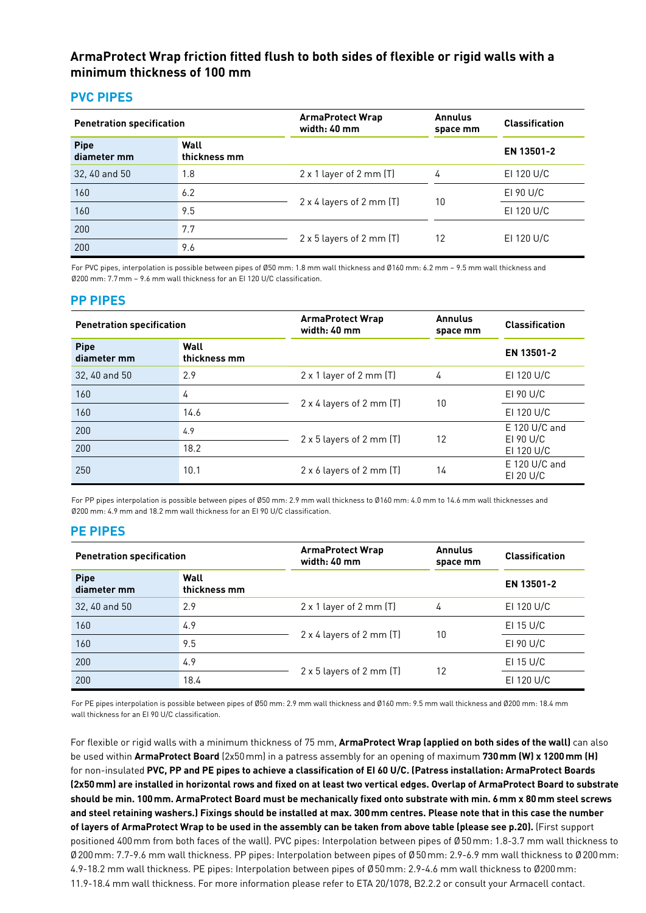## ArmaProtect Wrap friction fitted flush to both sides of flexible or rigid walls with a minimum thickness of 100 mm

### PVC PIPES

| Penetration specification | | ArmaProtect Wrap width: 40 mm | Annulus space mm | Classification |
|---|---|---|---|---|
| **Pipe diameter mm** | **Wall thickness mm** | | | **EN 13501-2** |
| 32, 40 and 50 | 1.8 | 2 x 1 layer of 2 mm (T) | 4 | EI 120 U/C |
| 160 | 6.2 | 2 x 4 layers of 2 mm (T) | 10 | EI 90 U/C |
| 160 | 9.5 | | | EI 120 U/C |
| 200 | 7.7 | 2 x 5 layers of 2 mm (T) | 12 | EI 120 U/C |
| 200 | 9.6 | | | |

For PVC pipes, interpolation is possible between pipes of Ø50 mm: 1.8 mm wall thickness and Ø160 mm: 6.2 mm – 9.5 mm wall thickness and Ø200 mm: 7.7 mm – 9.6 mm wall thickness for an EI 120 U/C classification.

### PP PIPES

| Penetration specification | | ArmaProtect Wrap width: 40 mm | Annulus space mm | Classification |
|---|---|---|---|---|
| **Pipe diameter mm** | **Wall thickness mm** | | | **EN 13501-2** |
| 32, 40 and 50 | 2.9 | 2 x 1 layer of 2 mm (T) | 4 | EI 120 U/C |
| 160 | 4 | 2 x 4 layers of 2 mm (T) | 10 | EI 90 U/C |
| 160 | 14.6 | | | EI 120 U/C |
| 200 | 4.9 | 2 x 5 layers of 2 mm (T) | 12 | E 120 U/C and EI 90 U/C |
| 200 | 18.2 | | | EI 120 U/C |
| 250 | 10.1 | 2 x 6 layers of 2 mm (T) | 14 | E 120 U/C and EI 20 U/C |

For PP pipes interpolation is possible between pipes of Ø50 mm: 2.9 mm wall thickness to Ø160 mm: 4.0 mm to 14.6 mm wall thicknesses and Ø200 mm: 4.9 mm and 18.2 mm wall thickness for an EI 90 U/C classification.

### PE PIPES

| Penetration specification | | ArmaProtect Wrap width: 40 mm | Annulus space mm | Classification |
|---|---|---|---|---|
| **Pipe diameter mm** | **Wall thickness mm** | | | **EN 13501-2** |
| 32, 40 and 50 | 2.9 | 2 x 1 layer of 2 mm (T) | 4 | EI 120 U/C |
| 160 | 4.9 | 2 x 4 layers of 2 mm (T) | 10 | EI 15 U/C |
| 160 | 9.5 | | | EI 90 U/C |
| 200 | 4.9 | 2 x 5 layers of 2 mm (T) | 12 | EI 15 U/C |
| 200 | 18.4 | | | EI 120 U/C |

For PE pipes interpolation is possible between pipes of Ø50 mm: 2.9 mm wall thickness and Ø160 mm: 9.5 mm wall thickness and Ø200 mm: 18.4 mm wall thickness for an EI 90 U/C classification.

For flexible or rigid walls with a minimum thickness of 75 mm, **ArmaProtect Wrap (applied on both sides of the wall)** can also be used within **ArmaProtect Board** (2x50 mm) in a patress assembly for an opening of maximum **730 mm (W) x 1200 mm (H)** for non-insulated **PVC, PP and PE pipes to achieve a classification of EI 60 U/C. (Patress installation: ArmaProtect Boards (2x50 mm) are installed in horizontal rows and fixed on at least two vertical edges. Overlap of ArmaProtect Board to substrate should be min. 100 mm. ArmaProtect Board must be mechanically fixed onto substrate with min. 6 mm x 80 mm steel screws and steel retaining washers.) Fixings should be installed at max. 300 mm centres. Please note that in this case the number of layers of ArmaProtect Wrap to be used in the assembly can be taken from above table (please see p.20).** (First support positioned 400 mm from both faces of the wall). PVC pipes: Interpolation between pipes of Ø 50 mm: 1.8-3.7 mm wall thickness to Ø 200 mm: 7.7-9.6 mm wall thickness. PP pipes: Interpolation between pipes of Ø 50 mm: 2.9-6.9 mm wall thickness to Ø 200 mm: 4.9-18.2 mm wall thickness. PE pipes: Interpolation between pipes of Ø 50 mm: 2.9-4.6 mm wall thickness to Ø200 mm: 11.9-18.4 mm wall thickness. For more information please refer to ETA 20/1078, B2.2.2 or consult your Armacell contact.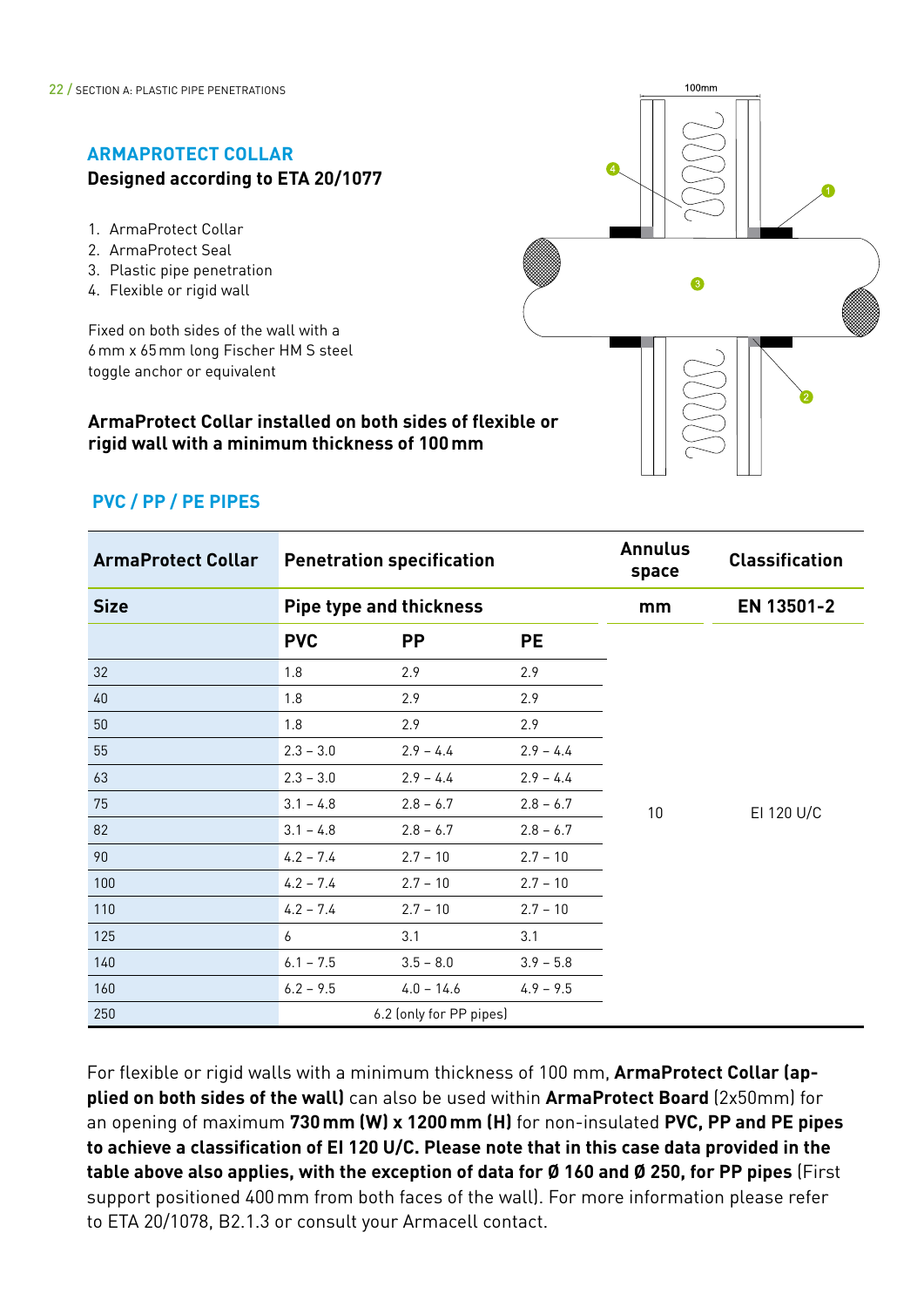## ARMAPROTECT COLLAR

**Designed according to ETA 20/1077**

1. ArmaProtect Collar
2. ArmaProtect Seal
3. Plastic pipe penetration
4. Flexible or rigid wall

Fixed on both sides of the wall with a 6 mm x 65 mm long Fischer HM S steel toggle anchor or equivalent

**ArmaProtect Collar installed on both sides of flexible or rigid wall with a minimum thickness of 100 mm**

### PVC / PP / PE PIPES

| ArmaProtect Collar | Penetration specification | | | Annulus space | Classification |
|---|---|---|---|---|---|
| Size | Pipe type and thickness | | | mm | EN 13501-2 |
| | PVC | PP | PE | | |
| 32 | 1.8 | 2.9 | 2.9 | 10 | EI 120 U/C |
| 40 | 1.8 | 2.9 | 2.9 | 10 | EI 120 U/C |
| 50 | 1.8 | 2.9 | 2.9 | 10 | EI 120 U/C |
| 55 | 2.3 – 3.0 | 2.9 – 4.4 | 2.9 – 4.4 | 10 | EI 120 U/C |
| 63 | 2.3 – 3.0 | 2.9 – 4.4 | 2.9 – 4.4 | 10 | EI 120 U/C |
| 75 | 3.1 – 4.8 | 2.8 – 6.7 | 2.8 – 6.7 | 10 | EI 120 U/C |
| 82 | 3.1 – 4.8 | 2.8 – 6.7 | 2.8 – 6.7 | 10 | EI 120 U/C |
| 90 | 4.2 – 7.4 | 2.7 – 10 | 2.7 – 10 | 10 | EI 120 U/C |
| 100 | 4.2 – 7.4 | 2.7 – 10 | 2.7 – 10 | 10 | EI 120 U/C |
| 110 | 4.2 – 7.4 | 2.7 – 10 | 2.7 – 10 | 10 | EI 120 U/C |
| 125 | 6 | 3.1 | 3.1 | 10 | EI 120 U/C |
| 140 | 6.1 – 7.5 | 3.5 – 8.0 | 3.9 – 5.8 | 10 | EI 120 U/C |
| 160 | 6.2 – 9.5 | 4.0 – 14.6 | 4.9 – 9.5 | 10 | EI 120 U/C |
| 250 | 6.2 (only for PP pipes) | | | 10 | EI 120 U/C |

For flexible or rigid walls with a minimum thickness of 100 mm, **ArmaProtect Collar (applied on both sides of the wall)** can also be used within **ArmaProtect Board** (2x50mm) for an opening of maximum **730 mm (W) x 1200 mm (H)** for non-insulated **PVC, PP and PE pipes to achieve a classification of EI 120 U/C. Please note that in this case data provided in the table above also applies, with the exception of data for Ø 160 and Ø 250, for PP pipes** (First support positioned 400 mm from both faces of the wall). For more information please refer to ETA 20/1078, B2.1.3 or consult your Armacell contact.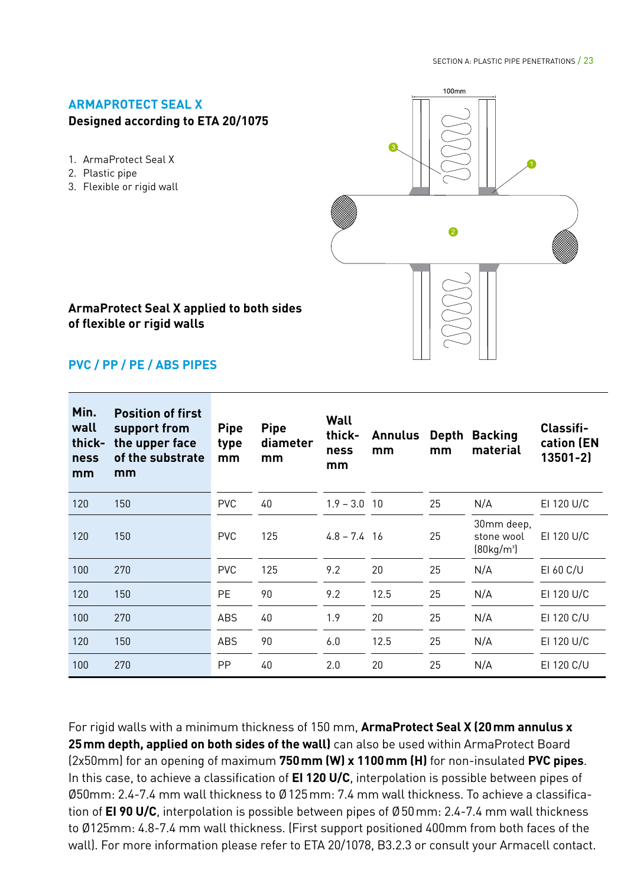## ARMAPROTECT SEAL X

**Designed according to ETA 20/1075**

1. ArmaProtect Seal X
2. Plastic pipe
3. Flexible or rigid wall

**ArmaProtect Seal X applied to both sides of flexible or rigid walls**

### PVC / PP / PE / ABS PIPES

| Min. wall thick-ness mm | Position of first support from the upper face of the substrate mm | Pipe type mm | Pipe diameter mm | Wall thick-ness mm | Annulus mm | Depth mm | Backing material | Classifi-cation (EN 13501-2) |
|---|---|---|---|---|---|---|---|---|
| 120 | 150 | PVC | 40 | 1.9 – 3.0 | 10 | 25 | N/A | EI 120 U/C |
| 120 | 150 | PVC | 125 | 4.8 – 7.4 | 16 | 25 | 30mm deep, stone wool (80kg/m³) | EI 120 U/C |
| 100 | 270 | PVC | 125 | 9.2 | 20 | 25 | N/A | EI 60 C/U |
| 120 | 150 | PE | 90 | 9.2 | 12.5 | 25 | N/A | EI 120 U/C |
| 100 | 270 | ABS | 40 | 1.9 | 20 | 25 | N/A | EI 120 C/U |
| 120 | 150 | ABS | 90 | 6.0 | 12.5 | 25 | N/A | EI 120 U/C |
| 100 | 270 | PP | 40 | 2.0 | 20 | 25 | N/A | EI 120 C/U |

For rigid walls with a minimum thickness of 150 mm, **ArmaProtect Seal X (20 mm annulus x 25 mm depth, applied on both sides of the wall)** can also be used within ArmaProtect Board (2x50mm) for an opening of maximum **750 mm (W) x 1100 mm (H)** for non-insulated **PVC pipes**. In this case, to achieve a classification of **EI 120 U/C**, interpolation is possible between pipes of Ø50mm: 2.4-7.4 mm wall thickness to Ø125 mm: 7.4 mm wall thickness. To achieve a classification of **EI 90 U/C**, interpolation is possible between pipes of Ø50 mm: 2.4-7.4 mm wall thickness to Ø125mm: 4.8-7.4 mm wall thickness. (First support positioned 400mm from both faces of the wall). For more information please refer to ETA 20/1078, B3.2.3 or consult your Armacell contact.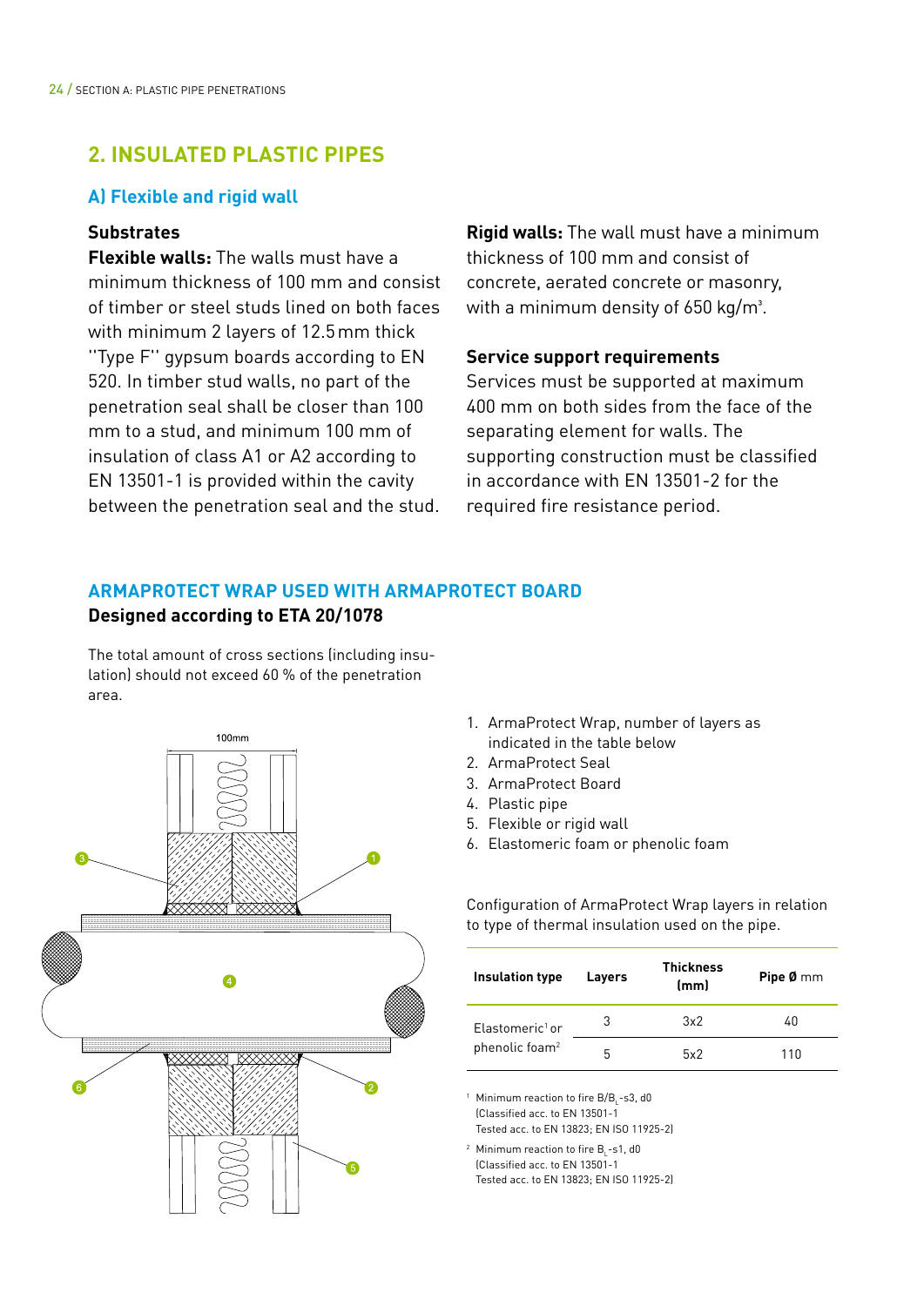## 2. INSULATED PLASTIC PIPES

### A) Flexible and rigid wall

**Substrates**

**Flexible walls:** The walls must have a minimum thickness of 100 mm and consist of timber or steel studs lined on both faces with minimum 2 layers of 12.5 mm thick "Type F" gypsum boards according to EN 520. In timber stud walls, no part of the penetration seal shall be closer than 100 mm to a stud, and minimum 100 mm of insulation of class A1 or A2 according to EN 13501-1 is provided within the cavity between the penetration seal and the stud.

**Rigid walls:** The wall must have a minimum thickness of 100 mm and consist of concrete, aerated concrete or masonry, with a minimum density of 650 kg/m³.

**Service support requirements**

Services must be supported at maximum 400 mm on both sides from the face of the separating element for walls. The supporting construction must be classified in accordance with EN 13501-2 for the required fire resistance period.

### ARMAPROTECT WRAP USED WITH ARMAPROTECT BOARD

**Designed according to ETA 20/1078**

The total amount of cross sections (including insulation) should not exceed 60 % of the penetration area.

100mm

1. ArmaProtect Wrap, number of layers as indicated in the table below
2. ArmaProtect Seal
3. ArmaProtect Board
4. Plastic pipe
5. Flexible or rigid wall
6. Elastomeric foam or phenolic foam

Configuration of ArmaProtect Wrap layers in relation to type of thermal insulation used on the pipe.

| Insulation type | Layers | Thickness (mm) | Pipe Ø mm |
|---|---|---|---|
| Elastomeric[1] or phenolic foam[2] | 3 | 3x2 | 40 |
| | 5 | 5x2 | 110 |

[1] Minimum reaction to fire B/$B_L$-s3, d0 (Classified acc. to EN 13501-1 Tested acc. to EN 13823; EN ISO 11925-2)

[2] Minimum reaction to fire $B_L$-s1, d0 (Classified acc. to EN 13501-1 Tested acc. to EN 13823; EN ISO 11925-2)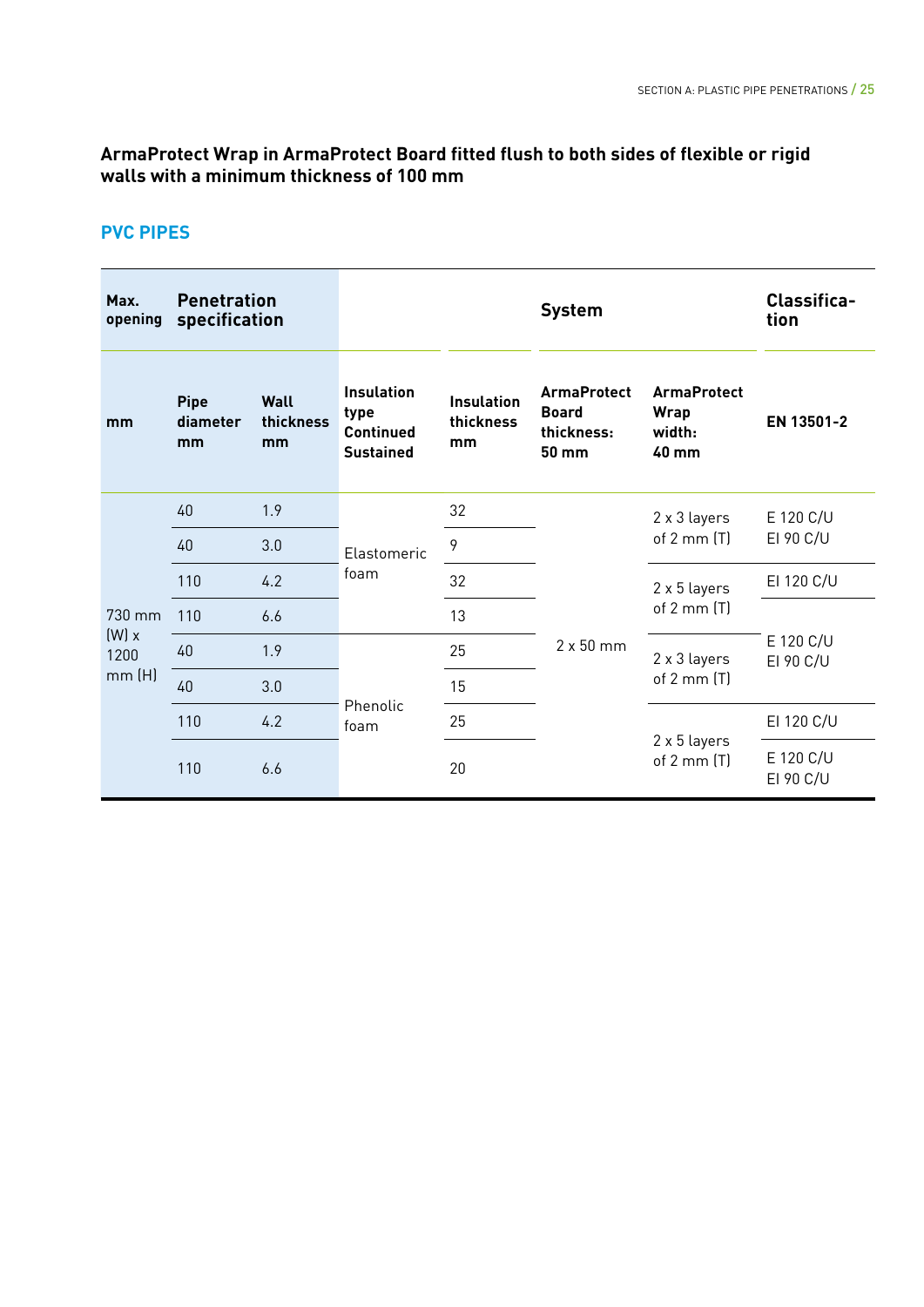**ArmaProtect Wrap in ArmaProtect Board fitted flush to both sides of flexible or rigid walls with a minimum thickness of 100 mm**

## PVC PIPES

| Max. opening | Penetration specification | | System | | | | Classification |
|---|---|---|---|---|---|---|---|
| mm | Pipe diameter mm | Wall thickness mm | Insulation type Continued Sustained | Insulation thickness mm | ArmaProtect Board thickness: 50 mm | ArmaProtect Wrap width: 40 mm | EN 13501-2 |
| 730 mm (W) x 1200 mm (H) | 40 | 1.9 | Elastomeric foam | 32 | 2 x 50 mm | 2 x 3 layers of 2 mm (T) | E 120 C/U EI 90 C/U |
| | 40 | 3.0 | | 9 | | | |
| | 110 | 4.2 | | 32 | | 2 x 5 layers of 2 mm (T) | EI 120 C/U |
| | 110 | 6.6 | | 13 | | | E 120 C/U EI 90 C/U |
| | 40 | 1.9 | Phenolic foam | 25 | | 2 x 3 layers of 2 mm (T) | |
| | 40 | 3.0 | | 15 | | | |
| | 110 | 4.2 | | 25 | | 2 x 5 layers of 2 mm (T) | EI 120 C/U |
| | 110 | 6.6 | | 20 | | | E 120 C/U EI 90 C/U |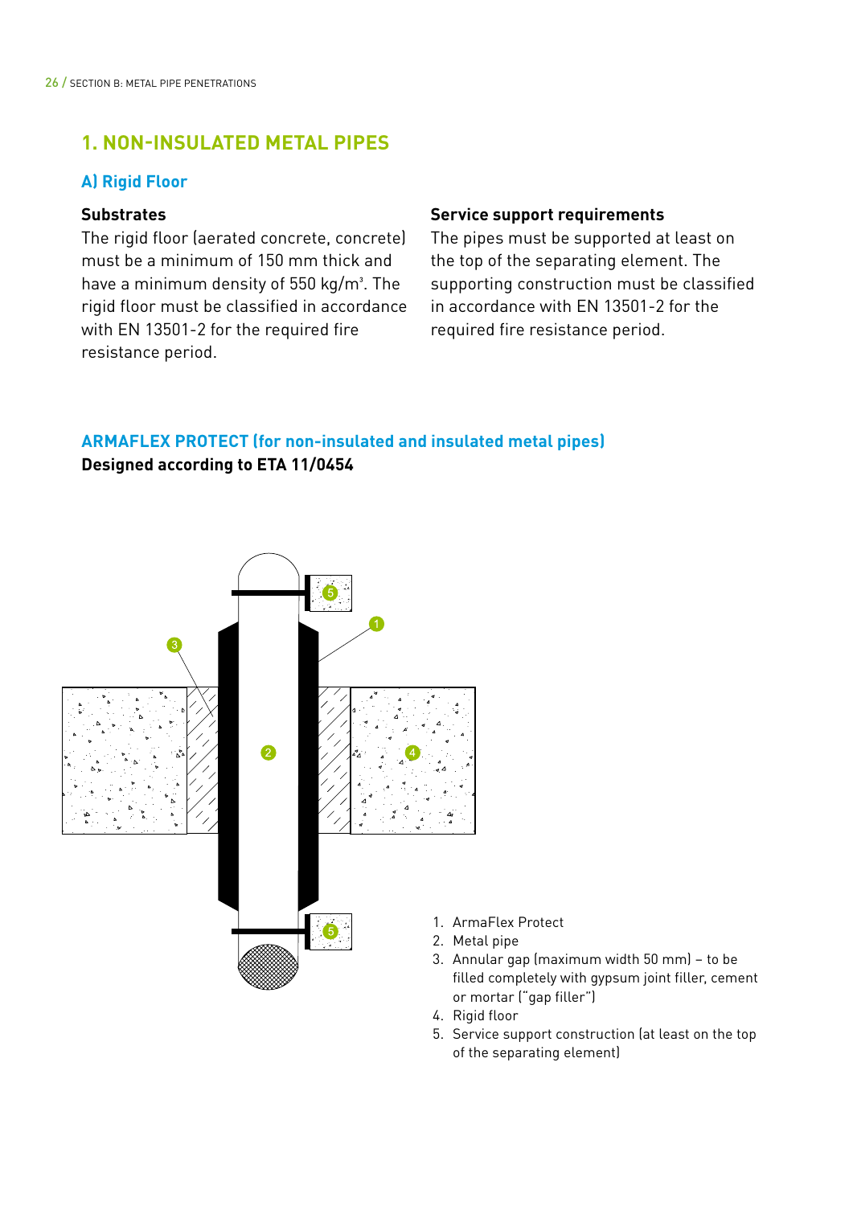## 1. NON-INSULATED METAL PIPES

### A) Rigid Floor

**Substrates**

The rigid floor (aerated concrete, concrete) must be a minimum of 150 mm thick and have a minimum density of 550 kg/m³. The rigid floor must be classified in accordance with EN 13501-2 for the required fire resistance period.

**Service support requirements**

The pipes must be supported at least on the top of the separating element. The supporting construction must be classified in accordance with EN 13501-2 for the required fire resistance period.

### ARMAFLEX PROTECT (for non-insulated and insulated metal pipes)

**Designed according to ETA 11/0454**

1. ArmaFlex Protect
2. Metal pipe
3. Annular gap (maximum width 50 mm) – to be filled completely with gypsum joint filler, cement or mortar ("gap filler")
4. Rigid floor
5. Service support construction (at least on the top of the separating element)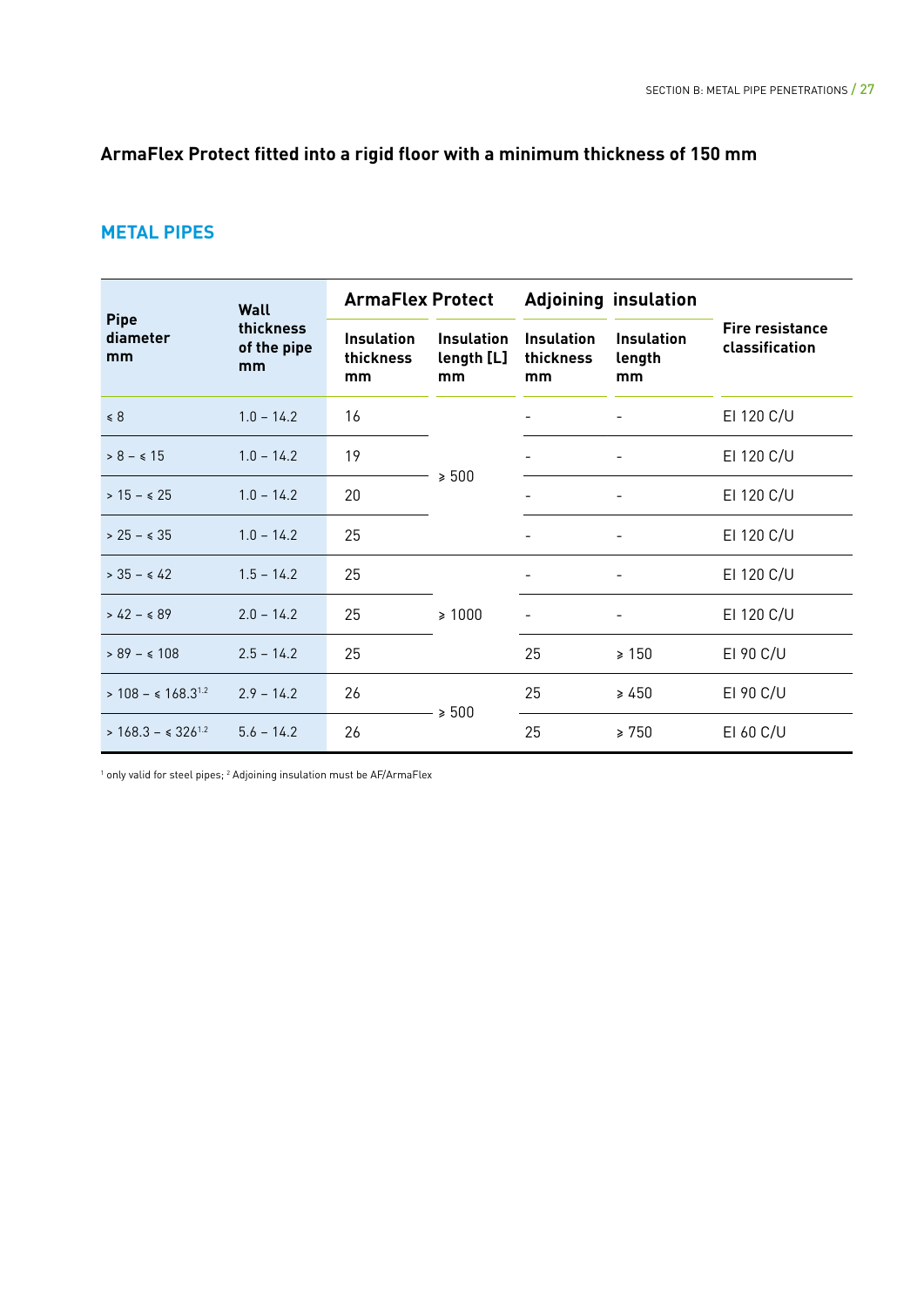## ArmaFlex Protect fitted into a rigid floor with a minimum thickness of 150 mm

### METAL PIPES

| Pipe diameter mm | Wall thickness of the pipe mm | ArmaFlex Protect | | Adjoining insulation | | Fire resistance classification |
|---|---|---|---|---|---|---|
| | | Insulation thickness mm | Insulation length [L] mm | Insulation thickness mm | Insulation length mm | |
| ⩽ 8 | 1.0 – 14.2 | 16 | ⩾ 500 | - | - | EI 120 C/U |
| > 8 – ⩽ 15 | 1.0 – 14.2 | 19 | ⩾ 500 | - | - | EI 120 C/U |
| > 15 – ⩽ 25 | 1.0 – 14.2 | 20 | ⩾ 500 | - | - | EI 120 C/U |
| > 25 – ⩽ 35 | 1.0 – 14.2 | 25 | ⩾ 500 | - | - | EI 120 C/U |
| > 35 – ⩽ 42 | 1.5 – 14.2 | 25 | ⩾ 1000 | - | - | EI 120 C/U |
| > 42 – ⩽ 89 | 2.0 – 14.2 | 25 | ⩾ 1000 | - | - | EI 120 C/U |
| > 89 – ⩽ 108 | 2.5 – 14.2 | 25 | ⩾ 1000 | 25 | ⩾ 150 | EI 90 C/U |
| > 108 – ⩽ 168.3[1,2] | 2.9 – 14.2 | 26 | ⩾ 500 | 25 | ⩾ 450 | EI 90 C/U |
| > 168.3 – ⩽ 326[1,2] | 5.6 – 14.2 | 26 | ⩾ 500 | 25 | ⩾ 750 | EI 60 C/U |

[1] only valid for steel pipes; [2] Adjoining insulation must be AF/ArmaFlex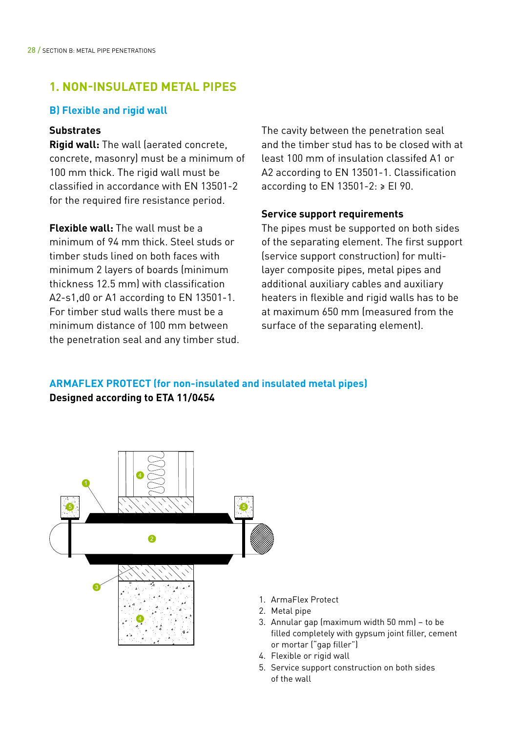## 1. NON-INSULATED METAL PIPES

### B) Flexible and rigid wall

**Substrates**

**Rigid wall:** The wall (aerated concrete, concrete, masonry) must be a minimum of 100 mm thick. The rigid wall must be classified in accordance with EN 13501-2 for the required fire resistance period.

**Flexible wall:** The wall must be a minimum of 94 mm thick. Steel studs or timber studs lined on both faces with minimum 2 layers of boards (minimum thickness 12.5 mm) with classification A2-s1,d0 or A1 according to EN 13501-1. For timber stud walls there must be a minimum distance of 100 mm between the penetration seal and any timber stud.

The cavity between the penetration seal and the timber stud has to be closed with at least 100 mm of insulation classifed A1 or A2 according to EN 13501-1. Classification according to EN 13501-2: ≥ EI 90.

**Service support requirements**

The pipes must be supported on both sides of the separating element. The first support (service support construction) for multi-layer composite pipes, metal pipes and additional auxiliary cables and auxiliary heaters in flexible and rigid walls has to be at maximum 650 mm (measured from the surface of the separating element).

### ARMAFLEX PROTECT (for non-insulated and insulated metal pipes)

**Designed according to ETA 11/0454**

1. ArmaFlex Protect
2. Metal pipe
3. Annular gap (maximum width 50 mm) – to be filled completely with gypsum joint filler, cement or mortar ("gap filler")
4. Flexible or rigid wall
5. Service support construction on both sides of the wall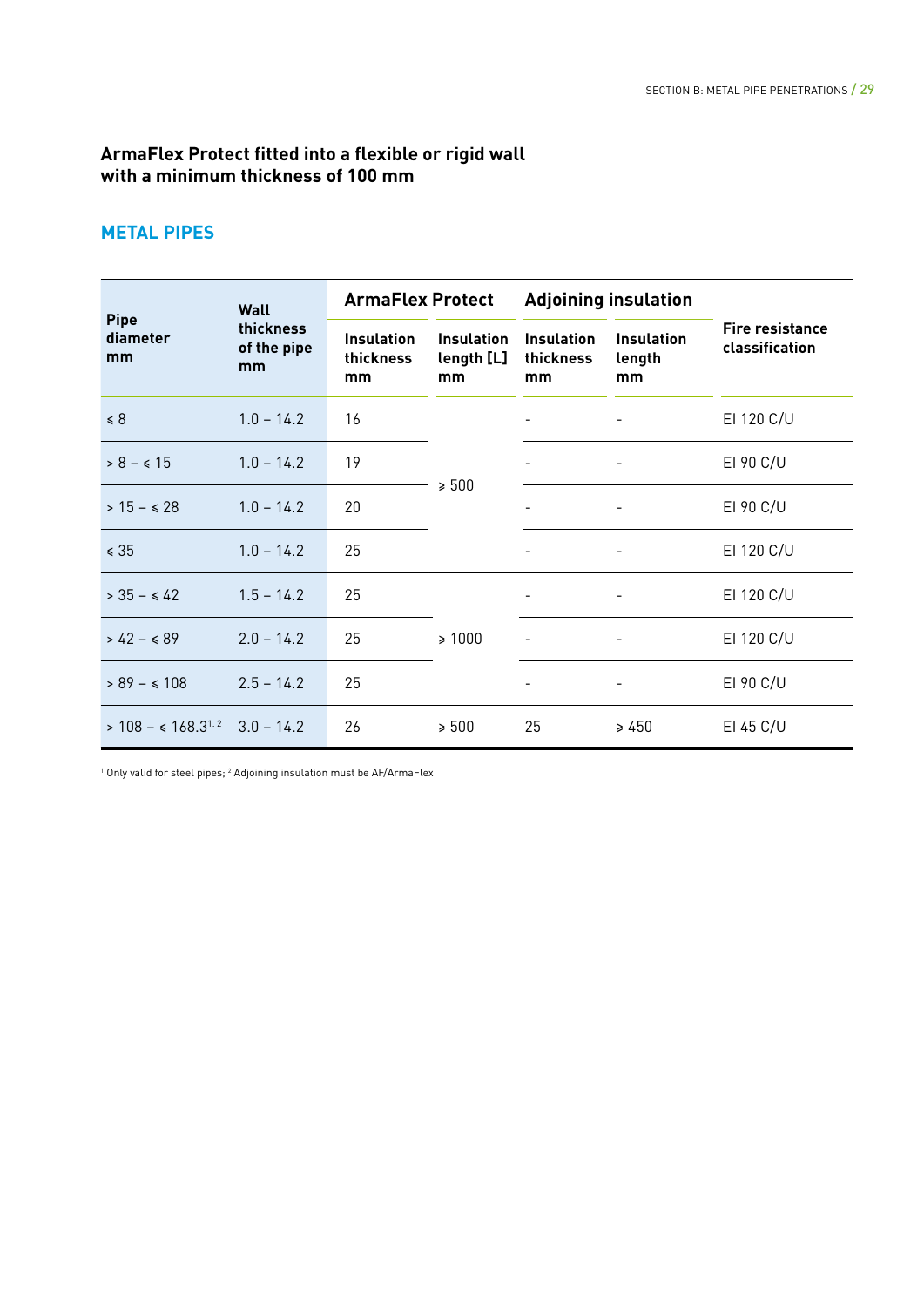## ArmaFlex Protect fitted into a flexible or rigid wall with a minimum thickness of 100 mm

### METAL PIPES

| Pipe diameter mm | Wall thickness of the pipe mm | ArmaFlex Protect | | Adjoining insulation | | Fire resistance classification |
|---|---|---|---|---|---|---|
| | | Insulation thickness mm | Insulation length [L] mm | Insulation thickness mm | Insulation length mm | |
| ⩽ 8 | 1.0 – 14.2 | 16 | ⩾ 500 | - | - | EI 120 C/U |
| > 8 – ⩽ 15 | 1.0 – 14.2 | 19 | ⩾ 500 | - | - | EI 90 C/U |
| > 15 – ⩽ 28 | 1.0 – 14.2 | 20 | ⩾ 500 | - | - | EI 90 C/U |
| ⩽ 35 | 1.0 – 14.2 | 25 | ⩾ 500 | - | - | EI 120 C/U |
| > 35 – ⩽ 42 | 1.5 – 14.2 | 25 | ⩾ 1000 | - | - | EI 120 C/U |
| > 42 – ⩽ 89 | 2.0 – 14.2 | 25 | ⩾ 1000 | - | - | EI 120 C/U |
| > 89 – ⩽ 108 | 2.5 – 14.2 | 25 | ⩾ 1000 | - | - | EI 90 C/U |
| > 108 – ⩽ 168.3[1,2] | 3.0 – 14.2 | 26 | ⩾ 500 | 25 | ⩾ 450 | EI 45 C/U |

[1] Only valid for steel pipes; [2] Adjoining insulation must be AF/ArmaFlex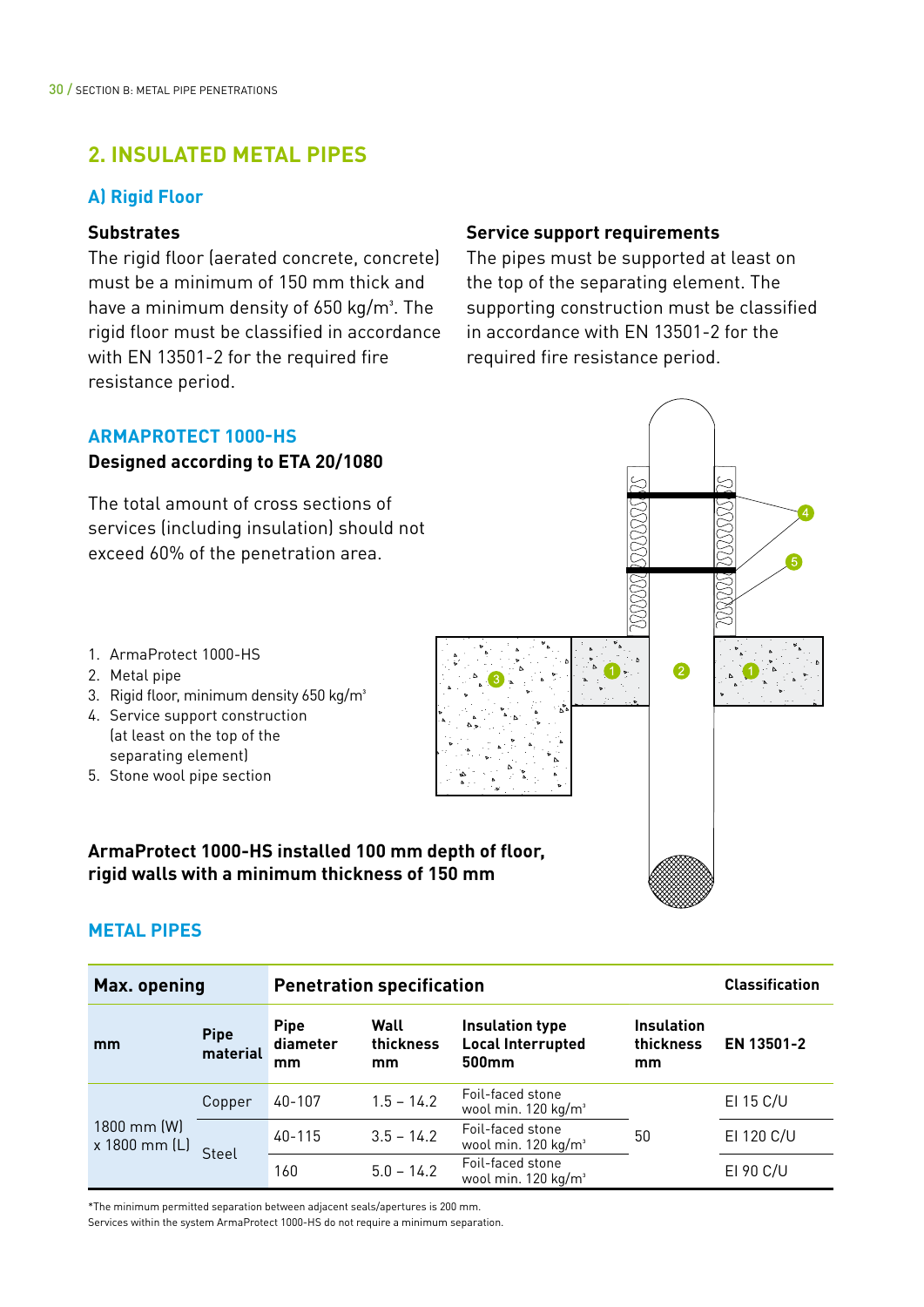## 2. INSULATED METAL PIPES

### A) Rigid Floor

**Substrates**

The rigid floor (aerated concrete, concrete) must be a minimum of 150 mm thick and have a minimum density of 650 kg/m³. The rigid floor must be classified in accordance with EN 13501-2 for the required fire resistance period.

**Service support requirements**

The pipes must be supported at least on the top of the separating element. The supporting construction must be classified in accordance with EN 13501-2 for the required fire resistance period.

### ARMAPROTECT 1000-HS

**Designed according to ETA 20/1080**

The total amount of cross sections of services (including insulation) should not exceed 60% of the penetration area.

1. ArmaProtect 1000-HS
2. Metal pipe
3. Rigid floor, minimum density 650 kg/m³
4. Service support construction (at least on the top of the separating element)
5. Stone wool pipe section

**ArmaProtect 1000-HS installed 100 mm depth of floor, rigid walls with a minimum thickness of 150 mm**

### METAL PIPES

| Max. opening | | Penetration specification | | | | Classification |
|---|---|---|---|---|---|---|
| mm | Pipe material | Pipe diameter mm | Wall thickness mm | Insulation type Local Interrupted 500mm | Insulation thickness mm | EN 13501-2 |
| 1800 mm (W) x 1800 mm (L) | Copper | 40-107 | 1.5 – 14.2 | Foil-faced stone wool min. 120 kg/m³ | 50 | EI 15 C/U |
| | Steel | 40-115 | 3.5 – 14.2 | Foil-faced stone wool min. 120 kg/m³ | | EI 120 C/U |
| | | 160 | 5.0 – 14.2 | Foil-faced stone wool min. 120 kg/m³ | | EI 90 C/U |

*The minimum permitted separation between adjacent seals/apertures is 200 mm.
Services within the system ArmaProtect 1000-HS do not require a minimum separation.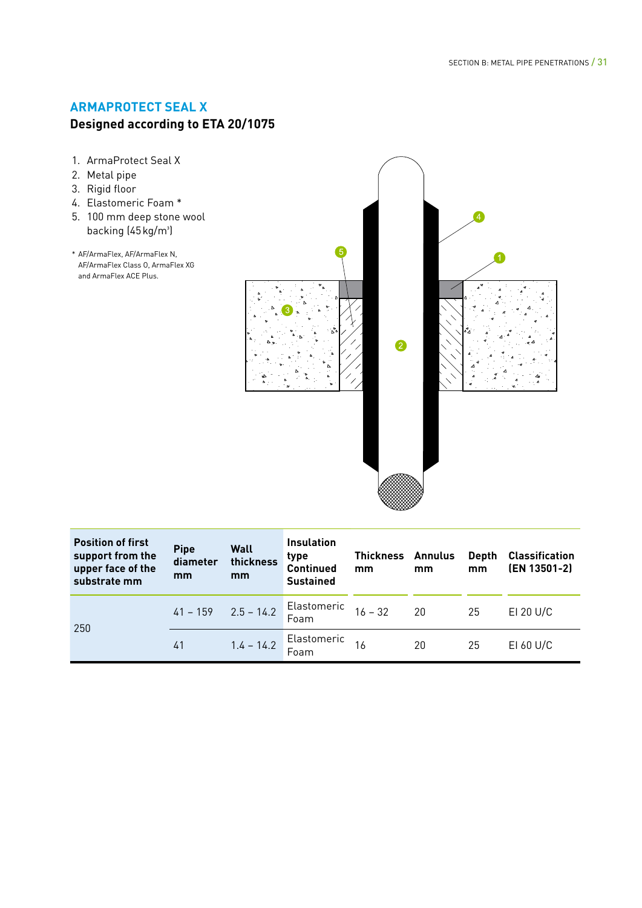## ARMAPROTECT SEAL X

### Designed according to ETA 20/1075

1. ArmaProtect Seal X
2. Metal pipe
3. Rigid floor
4. Elastomeric Foam *
5. 100 mm deep stone wool backing (45 kg/m³)

\* AF/ArmaFlex, AF/ArmaFlex N, AF/ArmaFlex Class O, ArmaFlex XG and ArmaFlex ACE Plus.

| Position of first support from the upper face of the substrate mm | Pipe diameter mm | Wall thickness mm | Insulation type Continued Sustained | Thickness mm | Annulus mm | Depth mm | Classification (EN 13501-2) |
|---|---|---|---|---|---|---|---|
| 250 | 41 – 159 | 2.5 – 14.2 | Elastomeric Foam | 16 – 32 | 20 | 25 | EI 20 U/C |
| | 41 | 1.4 – 14.2 | Elastomeric Foam | 16 | 20 | 25 | EI 60 U/C |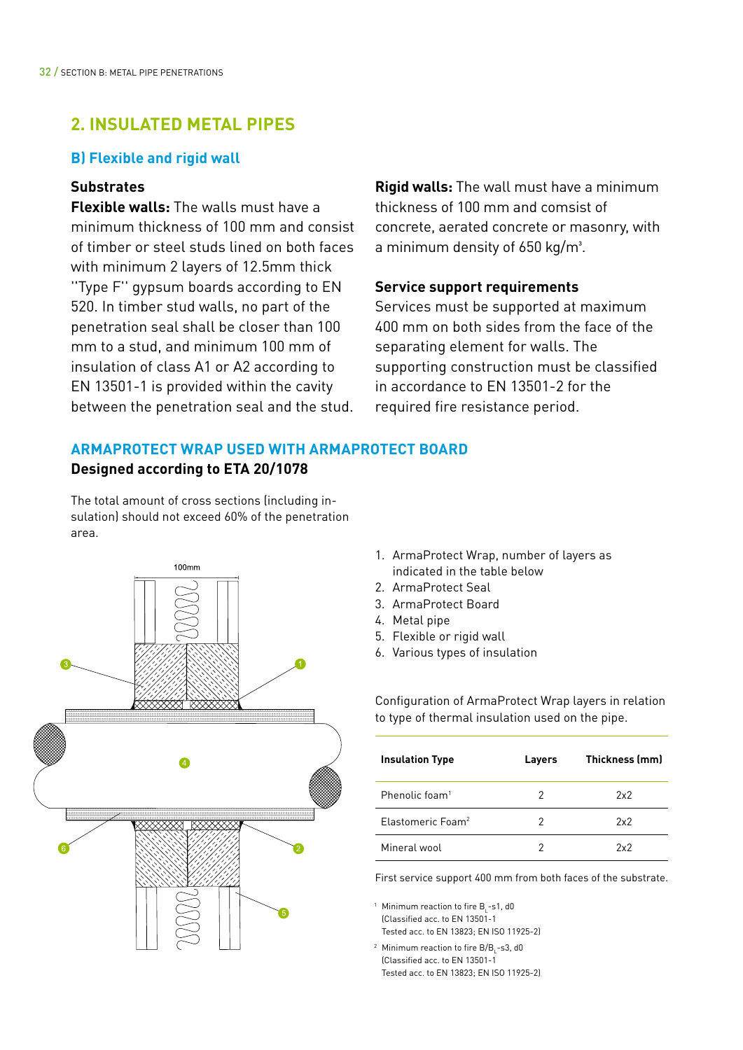## 2. INSULATED METAL PIPES

### B) Flexible and rigid wall

**Substrates**

**Flexible walls:** The walls must have a minimum thickness of 100 mm and consist of timber or steel studs lined on both faces with minimum 2 layers of 12.5mm thick "Type F" gypsum boards according to EN 520. In timber stud walls, no part of the penetration seal shall be closer than 100 mm to a stud, and minimum 100 mm of insulation of class A1 or A2 according to EN 13501-1 is provided within the cavity between the penetration seal and the stud.

**Rigid walls:** The wall must have a minimum thickness of 100 mm and comsist of concrete, aerated concrete or masonry, with a minimum density of 650 kg/m³.

**Service support requirements**

Services must be supported at maximum 400 mm on both sides from the face of the separating element for walls. The supporting construction must be classified in accordance to EN 13501-2 for the required fire resistance period.

### ARMAPROTECT WRAP USED WITH ARMAPROTECT BOARD

**Designed according to ETA 20/1078**

The total amount of cross sections (including insulation) should not exceed 60% of the penetration area.

1. ArmaProtect Wrap, number of layers as indicated in the table below
2. ArmaProtect Seal
3. ArmaProtect Board
4. Metal pipe
5. Flexible or rigid wall
6. Various types of insulation

Configuration of ArmaProtect Wrap layers in relation to type of thermal insulation used on the pipe.

| Insulation Type | Layers | Thickness (mm) |
|---|---|---|
| Phenolic foam[1] | 2 | 2x2 |
| Elastomeric Foam[2] | 2 | 2x2 |
| Mineral wool | 2 | 2x2 |

First service support 400 mm from both faces of the substrate.

[1] Minimum reaction to fire $B_L$-s1, d0 (Classified acc. to EN 13501-1 Tested acc. to EN 13823; EN ISO 11925-2)

[2] Minimum reaction to fire B/$B_L$-s3, d0 (Classified acc. to EN 13501-1 Tested acc. to EN 13823; EN ISO 11925-2)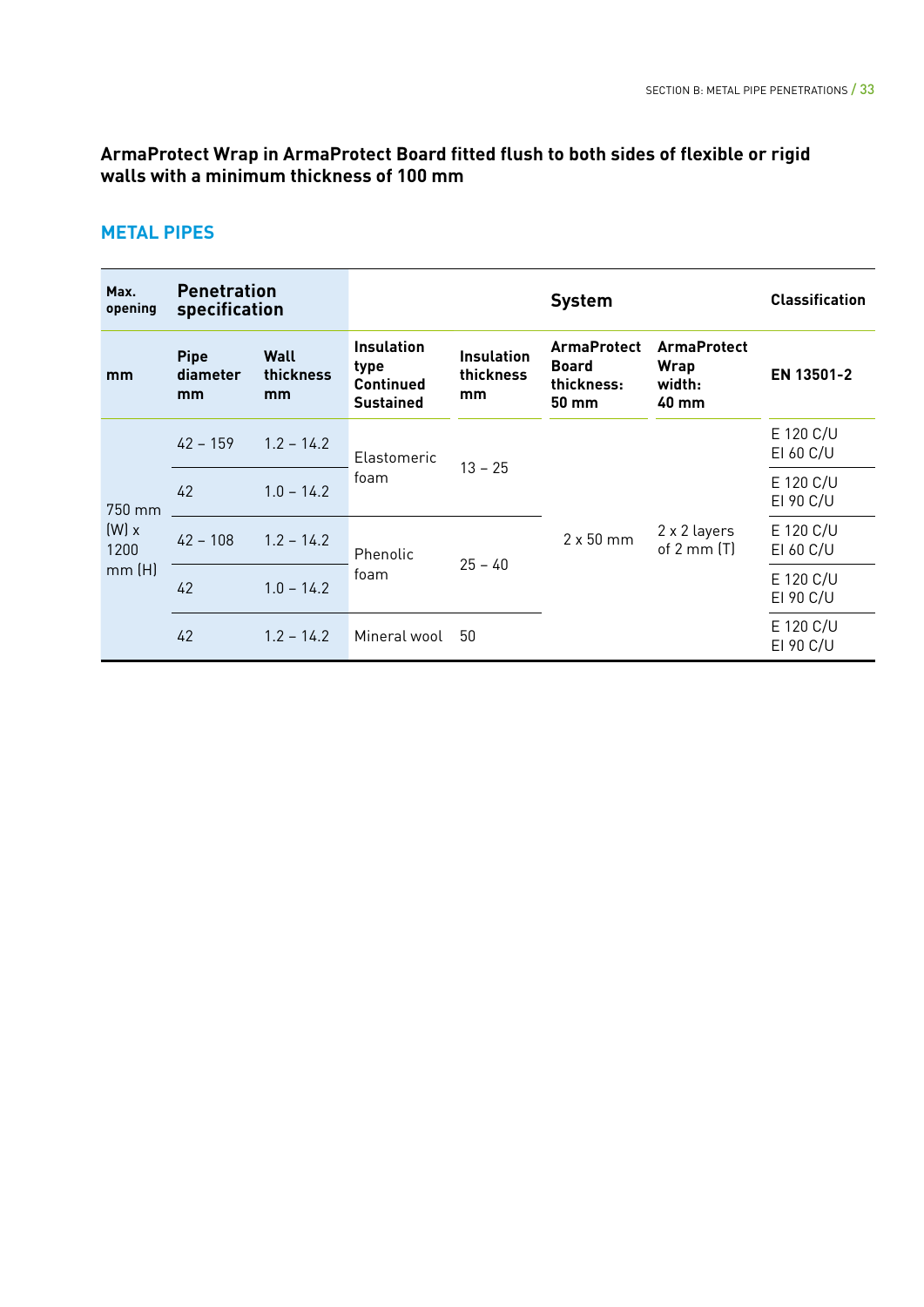### ArmaProtect Wrap in ArmaProtect Board fitted flush to both sides of flexible or rigid walls with a minimum thickness of 100 mm

## METAL PIPES

| Max. opening | Penetration specification | | System | | | | Classification |
|---|---|---|---|---|---|---|---|
| mm | Pipe diameter mm | Wall thickness mm | Insulation type Continued Sustained | Insulation thickness mm | ArmaProtect Board thickness: 50 mm | ArmaProtect Wrap width: 40 mm | EN 13501-2 |
| 750 mm (W) x 1200 mm (H) | 42 – 159 | 1.2 – 14.2 | Elastomeric foam | 13 – 25 | 2 x 50 mm | 2 x 2 layers of 2 mm (T) | E 120 C/U EI 60 C/U |
| | 42 | 1.0 – 14.2 | | | | | E 120 C/U EI 90 C/U |
| | 42 – 108 | 1.2 – 14.2 | Phenolic foam | 25 – 40 | | | E 120 C/U EI 60 C/U |
| | 42 | 1.0 – 14.2 | | | | | E 120 C/U EI 90 C/U |
| | 42 | 1.2 – 14.2 | Mineral wool | 50 | | | E 120 C/U EI 90 C/U |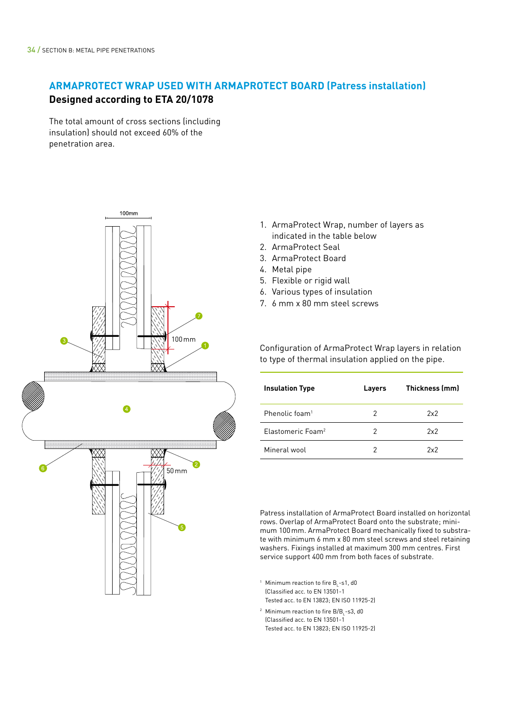## ARMAPROTECT WRAP USED WITH ARMAPROTECT BOARD (Patress installation)

**Designed according to ETA 20/1078**

The total amount of cross sections (including insulation) should not exceed 60% of the penetration area.

1. ArmaProtect Wrap, number of layers as indicated in the table below
2. ArmaProtect Seal
3. ArmaProtect Board
4. Metal pipe
5. Flexible or rigid wall
6. Various types of insulation
7. 6 mm x 80 mm steel screws

Configuration of ArmaProtect Wrap layers in relation to type of thermal insulation applied on the pipe.

| Insulation Type | Layers | Thickness (mm) |
|---|---|---|
| Phenolic foam[1] | 2 | 2x2 |
| Elastomeric Foam[2] | 2 | 2x2 |
| Mineral wool | 2 | 2x2 |

Patress installation of ArmaProtect Board installed on horizontal rows. Overlap of ArmaProtect Board onto the substrate; minimum 100 mm. ArmaProtect Board mechanically fixed to substrate with minimum 6 mm x 80 mm steel screws and steel retaining washers. Fixings installed at maximum 300 mm centres. First service support 400 mm from both faces of substrate.

[1] Minimum reaction to fire $B_L$-s1, d0 (Classified acc. to EN 13501-1 Tested acc. to EN 13823; EN ISO 11925-2)

[2] Minimum reaction to fire B/$B_L$-s3, d0 (Classified acc. to EN 13501-1 Tested acc. to EN 13823; EN ISO 11925-2)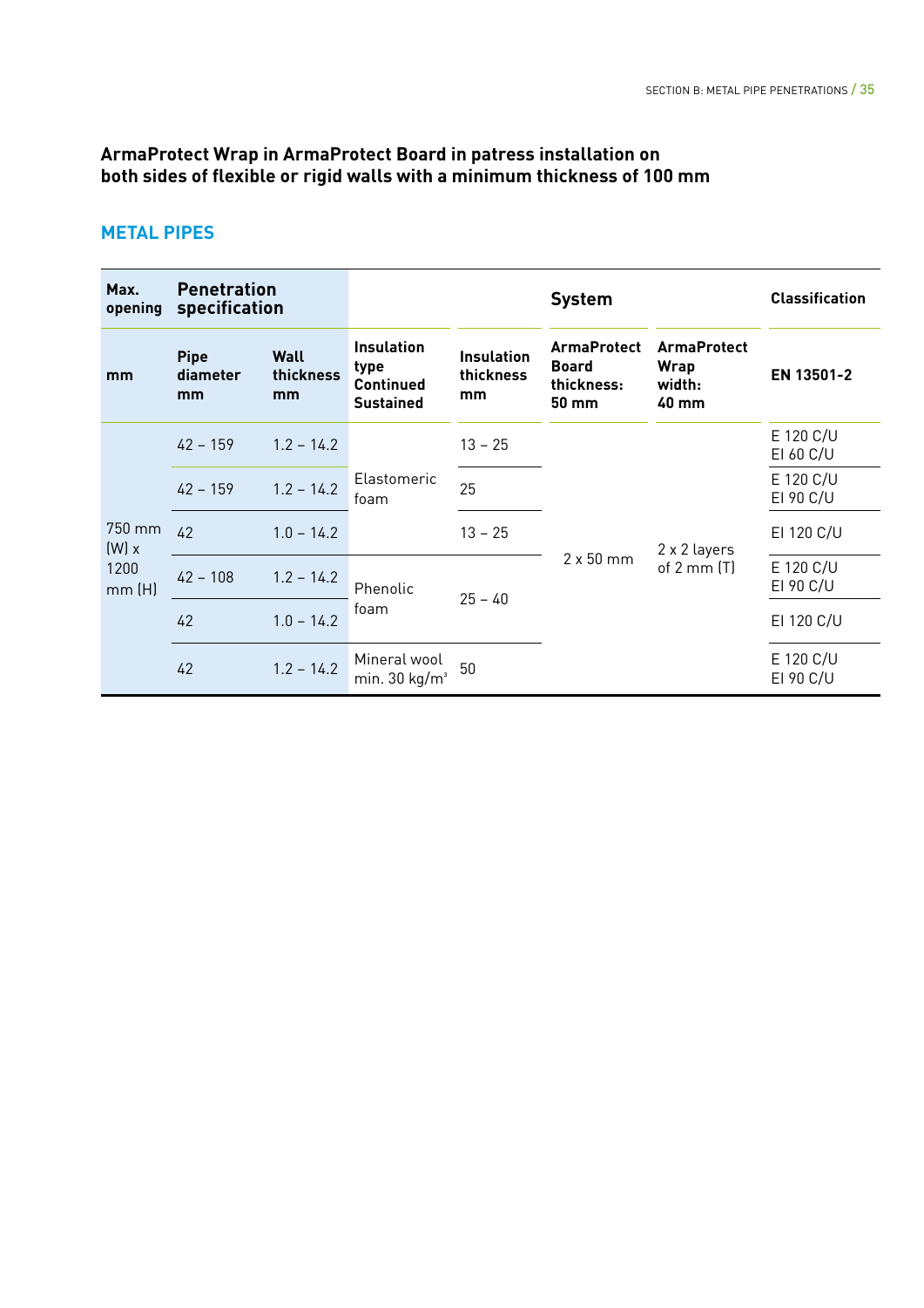**ArmaProtect Wrap in ArmaProtect Board in patress installation on both sides of flexible or rigid walls with a minimum thickness of 100 mm**

## METAL PIPES

| Max. opening | Penetration specification | | System | | | | Classification |
|---|---|---|---|---|---|---|---|
| mm | Pipe diameter mm | Wall thickness mm | Insulation type Continued Sustained | Insulation thickness mm | ArmaProtect Board thickness: 50 mm | ArmaProtect Wrap width: 40 mm | EN 13501-2 |
| 750 mm (W) x 1200 mm (H) | 42 – 159 | 1.2 – 14.2 | Elastomeric foam | 13 – 25 | 2 x 50 mm | 2 x 2 layers of 2 mm (T) | E 120 C/U EI 60 C/U |
| | 42 – 159 | 1.2 – 14.2 | | 25 | | | E 120 C/U EI 90 C/U |
| | 42 | 1.0 – 14.2 | | 13 – 25 | | | EI 120 C/U |
| | 42 – 108 | 1.2 – 14.2 | Phenolic foam | 25 – 40 | | | E 120 C/U EI 90 C/U |
| | 42 | 1.0 – 14.2 | | | | | EI 120 C/U |
| | 42 | 1.2 – 14.2 | Mineral wool min. 30 kg/m³ | 50 | | | E 120 C/U EI 90 C/U |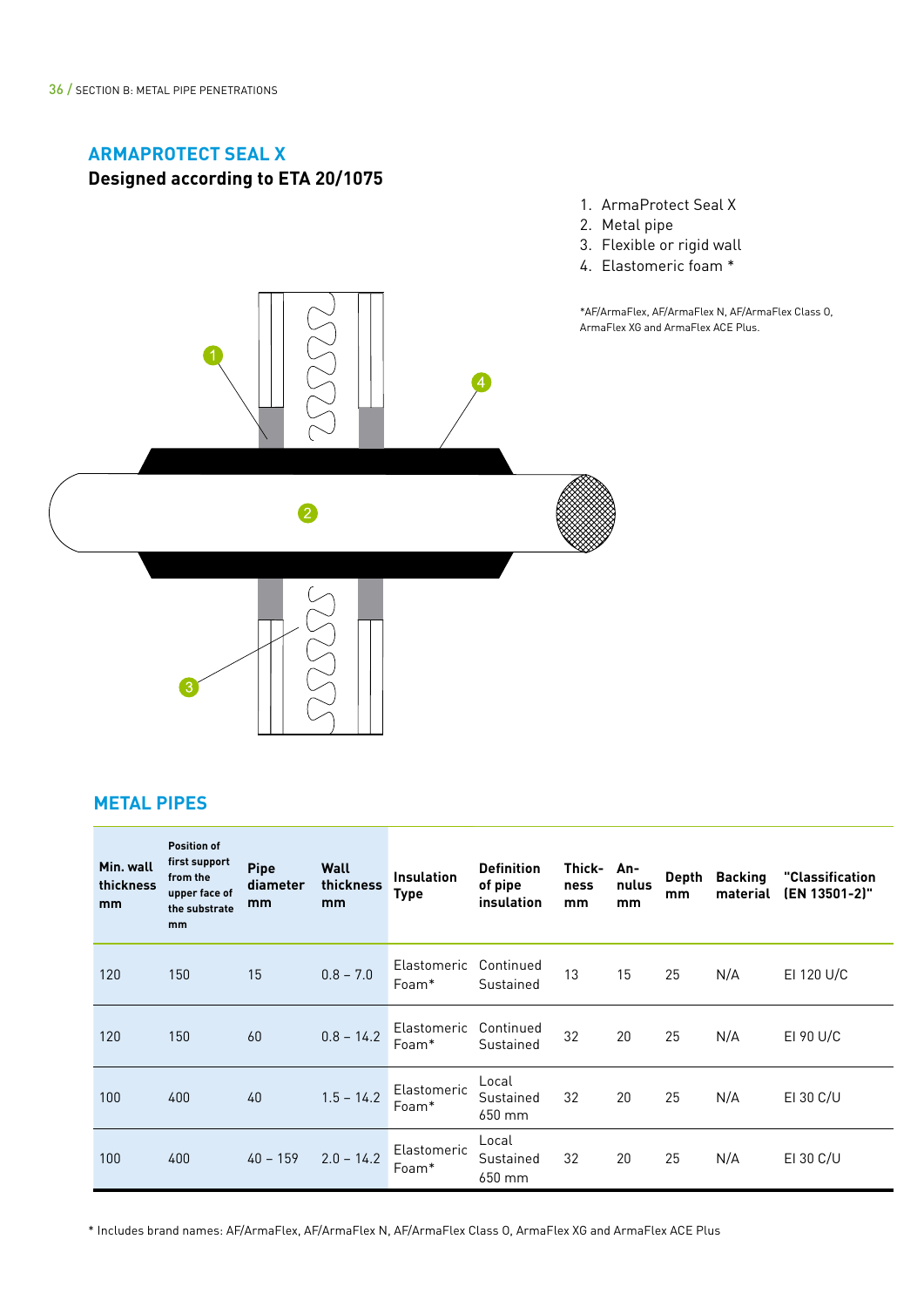## ARMAPROTECT SEAL X

**Designed according to ETA 20/1075**

1. ArmaProtect Seal X
2. Metal pipe
3. Flexible or rigid wall
4. Elastomeric foam *

*AF/ArmaFlex, AF/ArmaFlex N, AF/ArmaFlex Class O, ArmaFlex XG and ArmaFlex ACE Plus.

## METAL PIPES

| Min. wall thickness mm | Position of first support from the upper face of the substrate mm | Pipe diameter mm | Wall thickness mm | Insulation Type | Definition of pipe insulation | Thick-ness mm | An-nulus mm | Depth mm | Backing material | "Classification (EN 13501-2)" |
|---|---|---|---|---|---|---|---|---|---|---|
| 120 | 150 | 15 | 0.8 – 7.0 | Elastomeric Foam* | Continued Sustained | 13 | 15 | 25 | N/A | EI 120 U/C |
| 120 | 150 | 60 | 0.8 – 14.2 | Elastomeric Foam* | Continued Sustained | 32 | 20 | 25 | N/A | EI 90 U/C |
| 100 | 400 | 40 | 1.5 – 14.2 | Elastomeric Foam* | Local Sustained 650 mm | 32 | 20 | 25 | N/A | EI 30 C/U |
| 100 | 400 | 40 – 159 | 2.0 – 14.2 | Elastomeric Foam* | Local Sustained 650 mm | 32 | 20 | 25 | N/A | EI 30 C/U |

* Includes brand names: AF/ArmaFlex, AF/ArmaFlex N, AF/ArmaFlex Class O, ArmaFlex XG and ArmaFlex ACE Plus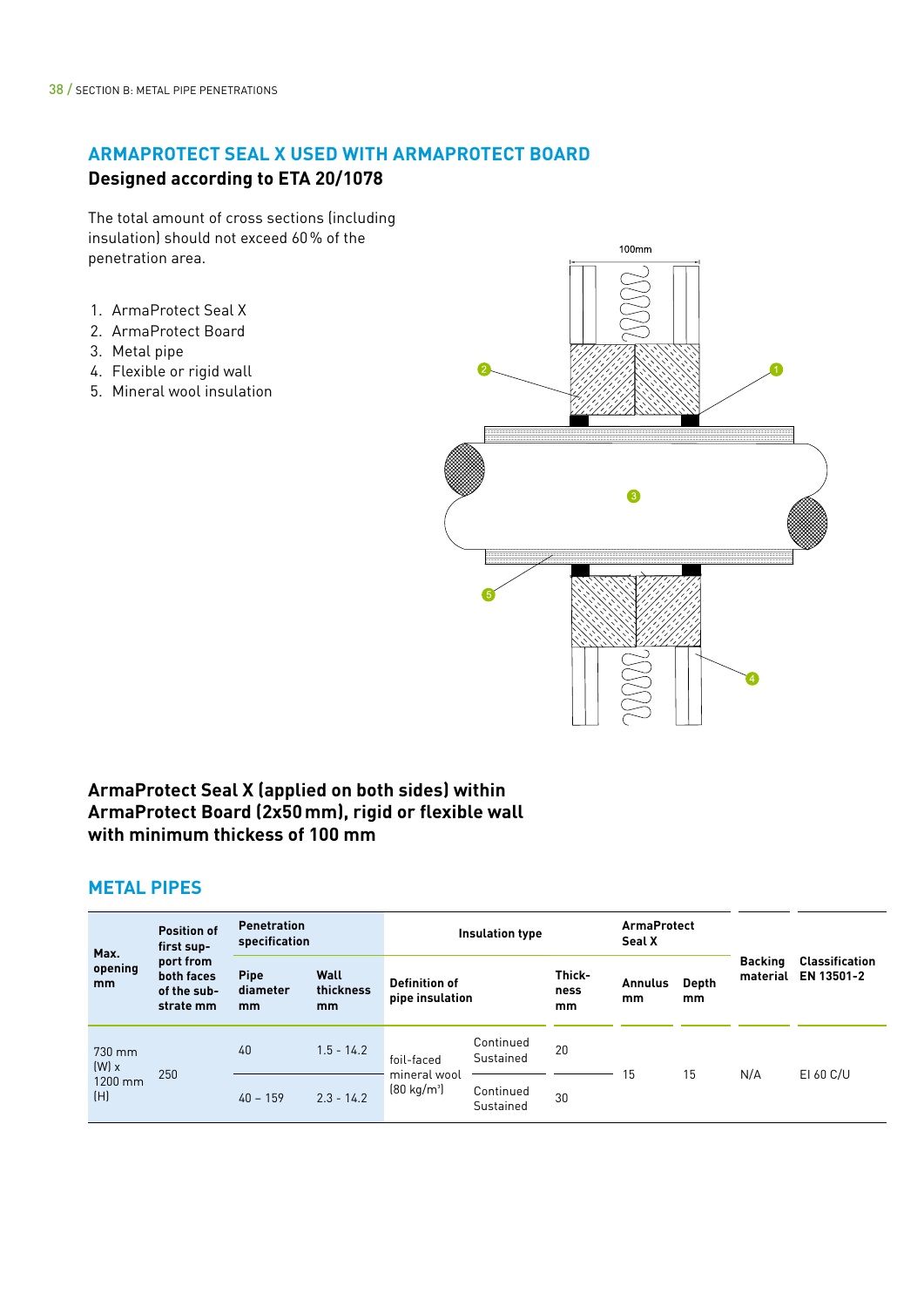## ARMAPROTECT SEAL X USED WITH ARMAPROTECT BOARD

### Designed according to ETA 20/1078

The total amount of cross sections (including insulation) should not exceed 60 % of the penetration area.

1. ArmaProtect Seal X
2. ArmaProtect Board
3. Metal pipe
4. Flexible or rigid wall
5. Mineral wool insulation

### ArmaProtect Seal X (applied on both sides) within ArmaProtect Board (2x50 mm), rigid or flexible wall with minimum thickness of 100 mm

## METAL PIPES

| Max. opening mm | Position of first support from both faces of the substrate mm | Penetration specification | | Insulation type | | | ArmaProtect Seal X | | Backing material | Classification EN 13501-2 |
|---|---|---|---|---|---|---|---|---|---|---|
| | | Pipe diameter mm | Wall thickness mm | Definition of pipe insulation | | Thickness mm | Annulus mm | Depth mm | | |
| 730 mm (W) x 1200 mm (H) | 250 | 40 | 1.5 - 14.2 | foil-faced mineral wool (80 kg/m³) | Continued Sustained | 20 | 15 | 15 | N/A | EI 60 C/U |
| | | 40 – 159 | 2.3 - 14.2 | | Continued Sustained | 30 | | | | |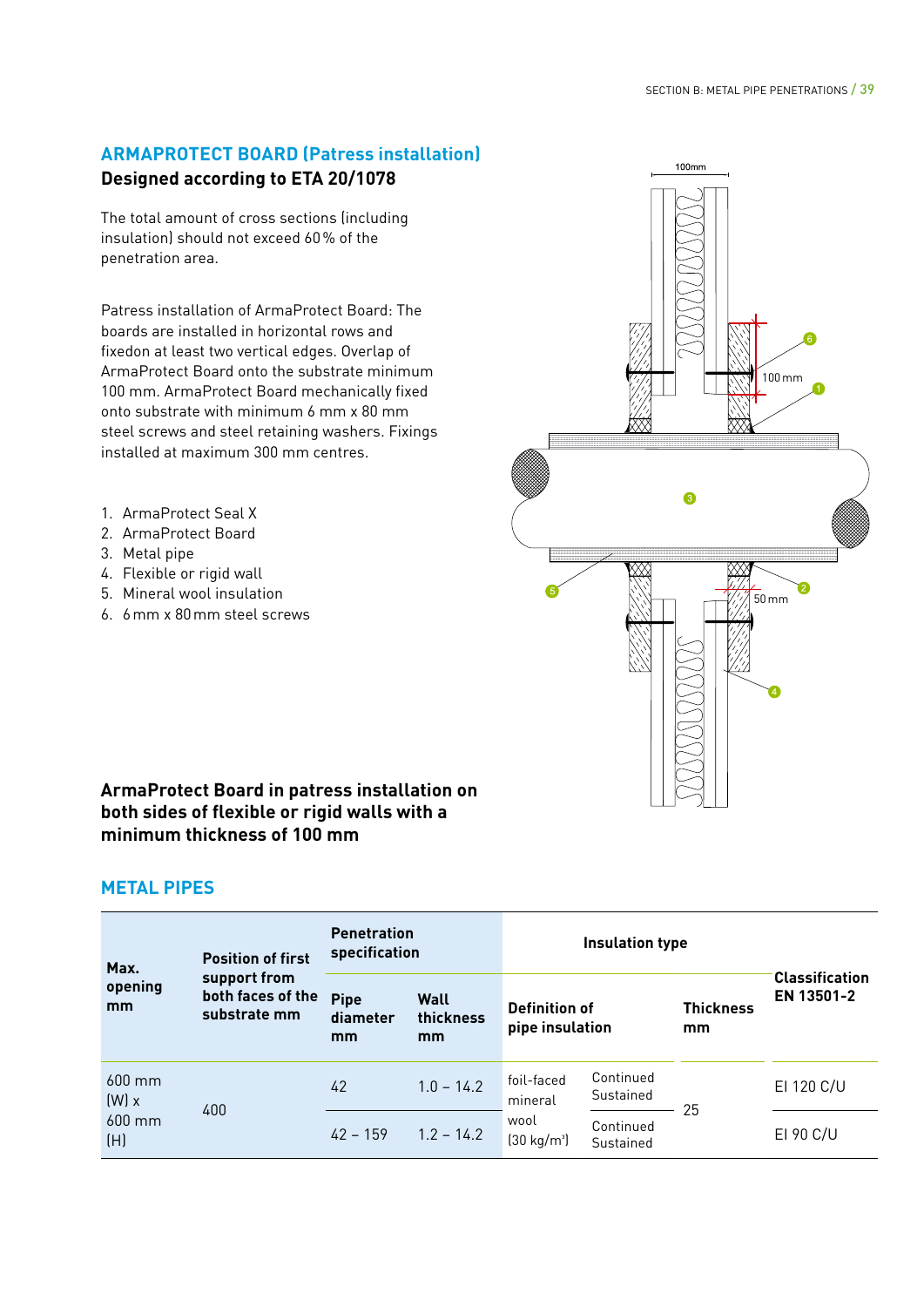## ARMAPROTECT BOARD (Patress installation)

**Designed according to ETA 20/1078**

The total amount of cross sections (including insulation) should not exceed 60 % of the penetration area.

Patress installation of ArmaProtect Board: The boards are installed in horizontal rows and fixedon at least two vertical edges. Overlap of ArmaProtect Board onto the substrate minimum 100 mm. ArmaProtect Board mechanically fixed onto substrate with minimum 6 mm x 80 mm steel screws and steel retaining washers. Fixings installed at maximum 300 mm centres.

1. ArmaProtect Seal X
2. ArmaProtect Board
3. Metal pipe
4. Flexible or rigid wall
5. Mineral wool insulation
6. 6 mm x 80 mm steel screws

**ArmaProtect Board in patress installation on both sides of flexible or rigid walls with a minimum thickness of 100 mm**

## METAL PIPES

| Max. opening mm | Position of first support from both faces of the substrate mm | Penetration specification | | Insulation type | | | Classification EN 13501-2 |
|---|---|---|---|---|---|---|---|
| | | Pipe diameter mm | Wall thickness mm | Definition of pipe insulation | | Thickness mm | |
| 600 mm (W) x 600 mm (H) | 400 | 42 | 1.0 – 14.2 | foil-faced mineral wool (30 kg/m³) | Continued Sustained | 25 | EI 120 C/U |
| | | 42 – 159 | 1.2 – 14.2 | | Continued Sustained | | EI 90 C/U |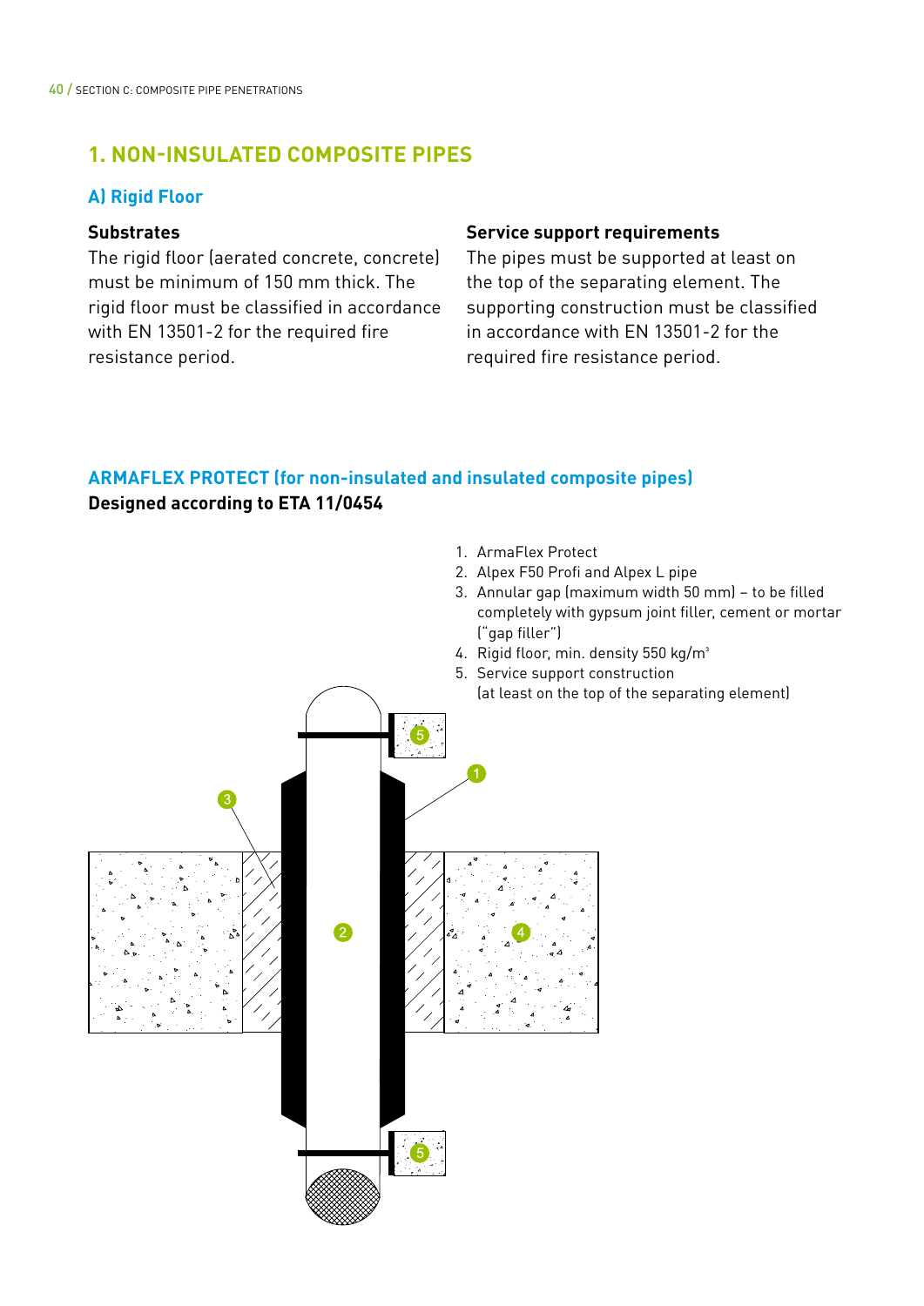## 1. NON-INSULATED COMPOSITE PIPES

### A) Rigid Floor

**Substrates**

The rigid floor (aerated concrete, concrete) must be minimum of 150 mm thick. The rigid floor must be classified in accordance with EN 13501-2 for the required fire resistance period.

**Service support requirements**

The pipes must be supported at least on the top of the separating element. The supporting construction must be classified in accordance with EN 13501-2 for the required fire resistance period.

### ARMAFLEX PROTECT (for non-insulated and insulated composite pipes)

**Designed according to ETA 11/0454**

1. ArmaFlex Protect
2. Alpex F50 Profi and Alpex L pipe
3. Annular gap (maximum width 50 mm) – to be filled completely with gypsum joint filler, cement or mortar ("gap filler")
4. Rigid floor, min. density 550 kg/m³
5. Service support construction (at least on the top of the separating element)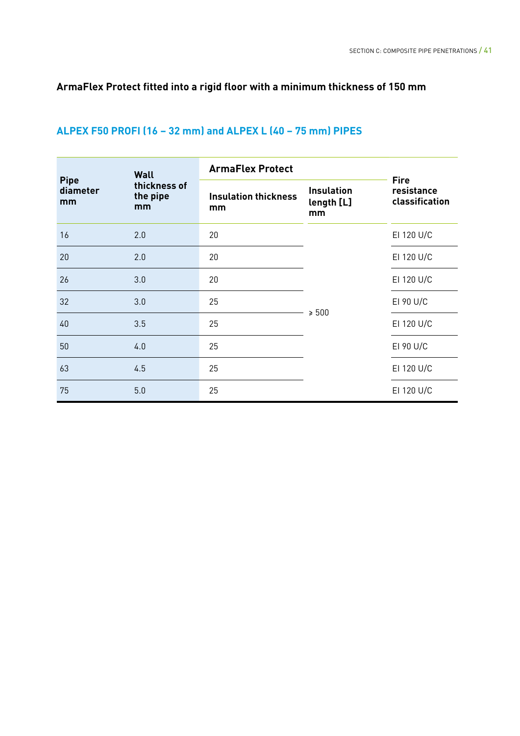### ArmaFlex Protect fitted into a rigid floor with a minimum thickness of 150 mm

## ALPEX F50 PROFI (16 – 32 mm) and ALPEX L (40 – 75 mm) PIPES

| Pipe diameter mm | Wall thickness of the pipe mm | ArmaFlex Protect | | Fire resistance classification |
|---|---|---|---|---|
| | | Insulation thickness mm | Insulation length [L] mm | |
| 16 | 2.0 | 20 | ≥ 500 | EI 120 U/C |
| 20 | 2.0 | 20 | | EI 120 U/C |
| 26 | 3.0 | 20 | | EI 120 U/C |
| 32 | 3.0 | 25 | | EI 90 U/C |
| 40 | 3.5 | 25 | | EI 120 U/C |
| 50 | 4.0 | 25 | | EI 90 U/C |
| 63 | 4.5 | 25 | | EI 120 U/C |
| 75 | 5.0 | 25 | | EI 120 U/C |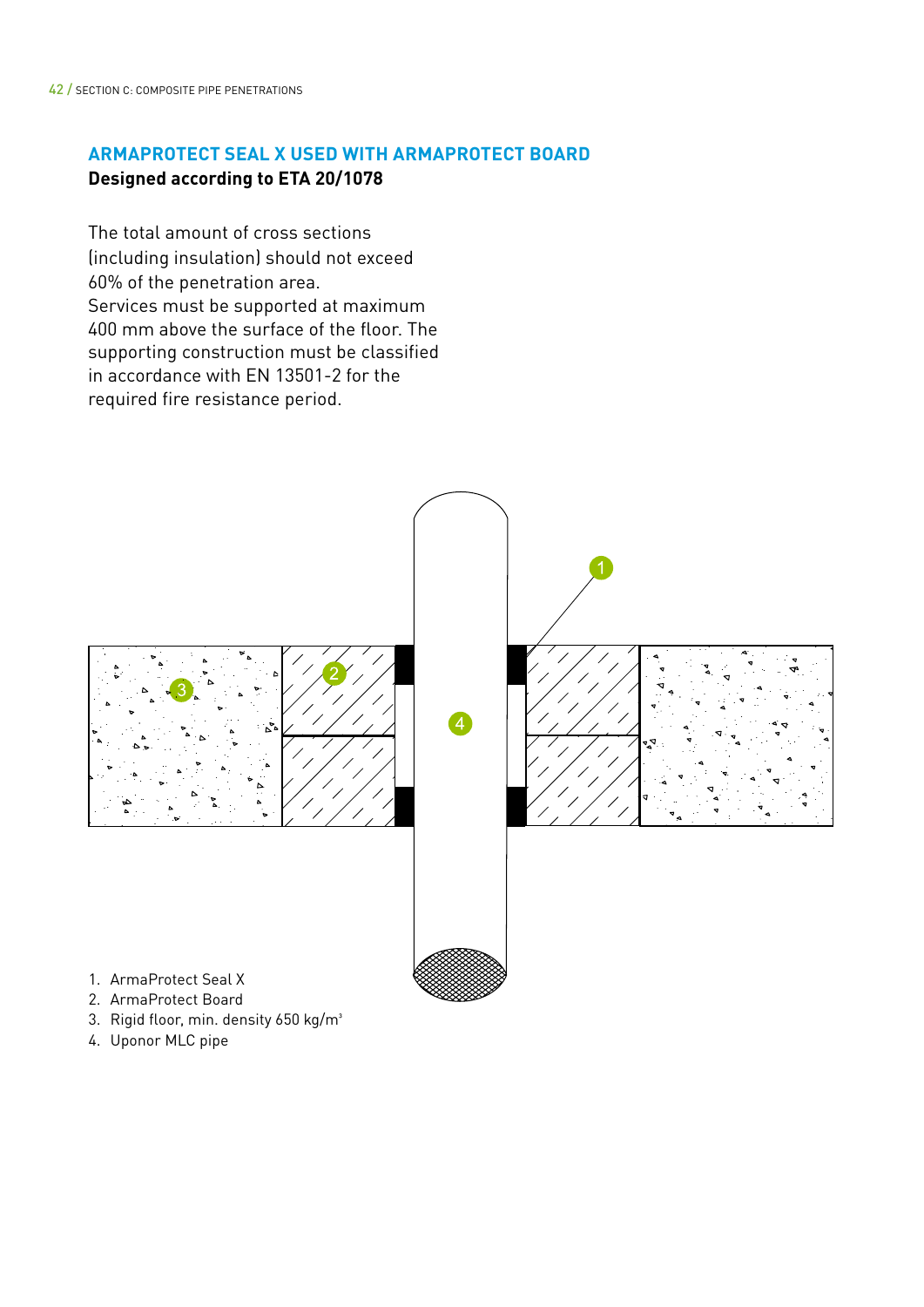## ARMAPROTECT SEAL X USED WITH ARMAPROTECT BOARD

**Designed according to ETA 20/1078**

The total amount of cross sections (including insulation) should not exceed 60% of the penetration area.
Services must be supported at maximum 400 mm above the surface of the floor. The supporting construction must be classified in accordance with EN 13501-2 for the required fire resistance period.

1. ArmaProtect Seal X
2. ArmaProtect Board
3. Rigid floor, min. density 650 kg/m³
4. Uponor MLC pipe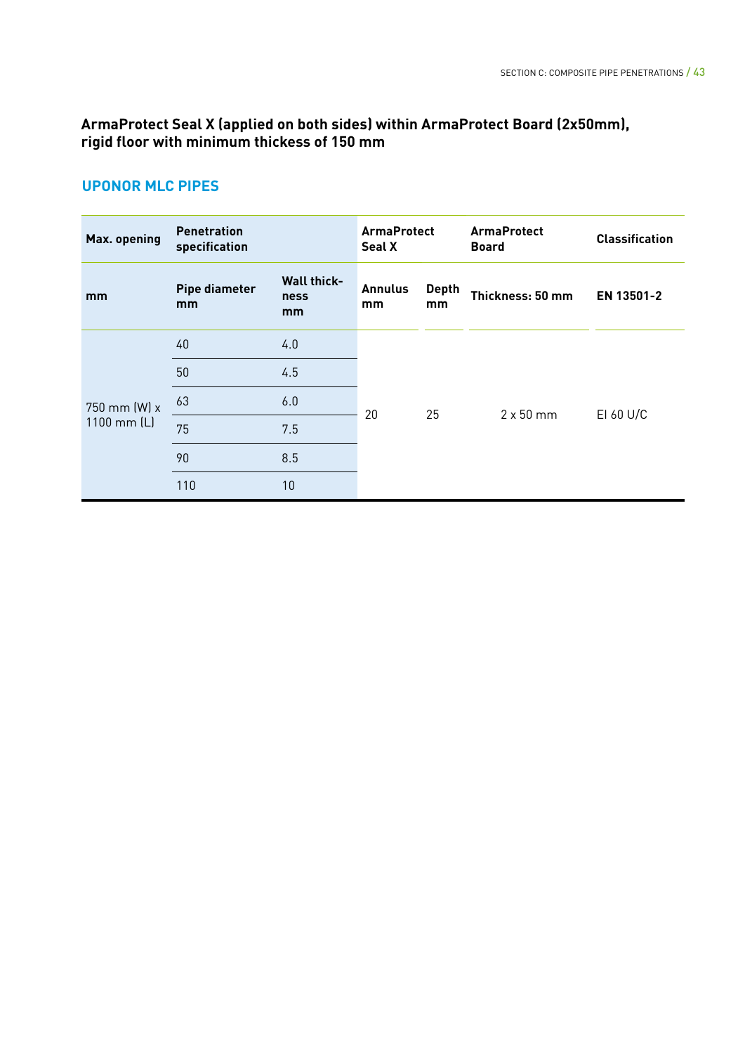## ArmaProtect Seal X (applied on both sides) within ArmaProtect Board (2x50mm), rigid floor with minimum thickess of 150 mm

### UPONOR MLC PIPES

| Max. opening | Penetration specification | | ArmaProtect Seal X | | ArmaProtect Board | Classification |
|---|---|---|---|---|---|---|
| **mm** | **Pipe diameter mm** | **Wall thick-ness mm** | **Annulus mm** | **Depth mm** | **Thickness: 50 mm** | **EN 13501-2** |
| 750 mm (W) x 1100 mm (L) | 40 | 4.0 | 20 | 25 | 2 x 50 mm | EI 60 U/C |
| | 50 | 4.5 | | | | |
| | 63 | 6.0 | | | | |
| | 75 | 7.5 | | | | |
| | 90 | 8.5 | | | | |
| | 110 | 10 | | | | |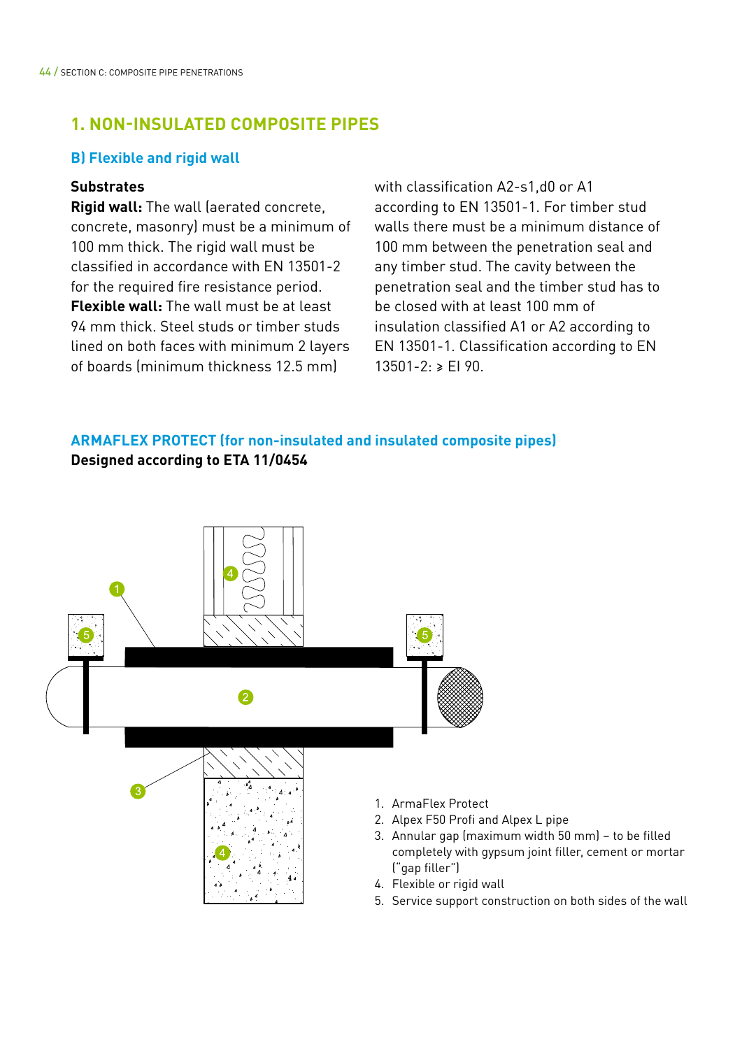## 1. NON-INSULATED COMPOSITE PIPES

### B) Flexible and rigid wall

**Substrates**

**Rigid wall:** The wall (aerated concrete, concrete, masonry) must be a minimum of 100 mm thick. The rigid wall must be classified in accordance with EN 13501-2 for the required fire resistance period.

**Flexible wall:** The wall must be at least 94 mm thick. Steel studs or timber studs lined on both faces with minimum 2 layers of boards (minimum thickness 12.5 mm) with classification A2-s1,d0 or A1 according to EN 13501-1. For timber stud walls there must be a minimum distance of 100 mm between the penetration seal and any timber stud. The cavity between the penetration seal and the timber stud has to be closed with at least 100 mm of insulation classified A1 or A2 according to EN 13501-1. Classification according to EN 13501-2: ≥ EI 90.

### ARMAFLEX PROTECT (for non-insulated and insulated composite pipes)

**Designed according to ETA 11/0454**

1. ArmaFlex Protect
2. Alpex F50 Profi and Alpex L pipe
3. Annular gap (maximum width 50 mm) – to be filled completely with gypsum joint filler, cement or mortar ("gap filler")
4. Flexible or rigid wall
5. Service support construction on both sides of the wall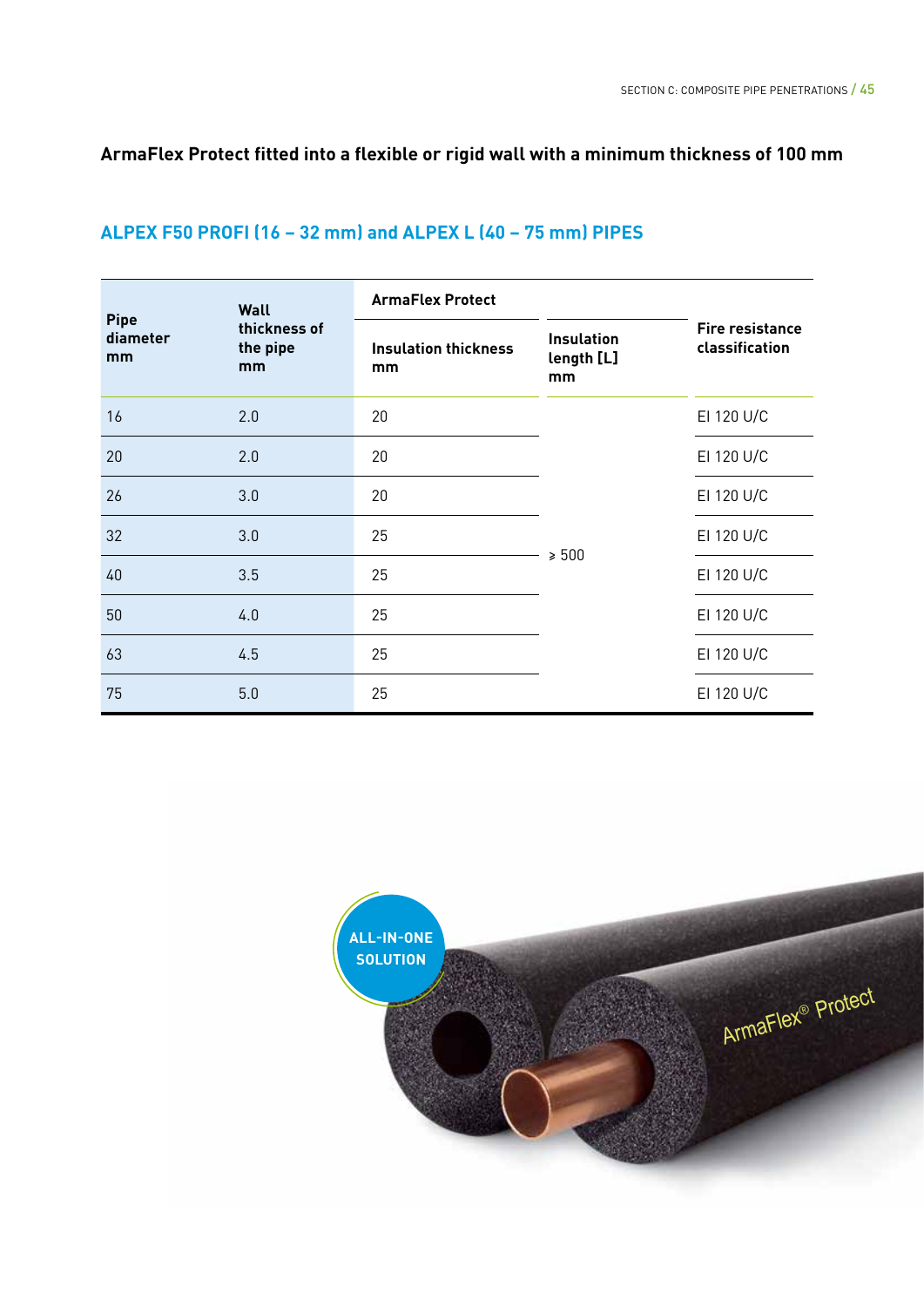## ArmaFlex Protect fitted into a flexible or rigid wall with a minimum thickness of 100 mm

### ALPEX F50 PROFI (16 – 32 mm) and ALPEX L (40 – 75 mm) PIPES

| Pipe diameter mm | Wall thickness of the pipe mm | ArmaFlex Protect | | Fire resistance classification |
|---|---|---|---|---|
| | | Insulation thickness mm | Insulation length [L] mm | |
| 16 | 2.0 | 20 | ≥ 500 | EI 120 U/C |
| 20 | 2.0 | 20 | ≥ 500 | EI 120 U/C |
| 26 | 3.0 | 20 | ≥ 500 | EI 120 U/C |
| 32 | 3.0 | 25 | ≥ 500 | EI 120 U/C |
| 40 | 3.5 | 25 | ≥ 500 | EI 120 U/C |
| 50 | 4.0 | 25 | ≥ 500 | EI 120 U/C |
| 63 | 4.5 | 25 | ≥ 500 | EI 120 U/C |
| 75 | 5.0 | 25 | ≥ 500 | EI 120 U/C |

ALL-IN-ONE SOLUTION

ArmaFlex® Protect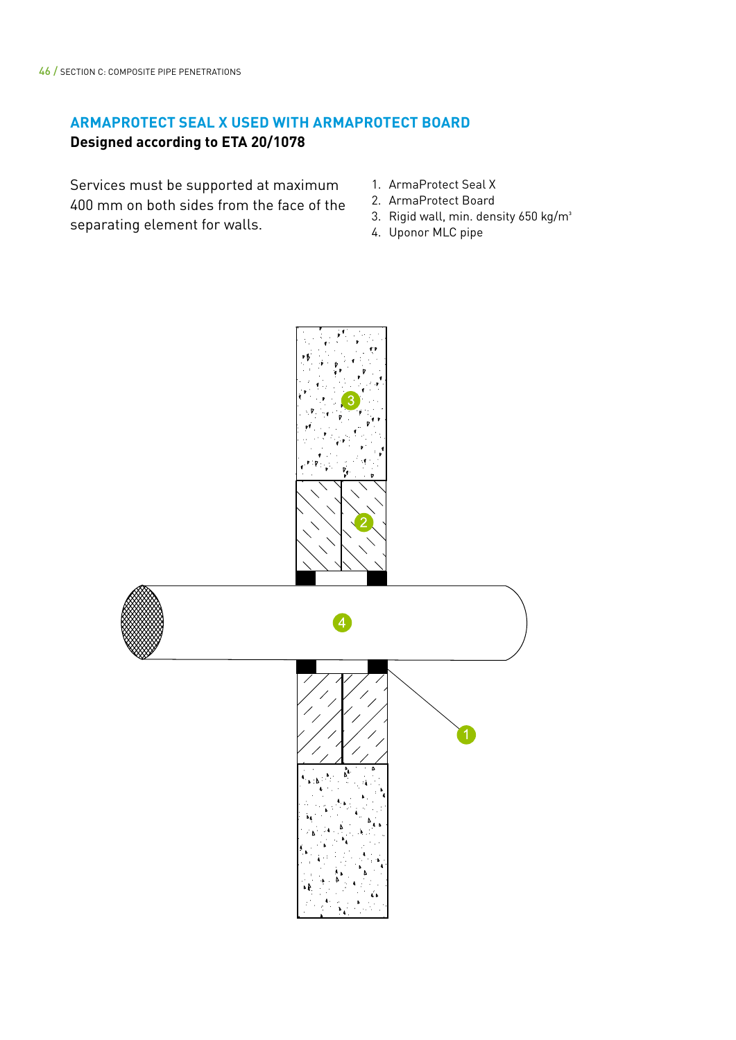## ARMAPROTECT SEAL X USED WITH ARMAPROTECT BOARD

**Designed according to ETA 20/1078**

Services must be supported at maximum 400 mm on both sides from the face of the separating element for walls.

1. ArmaProtect Seal X
2. ArmaProtect Board
3. Rigid wall, min. density 650 kg/m³
4. Uponor MLC pipe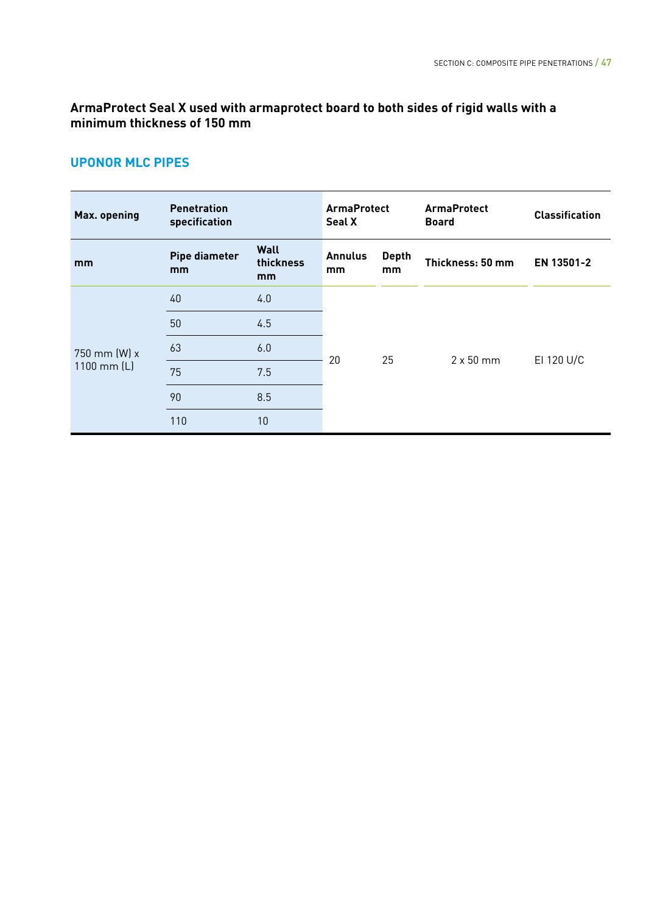**ArmaProtect Seal X used with armaprotect board to both sides of rigid walls with a minimum thickness of 150 mm**

## UPONOR MLC PIPES

| Max. opening | Penetration specification | | ArmaProtect Seal X | | ArmaProtect Board | Classification |
|---|---|---|---|---|---|---|
| mm | Pipe diameter mm | Wall thickness mm | Annulus mm | Depth mm | Thickness: 50 mm | EN 13501-2 |
| 750 mm (W) x 1100 mm (L) | 40 | 4.0 | 20 | 25 | 2 x 50 mm | EI 120 U/C |
| | 50 | 4.5 | | | | |
| | 63 | 6.0 | | | | |
| | 75 | 7.5 | | | | |
| | 90 | 8.5 | | | | |
| | 110 | 10 | | | | |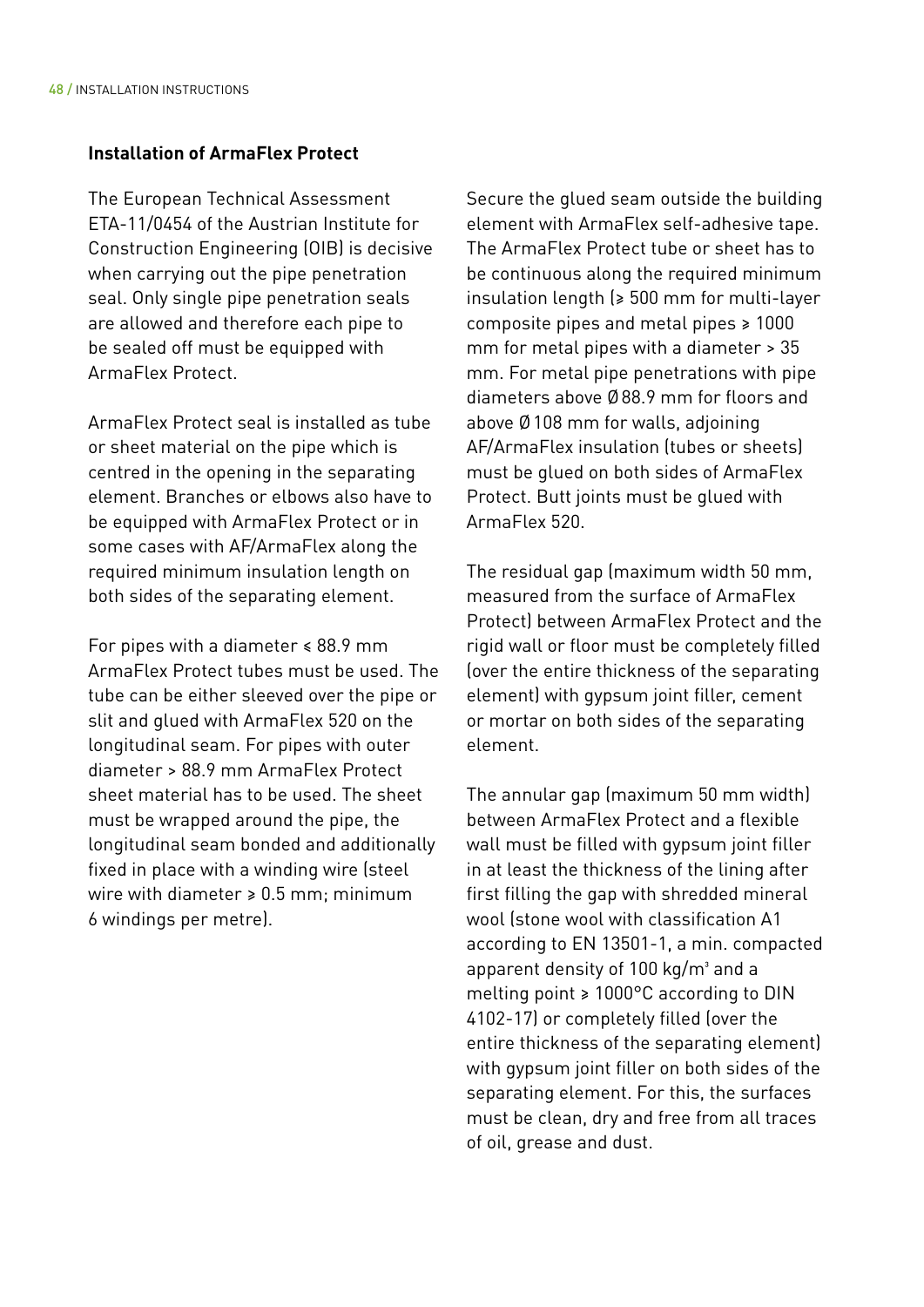### Installation of ArmaFlex Protect

The European Technical Assessment ETA-11/0454 of the Austrian Institute for Construction Engineering (OIB) is decisive when carrying out the pipe penetration seal. Only single pipe penetration seals are allowed and therefore each pipe to be sealed off must be equipped with ArmaFlex Protect.

ArmaFlex Protect seal is installed as tube or sheet material on the pipe which is centred in the opening in the separating element. Branches or elbows also have to be equipped with ArmaFlex Protect or in some cases with AF/ArmaFlex along the required minimum insulation length on both sides of the separating element.

For pipes with a diameter ≤ 88.9 mm ArmaFlex Protect tubes must be used. The tube can be either sleeved over the pipe or slit and glued with ArmaFlex 520 on the longitudinal seam. For pipes with outer diameter > 88.9 mm ArmaFlex Protect sheet material has to be used. The sheet must be wrapped around the pipe, the longitudinal seam bonded and additionally fixed in place with a winding wire (steel wire with diameter ≥ 0.5 mm; minimum 6 windings per metre).

Secure the glued seam outside the building element with ArmaFlex self-adhesive tape. The ArmaFlex Protect tube or sheet has to be continuous along the required minimum insulation length (≥ 500 mm for multi-layer composite pipes and metal pipes ≥ 1000 mm for metal pipes with a diameter > 35 mm. For metal pipe penetrations with pipe diameters above Ø 88.9 mm for floors and above Ø 108 mm for walls, adjoining AF/ArmaFlex insulation (tubes or sheets) must be glued on both sides of ArmaFlex Protect. Butt joints must be glued with ArmaFlex 520.

The residual gap (maximum width 50 mm, measured from the surface of ArmaFlex Protect) between ArmaFlex Protect and the rigid wall or floor must be completely filled (over the entire thickness of the separating element) with gypsum joint filler, cement or mortar on both sides of the separating element.

The annular gap (maximum 50 mm width) between ArmaFlex Protect and a flexible wall must be filled with gypsum joint filler in at least the thickness of the lining after first filling the gap with shredded mineral wool (stone wool with classification A1 according to EN 13501-1, a min. compacted apparent density of 100 kg/m³ and a melting point ≥ 1000°C according to DIN 4102-17) or completely filled (over the entire thickness of the separating element) with gypsum joint filler on both sides of the separating element. For this, the surfaces must be clean, dry and free from all traces of oil, grease and dust.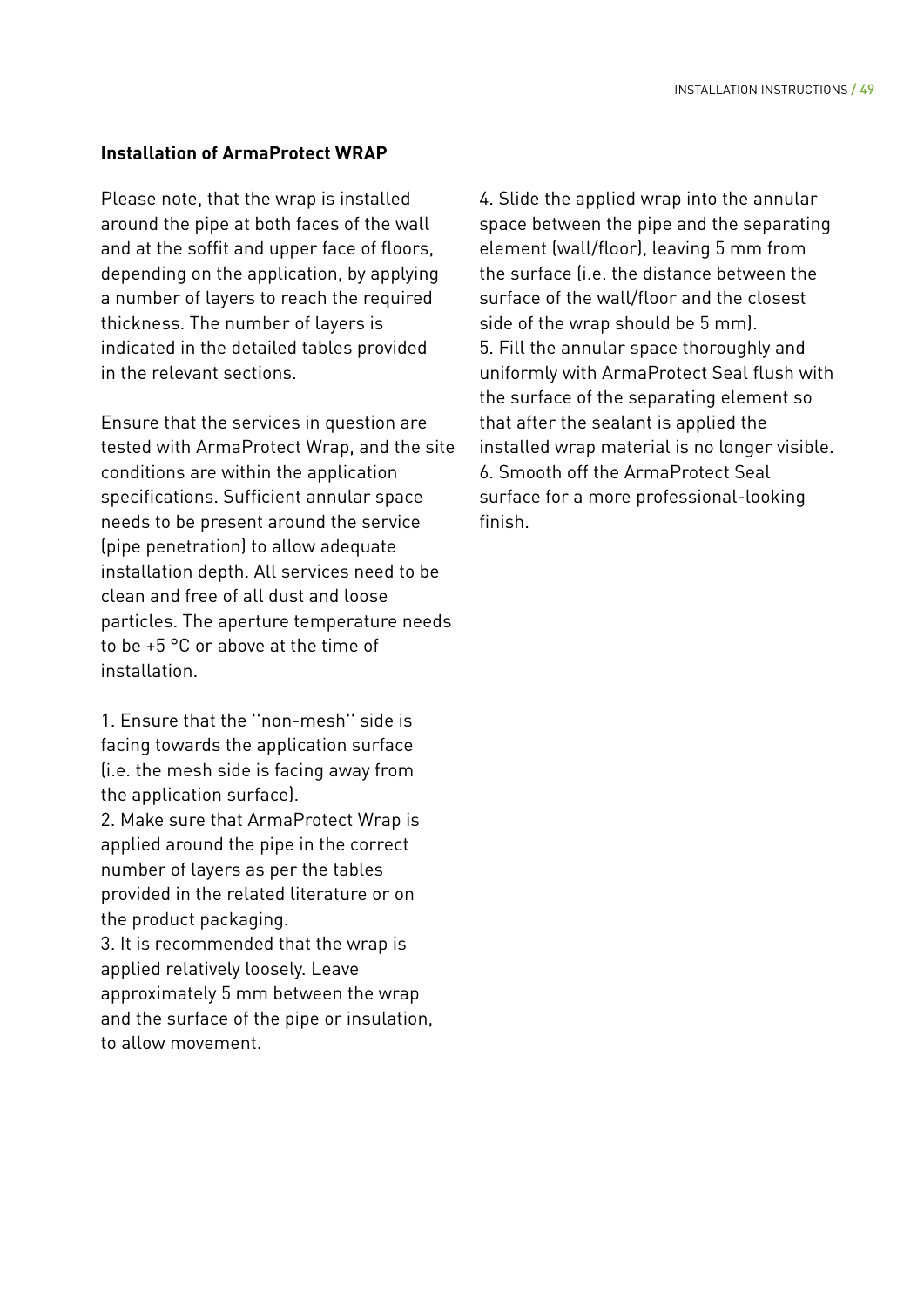**Installation of ArmaProtect WRAP**

Please note, that the wrap is installed around the pipe at both faces of the wall and at the soffit and upper face of floors, depending on the application, by applying a number of layers to reach the required thickness. The number of layers is indicated in the detailed tables provided in the relevant sections.

Ensure that the services in question are tested with ArmaProtect Wrap, and the site conditions are within the application specifications. Sufficient annular space needs to be present around the service (pipe penetration) to allow adequate installation depth. All services need to be clean and free of all dust and loose particles. The aperture temperature needs to be +5 °C or above at the time of installation.

1. Ensure that the ''non-mesh'' side is facing towards the application surface (i.e. the mesh side is facing away from the application surface).
2. Make sure that ArmaProtect Wrap is applied around the pipe in the correct number of layers as per the tables provided in the related literature or on the product packaging.
3. It is recommended that the wrap is applied relatively loosely. Leave approximately 5 mm between the wrap and the surface of the pipe or insulation, to allow movement.
4. Slide the applied wrap into the annular space between the pipe and the separating element (wall/floor), leaving 5 mm from the surface (i.e. the distance between the surface of the wall/floor and the closest side of the wrap should be 5 mm).
5. Fill the annular space thoroughly and uniformly with ArmaProtect Seal flush with the surface of the separating element so that after the sealant is applied the installed wrap material is no longer visible.
6. Smooth off the ArmaProtect Seal surface for a more professional-looking finish.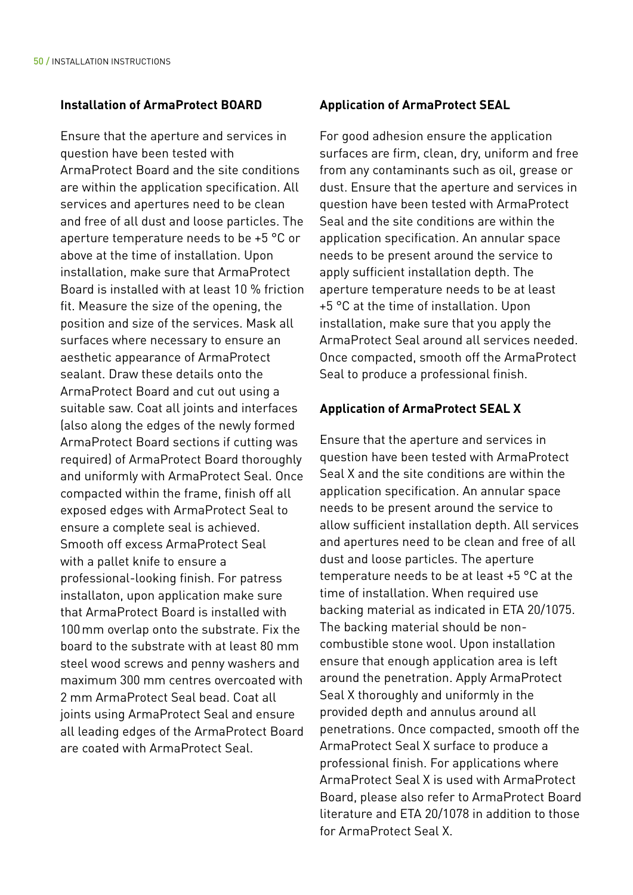### Installation of ArmaProtect BOARD

Ensure that the aperture and services in question have been tested with ArmaProtect Board and the site conditions are within the application specification. All services and apertures need to be clean and free of all dust and loose particles. The aperture temperature needs to be +5 °C or above at the time of installation. Upon installation, make sure that ArmaProtect Board is installed with at least 10 % friction fit. Measure the size of the opening, the position and size of the services. Mask all surfaces where necessary to ensure an aesthetic appearance of ArmaProtect sealant. Draw these details onto the ArmaProtect Board and cut out using a suitable saw. Coat all joints and interfaces (also along the edges of the newly formed ArmaProtect Board sections if cutting was required) of ArmaProtect Board thoroughly and uniformly with ArmaProtect Seal. Once compacted within the frame, finish off all exposed edges with ArmaProtect Seal to ensure a complete seal is achieved. Smooth off excess ArmaProtect Seal with a pallet knife to ensure a professional-looking finish. For patress installaton, upon application make sure that ArmaProtect Board is installed with 100 mm overlap onto the substrate. Fix the board to the substrate with at least 80 mm steel wood screws and penny washers and maximum 300 mm centres overcoated with 2 mm ArmaProtect Seal bead. Coat all joints using ArmaProtect Seal and ensure all leading edges of the ArmaProtect Board are coated with ArmaProtect Seal.

### Application of ArmaProtect SEAL

For good adhesion ensure the application surfaces are firm, clean, dry, uniform and free from any contaminants such as oil, grease or dust. Ensure that the aperture and services in question have been tested with ArmaProtect Seal and the site conditions are within the application specification. An annular space needs to be present around the service to apply sufficient installation depth. The aperture temperature needs to be at least +5 °C at the time of installation. Upon installation, make sure that you apply the ArmaProtect Seal around all services needed. Once compacted, smooth off the ArmaProtect Seal to produce a professional finish.

### Application of ArmaProtect SEAL X

Ensure that the aperture and services in question have been tested with ArmaProtect Seal X and the site conditions are within the application specification. An annular space needs to be present around the service to allow sufficient installation depth. All services and apertures need to be clean and free of all dust and loose particles. The aperture temperature needs to be at least +5 °C at the time of installation. When required use backing material as indicated in ETA 20/1075. The backing material should be non-combustible stone wool. Upon installation ensure that enough application area is left around the penetration. Apply ArmaProtect Seal X thoroughly and uniformly in the provided depth and annulus around all penetrations. Once compacted, smooth off the ArmaProtect Seal X surface to produce a professional finish. For applications where ArmaProtect Seal X is used with ArmaProtect Board, please also refer to ArmaProtect Board literature and ETA 20/1078 in addition to those for ArmaProtect Seal X.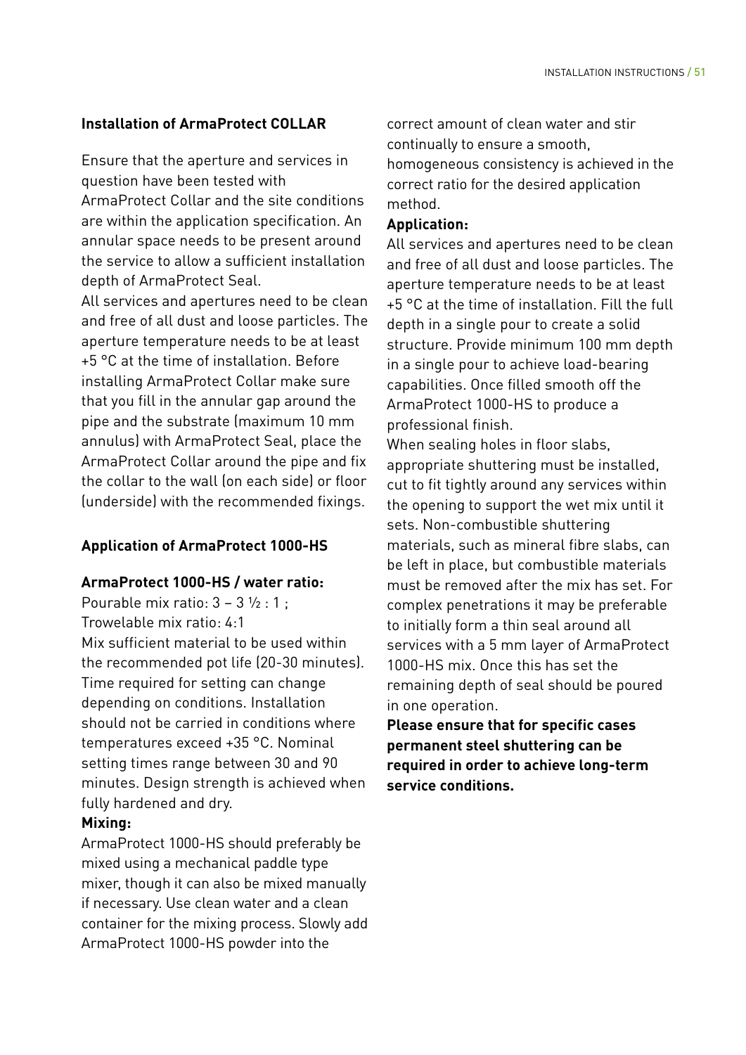### Installation of ArmaProtect COLLAR

Ensure that the aperture and services in question have been tested with ArmaProtect Collar and the site conditions are within the application specification. An annular space needs to be present around the service to allow a sufficient installation depth of ArmaProtect Seal.

All services and apertures need to be clean and free of all dust and loose particles. The aperture temperature needs to be at least +5 °C at the time of installation. Before installing ArmaProtect Collar make sure that you fill in the annular gap around the pipe and the substrate (maximum 10 mm annulus) with ArmaProtect Seal, place the ArmaProtect Collar around the pipe and fix the collar to the wall (on each side) or floor (underside) with the recommended fixings.

### Application of ArmaProtect 1000-HS

**ArmaProtect 1000-HS / water ratio:**

Pourable mix ratio: 3 – 3 ½ : 1 ;
Trowelable mix ratio: 4:1

Mix sufficient material to be used within the recommended pot life (20-30 minutes). Time required for setting can change depending on conditions. Installation should not be carried in conditions where temperatures exceed +35 °C. Nominal setting times range between 30 and 90 minutes. Design strength is achieved when fully hardened and dry.

**Mixing:**

ArmaProtect 1000-HS should preferably be mixed using a mechanical paddle type mixer, though it can also be mixed manually if necessary. Use clean water and a clean container for the mixing process. Slowly add ArmaProtect 1000-HS powder into the correct amount of clean water and stir continually to ensure a smooth, homogeneous consistency is achieved in the correct ratio for the desired application method.

**Application:**

All services and apertures need to be clean and free of all dust and loose particles. The aperture temperature needs to be at least +5 °C at the time of installation. Fill the full depth in a single pour to create a solid structure. Provide minimum 100 mm depth in a single pour to achieve load-bearing capabilities. Once filled smooth off the ArmaProtect 1000-HS to produce a professional finish.

When sealing holes in floor slabs, appropriate shuttering must be installed, cut to fit tightly around any services within the opening to support the wet mix until it sets. Non-combustible shuttering materials, such as mineral fibre slabs, can be left in place, but combustible materials must be removed after the mix has set. For complex penetrations it may be preferable to initially form a thin seal around all services with a 5 mm layer of ArmaProtect 1000-HS mix. Once this has set the remaining depth of seal should be poured in one operation.

**Please ensure that for specific cases permanent steel shuttering can be required in order to achieve long-term service conditions.**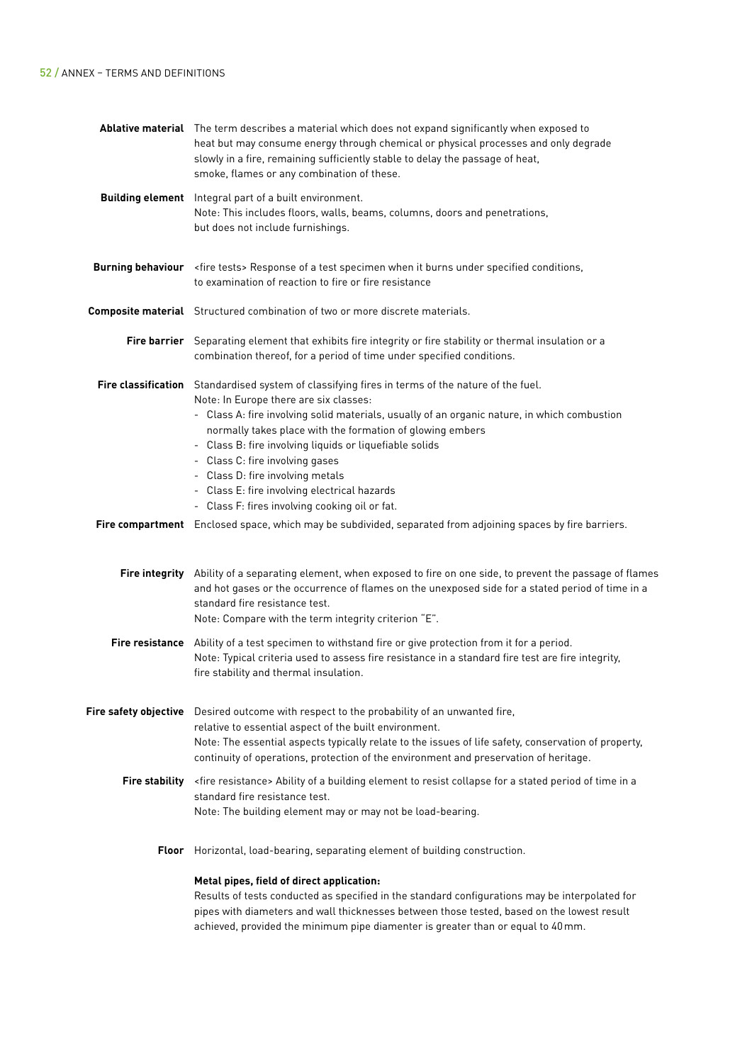**Ablative material** The term describes a material which does not expand significantly when exposed to heat but may consume energy through chemical or physical processes and only degrade slowly in a fire, remaining sufficiently stable to delay the passage of heat, smoke, flames or any combination of these.

**Building element** Integral part of a built environment.
Note: This includes floors, walls, beams, columns, doors and penetrations, but does not include furnishings.

**Burning behaviour** <fire tests> Response of a test specimen when it burns under specified conditions, to examination of reaction to fire or fire resistance

**Composite material** Structured combination of two or more discrete materials.

**Fire barrier** Separating element that exhibits fire integrity or fire stability or thermal insulation or a combination thereof, for a period of time under specified conditions.

**Fire classification** Standardised system of classifying fires in terms of the nature of the fuel.
Note: In Europe there are six classes:

- Class A: fire involving solid materials, usually of an organic nature, in which combustion normally takes place with the formation of glowing embers
- Class B: fire involving liquids or liquefiable solids
- Class C: fire involving gases
- Class D: fire involving metals
- Class E: fire involving electrical hazards
- Class F: fires involving cooking oil or fat.

**Fire compartment** Enclosed space, which may be subdivided, separated from adjoining spaces by fire barriers.

**Fire integrity** Ability of a separating element, when exposed to fire on one side, to prevent the passage of flames and hot gases or the occurrence of flames on the unexposed side for a stated period of time in a standard fire resistance test.
Note: Compare with the term integrity criterion "E".

**Fire resistance** Ability of a test specimen to withstand fire or give protection from it for a period.
Note: Typical criteria used to assess fire resistance in a standard fire test are fire integrity, fire stability and thermal insulation.

**Fire safety objective** Desired outcome with respect to the probability of an unwanted fire, relative to essential aspect of the built environment.
Note: The essential aspects typically relate to the issues of life safety, conservation of property, continuity of operations, protection of the environment and preservation of heritage.

**Fire stability** <fire resistance> Ability of a building element to resist collapse for a stated period of time in a standard fire resistance test.
Note: The building element may or may not be load-bearing.

**Floor** Horizontal, load-bearing, separating element of building construction.

**Metal pipes, field of direct application:**
Results of tests conducted as specified in the standard configurations may be interpolated for pipes with diameters and wall thicknesses between those tested, based on the lowest result achieved, provided the minimum pipe diamenter is greater than or equal to 40 mm.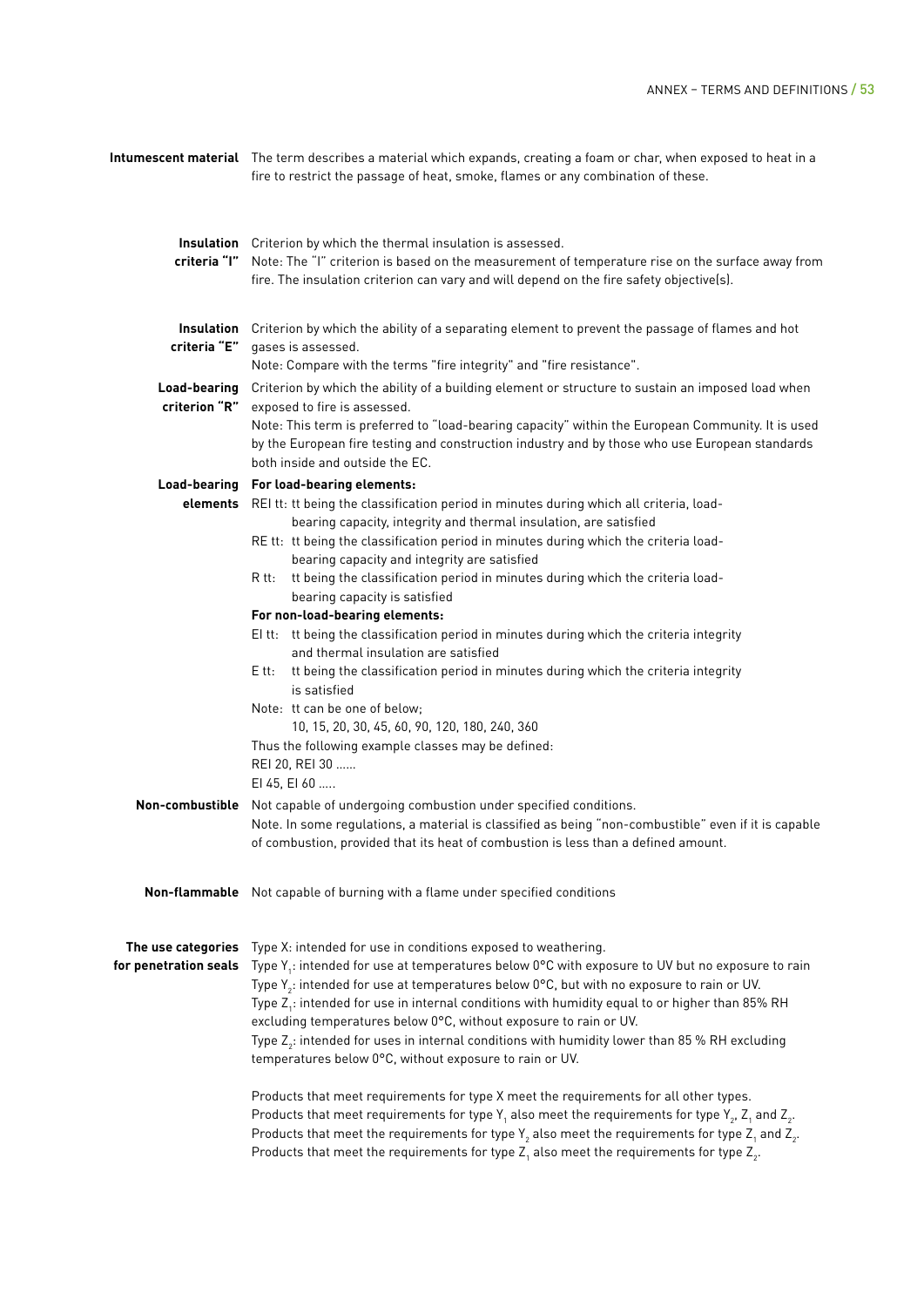**Intumescent material** The term describes a material which expands, creating a foam or char, when exposed to heat in a fire to restrict the passage of heat, smoke, flames or any combination of these.

**Insulation criteria "I"** Criterion by which the thermal insulation is assessed.
Note: The "I" criterion is based on the measurement of temperature rise on the surface away from fire. The insulation criterion can vary and will depend on the fire safety objective(s).

**Insulation criteria "E"** Criterion by which the ability of a separating element to prevent the passage of flames and hot gases is assessed.
Note: Compare with the terms "fire integrity" and "fire resistance".

**Load-bearing criterion "R"** Criterion by which the ability of a building element or structure to sustain an imposed load when exposed to fire is assessed.
Note: This term is preferred to "load-bearing capacity" within the European Community. It is used by the European fire testing and construction industry and by those who use European standards both inside and outside the EC.

**Load-bearing elements** **For load-bearing elements:**

- REI tt: tt being the classification period in minutes during which all criteria, load-bearing capacity, integrity and thermal insulation, are satisfied
- RE tt: tt being the classification period in minutes during which the criteria load-bearing capacity and integrity are satisfied
- R tt: tt being the classification period in minutes during which the criteria load-bearing capacity is satisfied

**For non-load-bearing elements:**

- EI tt: tt being the classification period in minutes during which the criteria integrity and thermal insulation are satisfied
- E tt: tt being the classification period in minutes during which the criteria integrity is satisfied

Note: tt can be one of below;
10, 15, 20, 30, 45, 60, 90, 120, 180, 240, 360

Thus the following example classes may be defined:
REI 20, REI 30 ......
EI 45, EI 60 .....

**Non-combustible** Not capable of undergoing combustion under specified conditions.
Note. In some regulations, a material is classified as being "non-combustible" even if it is capable of combustion, provided that its heat of combustion is less than a defined amount.

**Non-flammable** Not capable of burning with a flame under specified conditions

**The use categories for penetration seals** Type X: intended for use in conditions exposed to weathering.
Type $Y_1$: intended for use at temperatures below 0°C with exposure to UV but no exposure to rain
Type $Y_2$: intended for use at temperatures below 0°C, but with no exposure to rain or UV.
Type $Z_1$: intended for use in internal conditions with humidity equal to or higher than 85% RH excluding temperatures below 0°C, without exposure to rain or UV.
Type $Z_2$: intended for uses in internal conditions with humidity lower than 85 % RH excluding temperatures below 0°C, without exposure to rain or UV.

Products that meet requirements for type X meet the requirements for all other types.
Products that meet requirements for type $Y_1$ also meet the requirements for type $Y_2$, $Z_1$ and $Z_2$.
Products that meet the requirements for type $Y_2$ also meet the requirements for type $Z_1$ and $Z_2$.
Products that meet the requirements for type $Z_1$ also meet the requirements for type $Z_2$.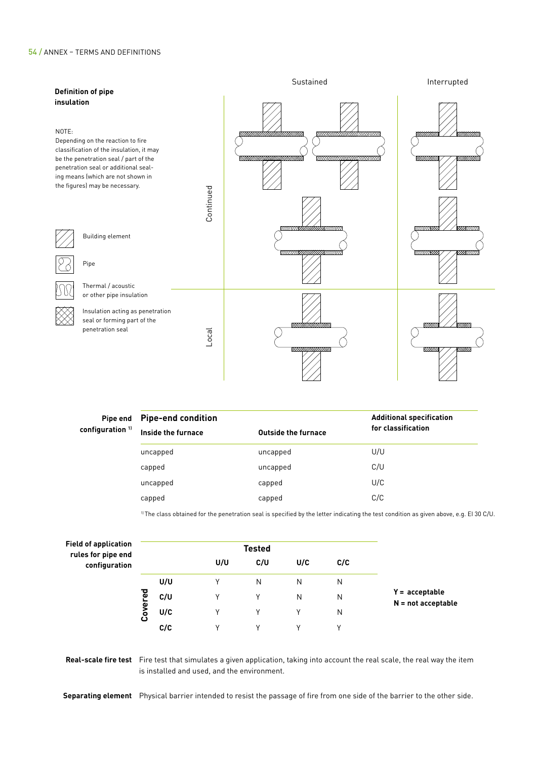**Definition of pipe insulation**

NOTE:
Depending on the reaction to fire classification of the insulation, it may be the penetration seal / part of the penetration seal or additional sealing means (which are not shown in the figures) may be necessary.

Sustained | Interrupted

Continued

Local

Building element

Pipe

Thermal / acoustic or other pipe insulation

Insulation acting as penetration seal or forming part of the penetration seal

**Pipe end configuration** [1)]

| Pipe-end condition | | Additional specification for classification |
|---|---|---|
| **Inside the furnace** | **Outside the furnace** | |
| uncapped | uncapped | U/U |
| capped | uncapped | C/U |
| uncapped | capped | U/C |
| capped | capped | C/C |

[1)] The class obtained for the penetration seal is specified by the letter indicating the test condition as given above, e.g. EI 30 C/U.

**Field of application rules for pipe end configuration**

| | | Tested | | | |
|---|---|---|---|---|---|
| | | **U/U** | **C/U** | **U/C** | **C/C** |
| **Covered** | **U/U** | Y | N | N | N |
| | **C/U** | Y | Y | N | N |
| | **U/C** | Y | Y | Y | N |
| | **C/C** | Y | Y | Y | Y |

**Y = acceptable**
**N = not acceptable**

**Real-scale fire test** Fire test that simulates a given application, taking into account the real scale, the real way the item is installed and used, and the environment.

**Separating element** Physical barrier intended to resist the passage of fire from one side of the barrier to the other side.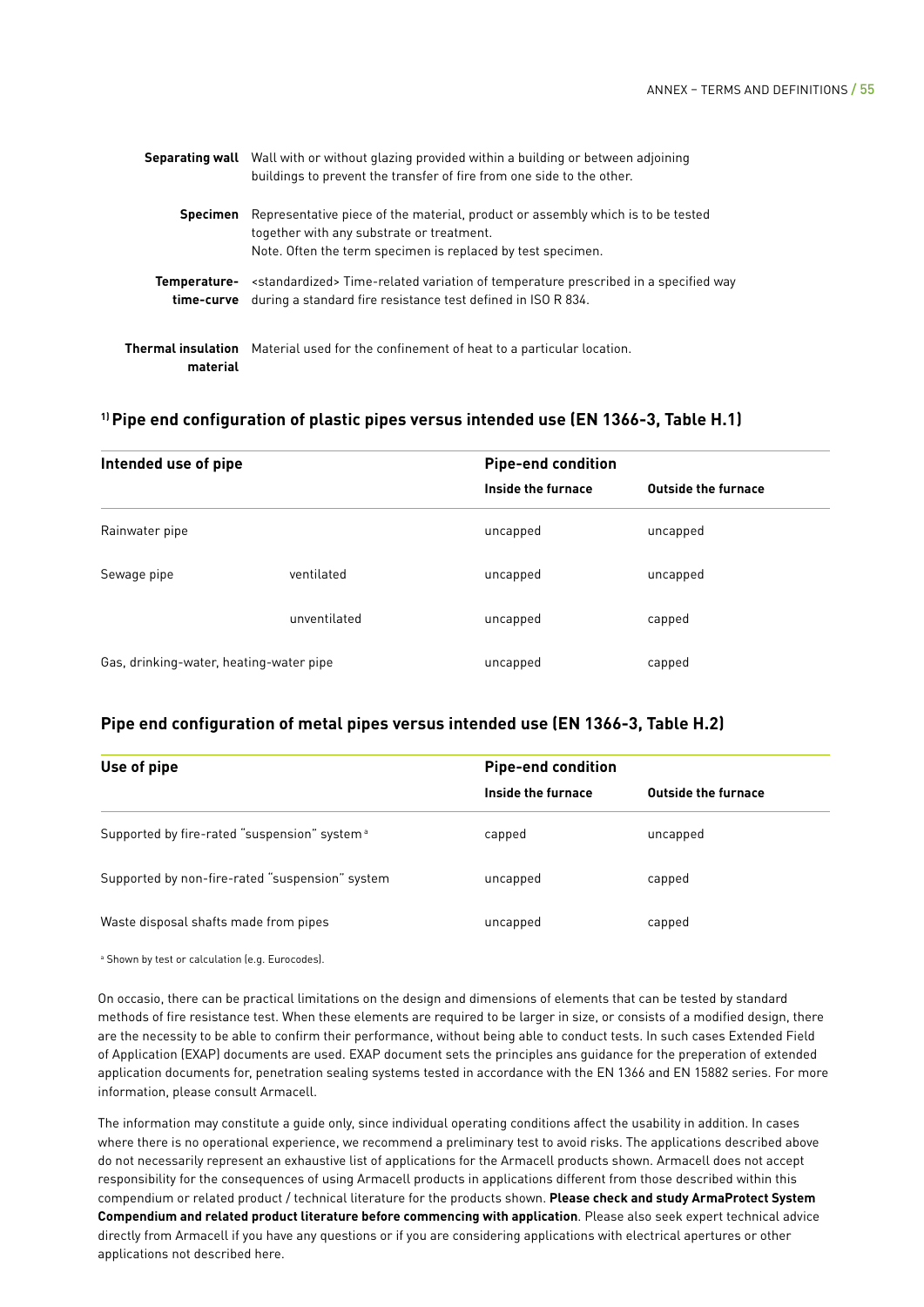**Separating wall** Wall with or without glazing provided within a building or between adjoining buildings to prevent the transfer of fire from one side to the other.

**Specimen** Representative piece of the material, product or assembly which is to be tested together with any substrate or treatment.
Note. Often the term specimen is replaced by test specimen.

**Temperature-time-curve** <standardized> Time-related variation of temperature prescribed in a specified way during a standard fire resistance test defined in ISO R 834.

**Thermal insulation material** Material used for the confinement of heat to a particular location.

## [1] Pipe end configuration of plastic pipes versus intended use (EN 1366-3, Table H.1)

| Intended use of pipe | | Pipe-end condition | |
|---|---|---|---|
| | | Inside the furnace | Outside the furnace |
| Rainwater pipe | | uncapped | uncapped |
| Sewage pipe | ventilated | uncapped | uncapped |
| | unventilated | uncapped | capped |
| Gas, drinking-water, heating-water pipe | | uncapped | capped |

## Pipe end configuration of metal pipes versus intended use (EN 1366-3, Table H.2)

| Use of pipe | Pipe-end condition | |
|---|---|---|
| | Inside the furnace | Outside the furnace |
| Supported by fire-rated "suspension" system [a] | capped | uncapped |
| Supported by non-fire-rated "suspension" system | uncapped | capped |
| Waste disposal shafts made from pipes | uncapped | capped |

[a] Shown by test or calculation (e.g. Eurocodes).

On occasio, there can be practical limitations on the design and dimensions of elements that can be tested by standard methods of fire resistance test. When these elements are required to be larger in size, or consists of a modified design, there are the necessity to be able to confirm their performance, without being able to conduct tests. In such cases Extended Field of Application (EXAP) documents are used. EXAP document sets the principles ans guidance for the preperation of extended application documents for, penetration sealing systems tested in accordance with the EN 1366 and EN 15882 series. For more information, please consult Armacell.

The information may constitute a guide only, since individual operating conditions affect the usability in addition. In cases where there is no operational experience, we recommend a preliminary test to avoid risks. The applications described above do not necessarily represent an exhaustive list of applications for the Armacell products shown. Armacell does not accept responsibility for the consequences of using Armacell products in applications different from those described within this compendium or related product / technical literature for the products shown. **Please check and study ArmaProtect System Compendium and related product literature before commencing with application**. Please also seek expert technical advice directly from Armacell if you have any questions or if you are considering applications with electrical apertures or other applications not described here.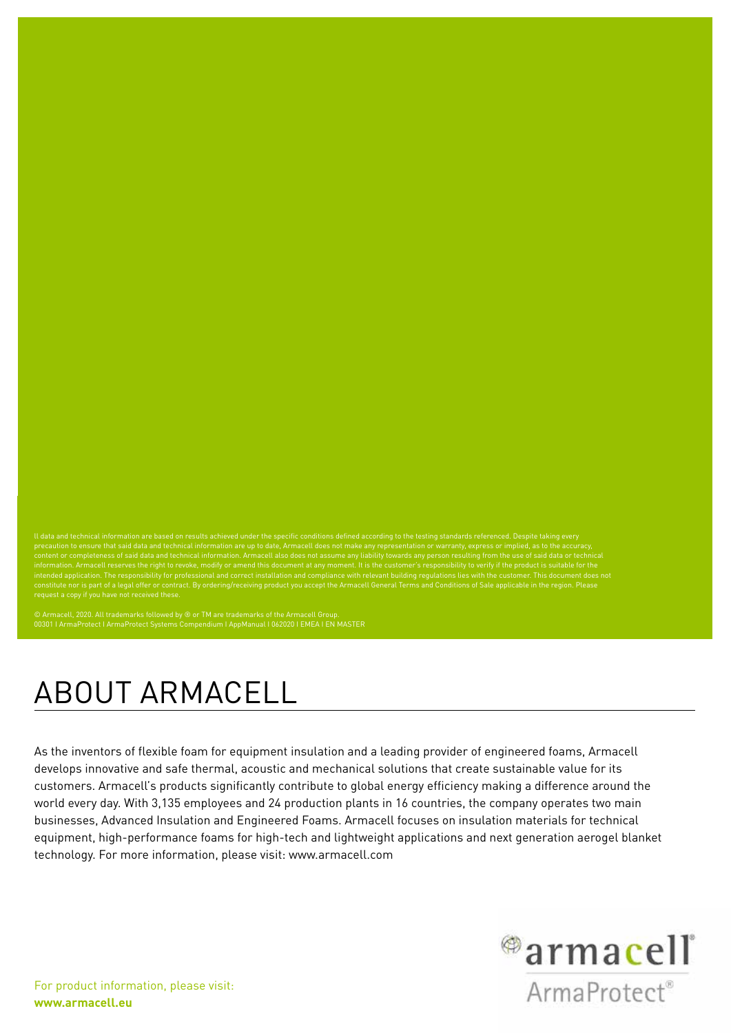ll data and technical information are based on results achieved under the specific conditions defined according to the testing standards referenced. Despite taking every precaution to ensure that said data and technical information are up to date, Armacell does not make any representation or warranty, express or implied, as to the accuracy, content or completeness of said data and technical information. Armacell also does not assume any liability towards any person resulting from the use of said data or technical information. Armacell reserves the right to revoke, modify or amend this document at any moment. It is the customer's responsibility to verify if the product is suitable for the intended application. The responsibility for professional and correct installation and compliance with relevant building regulations lies with the customer. This document does not constitute nor is part of a legal offer or contract. By ordering/receiving product you accept the Armacell General Terms and Conditions of Sale applicable in the region. Please request a copy if you have not received these.

© Armacell, 2020. All trademarks followed by ® or TM are trademarks of the Armacell Group.
00301 I ArmaProtect I ArmaProtect Systems Compendium I AppManual I 062020 I EMEA I EN MASTER

# ABOUT ARMACELL

As the inventors of flexible foam for equipment insulation and a leading provider of engineered foams, Armacell develops innovative and safe thermal, acoustic and mechanical solutions that create sustainable value for its customers. Armacell's products significantly contribute to global energy efficiency making a difference around the world every day. With 3,135 employees and 24 production plants in 16 countries, the company operates two main businesses, Advanced Insulation and Engineered Foams. Armacell focuses on insulation materials for technical equipment, high-performance foams for high-tech and lightweight applications and next generation aerogel blanket technology. For more information, please visit: www.armacell.com

armacell

ArmaProtect®

For product information, please visit:
**www.armacell.eu**